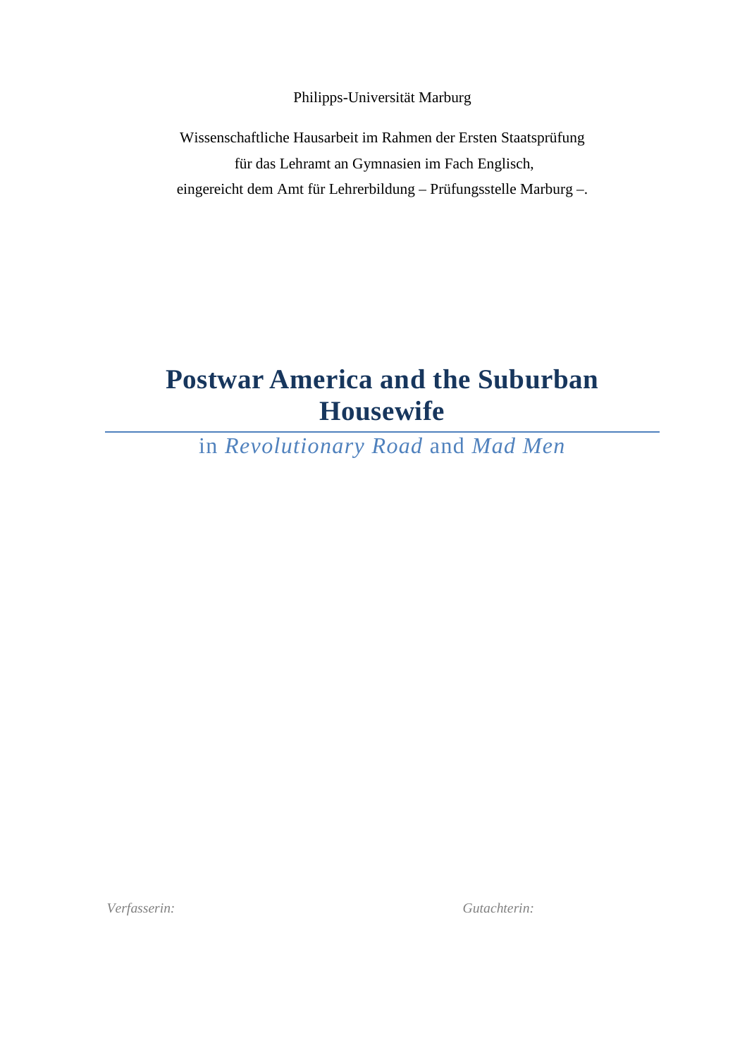Philipps-Universität Marburg

Wissenschaftliche Hausarbeit im Rahmen der Ersten Staatsprüfung
für das Lehramt an Gymnasien im Fach Englisch,
eingereicht dem Amt für Lehrerbildung – Prüfungsstelle Marburg –.

# Postwar America and the Suburban Housewife

## in *Revolutionary Road* and *Mad Men*

*Verfasserin:*

*Gutachterin:*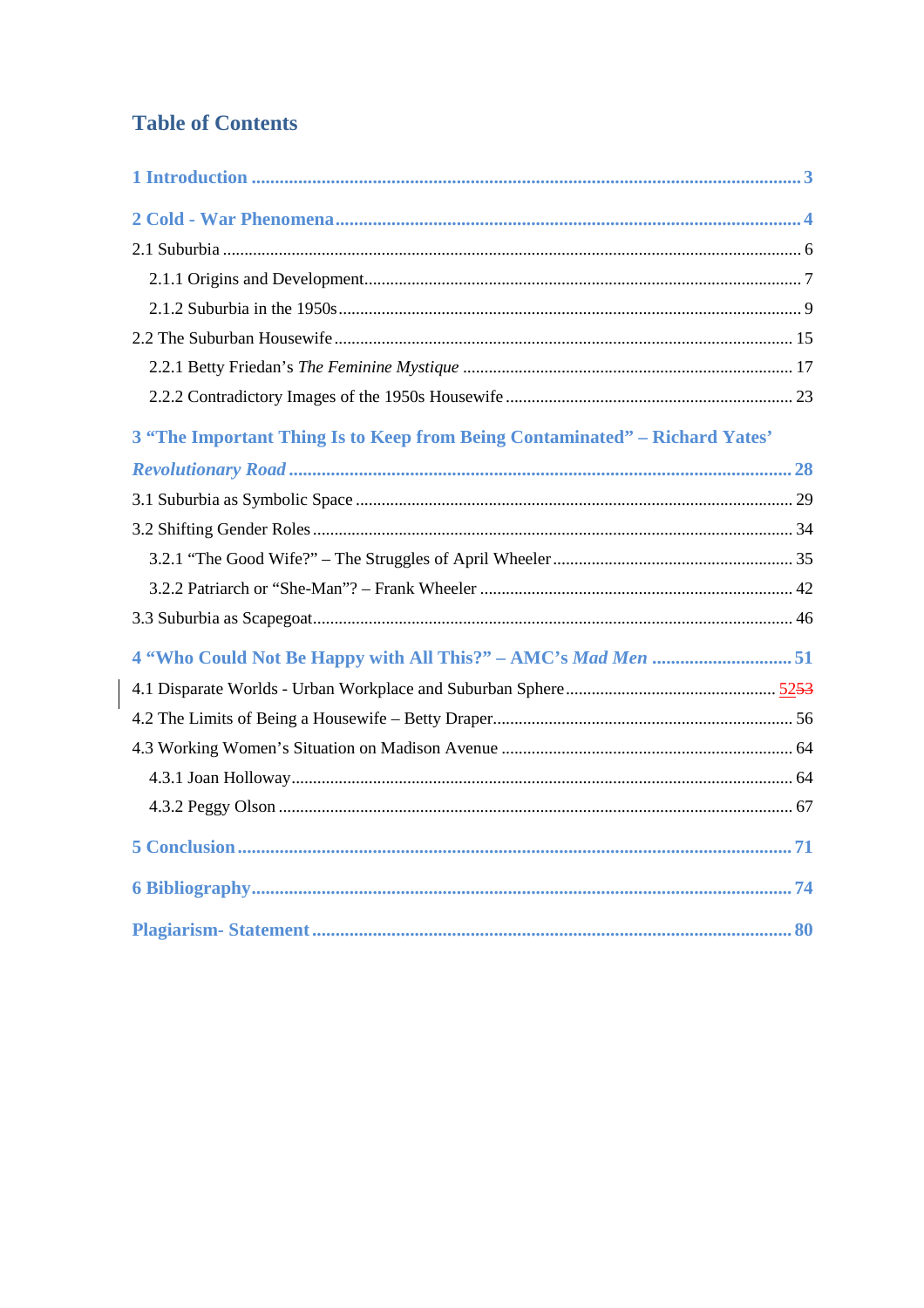# Table of Contents

**1 Introduction** ........................................ 3

**2 Cold - War Phenomena** ........................................ 4

2.1 Suburbia ........................................ 6

2.1.1 Origins and Development ........................................ 7

2.1.2 Suburbia in the 1950s ........................................ 9

2.2 The Suburban Housewife ........................................ 15

2.2.1 Betty Friedan's *The Feminine Mystique* ........................................ 17

2.2.2 Contradictory Images of the 1950s Housewife ........................................ 23

**3 "The Important Thing Is to Keep from Being Contaminated" – Richard Yates' *Revolutionary Road*** ........................................ 28

3.1 Suburbia as Symbolic Space ........................................ 29

3.2 Shifting Gender Roles ........................................ 34

3.2.1 "The Good Wife?" – The Struggles of April Wheeler ........................................ 35

3.2.2 Patriarch or "She-Man"? – Frank Wheeler ........................................ 42

3.3 Suburbia as Scapegoat ........................................ 46

**4 "Who Could Not Be Happy with All This?" – AMC's *Mad Men*** ........................................ 51

4.1 Disparate Worlds - Urban Workplace and Suburban Sphere ........................................ 52~~53~~

4.2 The Limits of Being a Housewife – Betty Draper ........................................ 56

4.3 Working Women's Situation on Madison Avenue ........................................ 64

4.3.1 Joan Holloway ........................................ 64

4.3.2 Peggy Olson ........................................ 67

**5 Conclusion** ........................................ 71

**6 Bibliography** ........................................ 74

**Plagiarism- Statement** ........................................ 80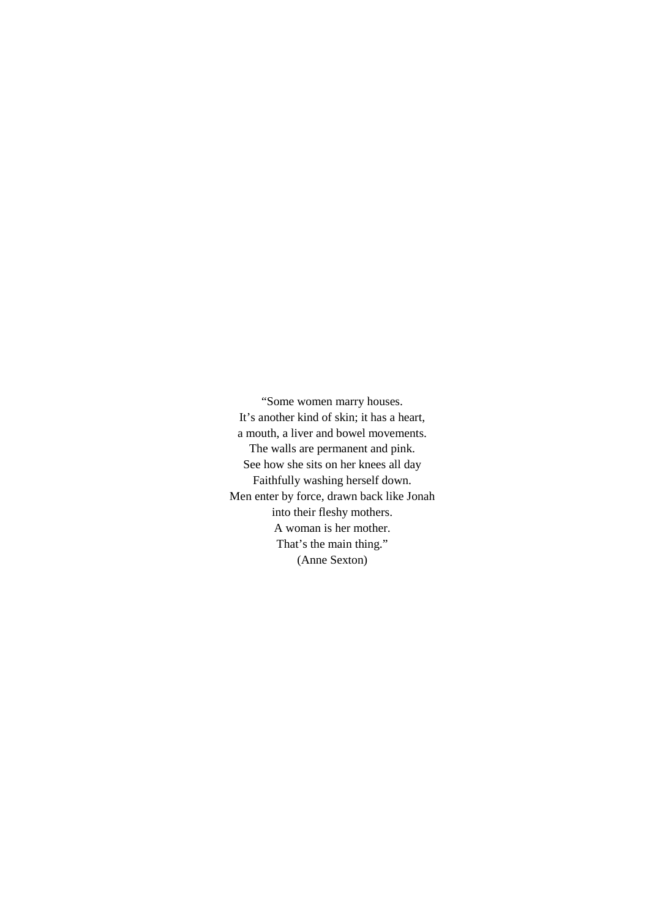"Some women marry houses.  
It's another kind of skin; it has a heart,  
a mouth, a liver and bowel movements.  
The walls are permanent and pink.  
See how she sits on her knees all day  
Faithfully washing herself down.  
Men enter by force, drawn back like Jonah  
into their fleshy mothers.  
A woman is her mother.  
That's the main thing."  
(Anne Sexton)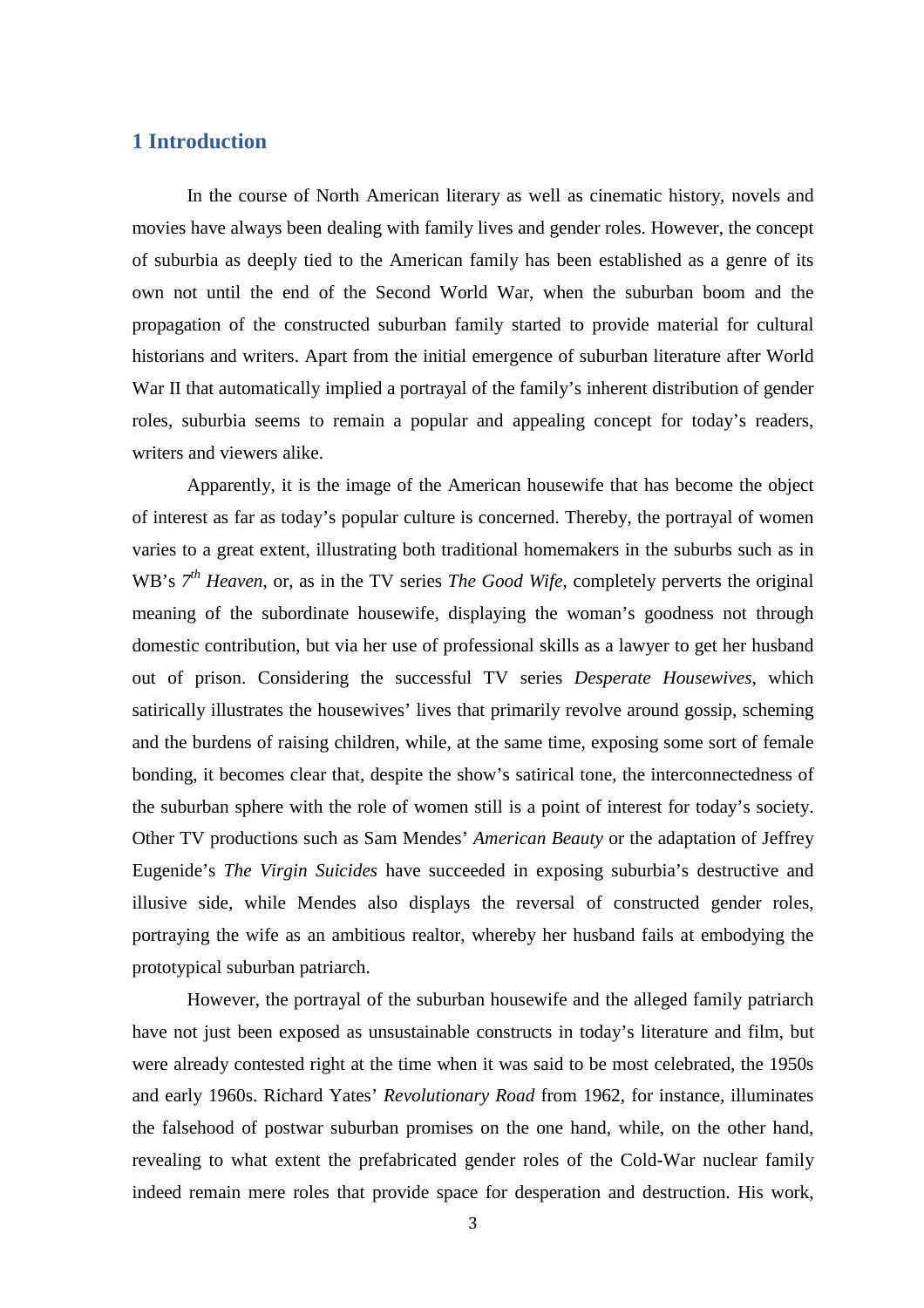# 1 Introduction

In the course of North American literary as well as cinematic history, novels and movies have always been dealing with family lives and gender roles. However, the concept of suburbia as deeply tied to the American family has been established as a genre of its own not until the end of the Second World War, when the suburban boom and the propagation of the constructed suburban family started to provide material for cultural historians and writers. Apart from the initial emergence of suburban literature after World War II that automatically implied a portrayal of the family's inherent distribution of gender roles, suburbia seems to remain a popular and appealing concept for today's readers, writers and viewers alike.

Apparently, it is the image of the American housewife that has become the object of interest as far as today's popular culture is concerned. Thereby, the portrayal of women varies to a great extent, illustrating both traditional homemakers in the suburbs such as in WB's *7th Heaven*, or, as in the TV series *The Good Wife*, completely perverts the original meaning of the subordinate housewife, displaying the woman's goodness not through domestic contribution, but via her use of professional skills as a lawyer to get her husband out of prison. Considering the successful TV series *Desperate Housewives*, which satirically illustrates the housewives' lives that primarily revolve around gossip, scheming and the burdens of raising children, while, at the same time, exposing some sort of female bonding, it becomes clear that, despite the show's satirical tone, the interconnectedness of the suburban sphere with the role of women still is a point of interest for today's society. Other TV productions such as Sam Mendes' *American Beauty* or the adaptation of Jeffrey Eugenide's *The Virgin Suicides* have succeeded in exposing suburbia's destructive and illusive side, while Mendes also displays the reversal of constructed gender roles, portraying the wife as an ambitious realtor, whereby her husband fails at embodying the prototypical suburban patriarch.

However, the portrayal of the suburban housewife and the alleged family patriarch have not just been exposed as unsustainable constructs in today's literature and film, but were already contested right at the time when it was said to be most celebrated, the 1950s and early 1960s. Richard Yates' *Revolutionary Road* from 1962, for instance, illuminates the falsehood of postwar suburban promises on the one hand, while, on the other hand, revealing to what extent the prefabricated gender roles of the Cold-War nuclear family indeed remain mere roles that provide space for desperation and destruction. His work,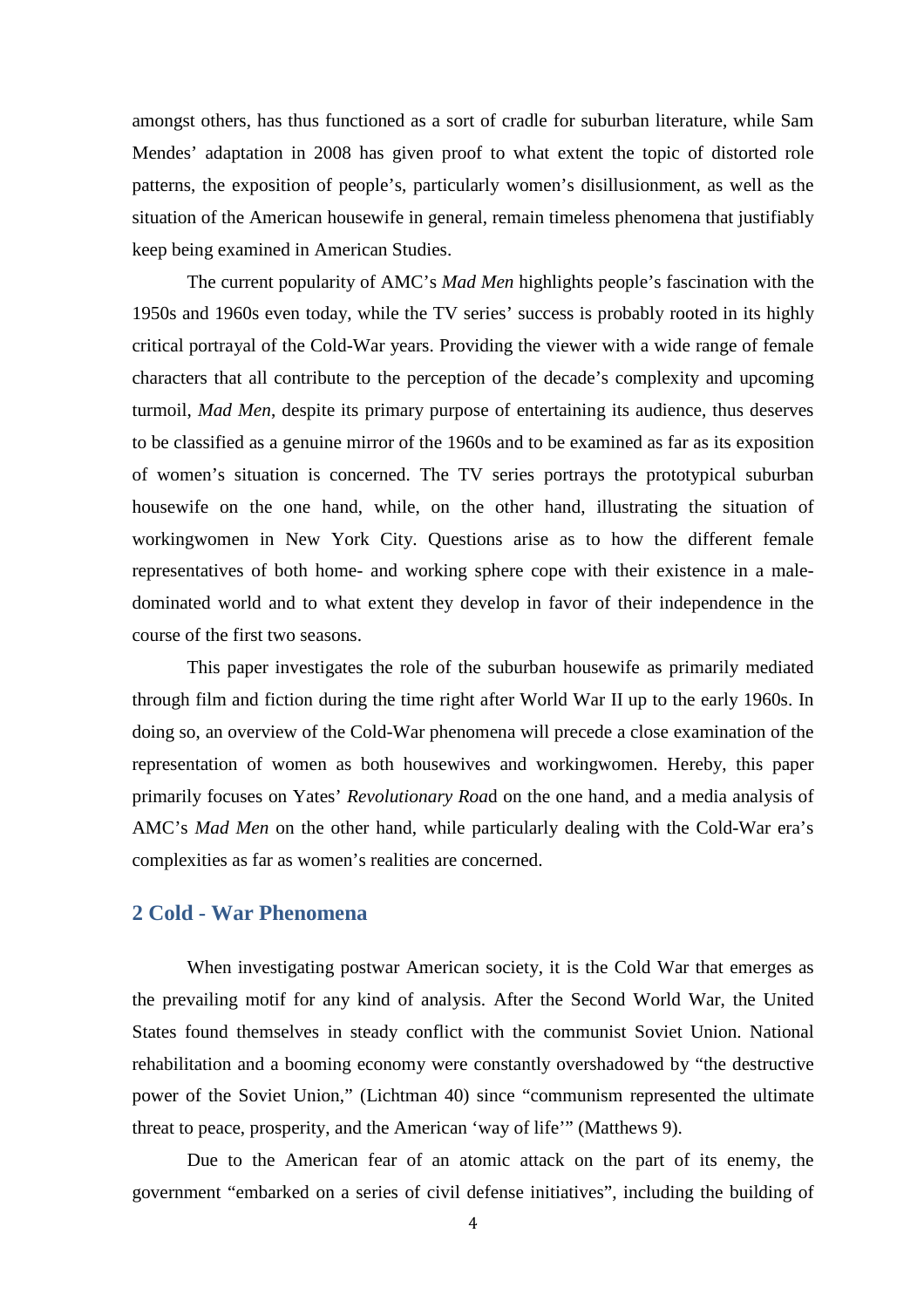amongst others, has thus functioned as a sort of cradle for suburban literature, while Sam Mendes' adaptation in 2008 has given proof to what extent the topic of distorted role patterns, the exposition of people's, particularly women's disillusionment, as well as the situation of the American housewife in general, remain timeless phenomena that justifiably keep being examined in American Studies.

The current popularity of AMC's *Mad Men* highlights people's fascination with the 1950s and 1960s even today, while the TV series' success is probably rooted in its highly critical portrayal of the Cold-War years. Providing the viewer with a wide range of female characters that all contribute to the perception of the decade's complexity and upcoming turmoil, *Mad Men*, despite its primary purpose of entertaining its audience, thus deserves to be classified as a genuine mirror of the 1960s and to be examined as far as its exposition of women's situation is concerned. The TV series portrays the prototypical suburban housewife on the one hand, while, on the other hand, illustrating the situation of workingwomen in New York City. Questions arise as to how the different female representatives of both home- and working sphere cope with their existence in a male-dominated world and to what extent they develop in favor of their independence in the course of the first two seasons.

This paper investigates the role of the suburban housewife as primarily mediated through film and fiction during the time right after World War II up to the early 1960s. In doing so, an overview of the Cold-War phenomena will precede a close examination of the representation of women as both housewives and workingwomen. Hereby, this paper primarily focuses on Yates' *Revolutionary Roa*d on the one hand, and a media analysis of AMC's *Mad Men* on the other hand, while particularly dealing with the Cold-War era's complexities as far as women's realities are concerned.

## 2 Cold - War Phenomena

When investigating postwar American society, it is the Cold War that emerges as the prevailing motif for any kind of analysis. After the Second World War, the United States found themselves in steady conflict with the communist Soviet Union. National rehabilitation and a booming economy were constantly overshadowed by "the destructive power of the Soviet Union," (Lichtman 40) since "communism represented the ultimate threat to peace, prosperity, and the American 'way of life'" (Matthews 9).

Due to the American fear of an atomic attack on the part of its enemy, the government "embarked on a series of civil defense initiatives", including the building of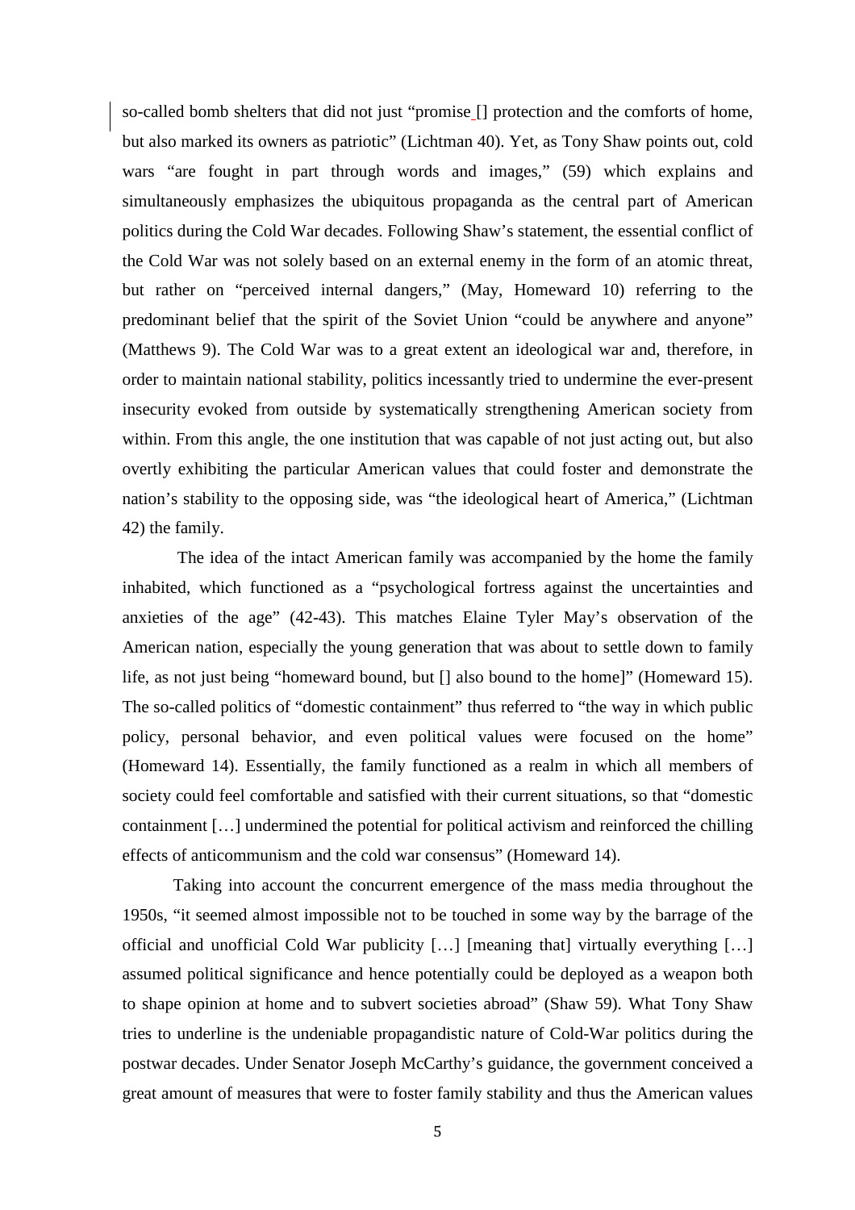so-called bomb shelters that did not just "promise [] protection and the comforts of home, but also marked its owners as patriotic" (Lichtman 40). Yet, as Tony Shaw points out, cold wars "are fought in part through words and images," (59) which explains and simultaneously emphasizes the ubiquitous propaganda as the central part of American politics during the Cold War decades. Following Shaw's statement, the essential conflict of the Cold War was not solely based on an external enemy in the form of an atomic threat, but rather on "perceived internal dangers," (May, Homeward 10) referring to the predominant belief that the spirit of the Soviet Union "could be anywhere and anyone" (Matthews 9). The Cold War was to a great extent an ideological war and, therefore, in order to maintain national stability, politics incessantly tried to undermine the ever-present insecurity evoked from outside by systematically strengthening American society from within. From this angle, the one institution that was capable of not just acting out, but also overtly exhibiting the particular American values that could foster and demonstrate the nation's stability to the opposing side, was "the ideological heart of America," (Lichtman 42) the family.

The idea of the intact American family was accompanied by the home the family inhabited, which functioned as a "psychological fortress against the uncertainties and anxieties of the age" (42-43). This matches Elaine Tyler May's observation of the American nation, especially the young generation that was about to settle down to family life, as not just being "homeward bound, but [] also bound to the home]" (Homeward 15). The so-called politics of "domestic containment" thus referred to "the way in which public policy, personal behavior, and even political values were focused on the home" (Homeward 14). Essentially, the family functioned as a realm in which all members of society could feel comfortable and satisfied with their current situations, so that "domestic containment […] undermined the potential for political activism and reinforced the chilling effects of anticommunism and the cold war consensus" (Homeward 14).

Taking into account the concurrent emergence of the mass media throughout the 1950s, "it seemed almost impossible not to be touched in some way by the barrage of the official and unofficial Cold War publicity […] [meaning that] virtually everything […] assumed political significance and hence potentially could be deployed as a weapon both to shape opinion at home and to subvert societies abroad" (Shaw 59). What Tony Shaw tries to underline is the undeniable propagandistic nature of Cold-War politics during the postwar decades. Under Senator Joseph McCarthy's guidance, the government conceived a great amount of measures that were to foster family stability and thus the American values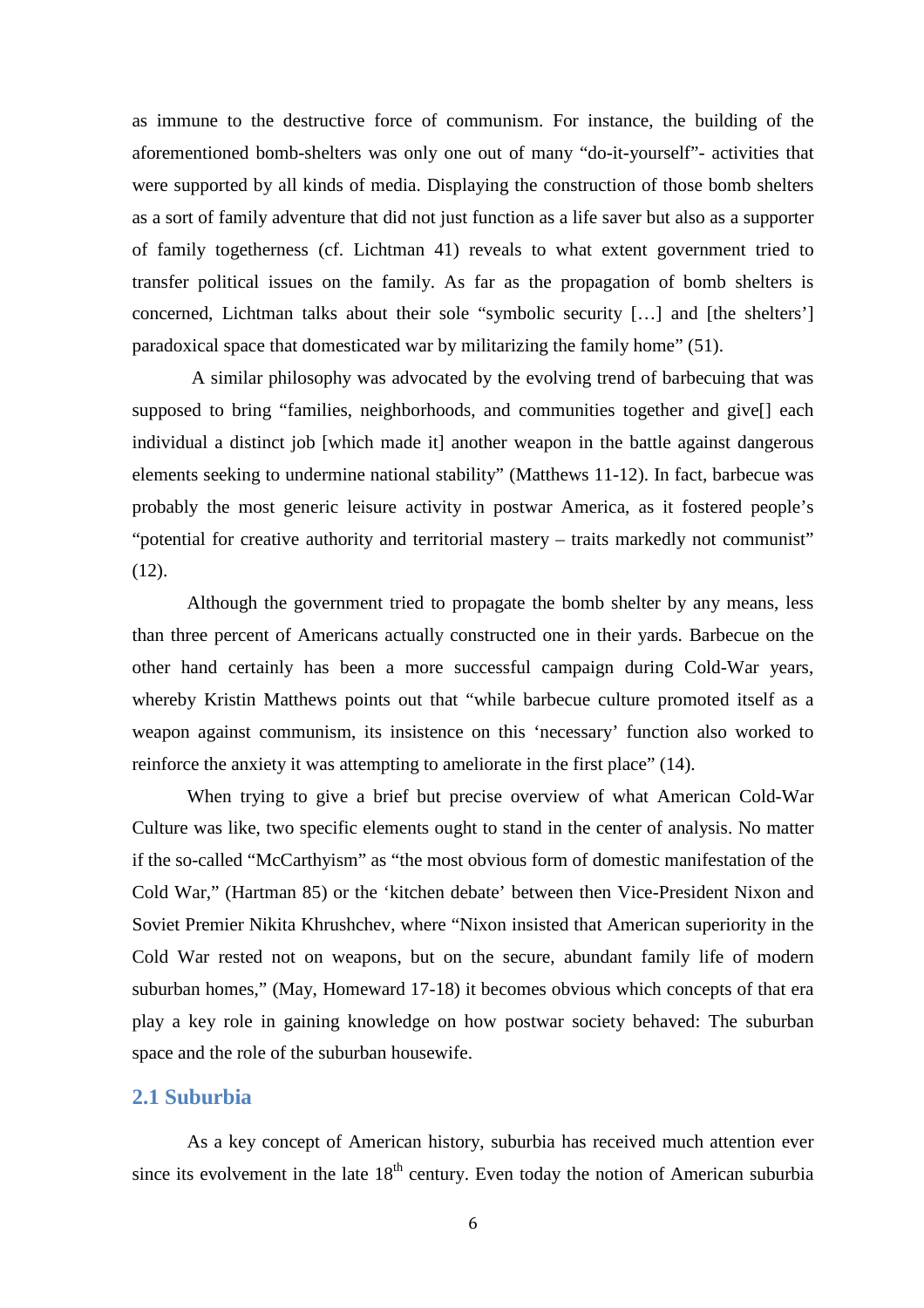as immune to the destructive force of communism. For instance, the building of the aforementioned bomb-shelters was only one out of many “do-it-yourself”- activities that were supported by all kinds of media. Displaying the construction of those bomb shelters as a sort of family adventure that did not just function as a life saver but also as a supporter of family togetherness (cf. Lichtman 41) reveals to what extent government tried to transfer political issues on the family. As far as the propagation of bomb shelters is concerned, Lichtman talks about their sole “symbolic security […] and [the shelters’] paradoxical space that domesticated war by militarizing the family home” (51).

A similar philosophy was advocated by the evolving trend of barbecuing that was supposed to bring “families, neighborhoods, and communities together and give[] each individual a distinct job [which made it] another weapon in the battle against dangerous elements seeking to undermine national stability” (Matthews 11-12). In fact, barbecue was probably the most generic leisure activity in postwar America, as it fostered people’s “potential for creative authority and territorial mastery – traits markedly not communist” (12).

Although the government tried to propagate the bomb shelter by any means, less than three percent of Americans actually constructed one in their yards. Barbecue on the other hand certainly has been a more successful campaign during Cold-War years, whereby Kristin Matthews points out that “while barbecue culture promoted itself as a weapon against communism, its insistence on this ‘necessary’ function also worked to reinforce the anxiety it was attempting to ameliorate in the first place” (14).

When trying to give a brief but precise overview of what American Cold-War Culture was like, two specific elements ought to stand in the center of analysis. No matter if the so-called “McCarthyism” as “the most obvious form of domestic manifestation of the Cold War,” (Hartman 85) or the ‘kitchen debate’ between then Vice-President Nixon and Soviet Premier Nikita Khrushchev, where “Nixon insisted that American superiority in the Cold War rested not on weapons, but on the secure, abundant family life of modern suburban homes,” (May, Homeward 17-18) it becomes obvious which concepts of that era play a key role in gaining knowledge on how postwar society behaved: The suburban space and the role of the suburban housewife.

## 2.1 Suburbia

As a key concept of American history, suburbia has received much attention ever since its evolvement in the late 18th century. Even today the notion of American suburbia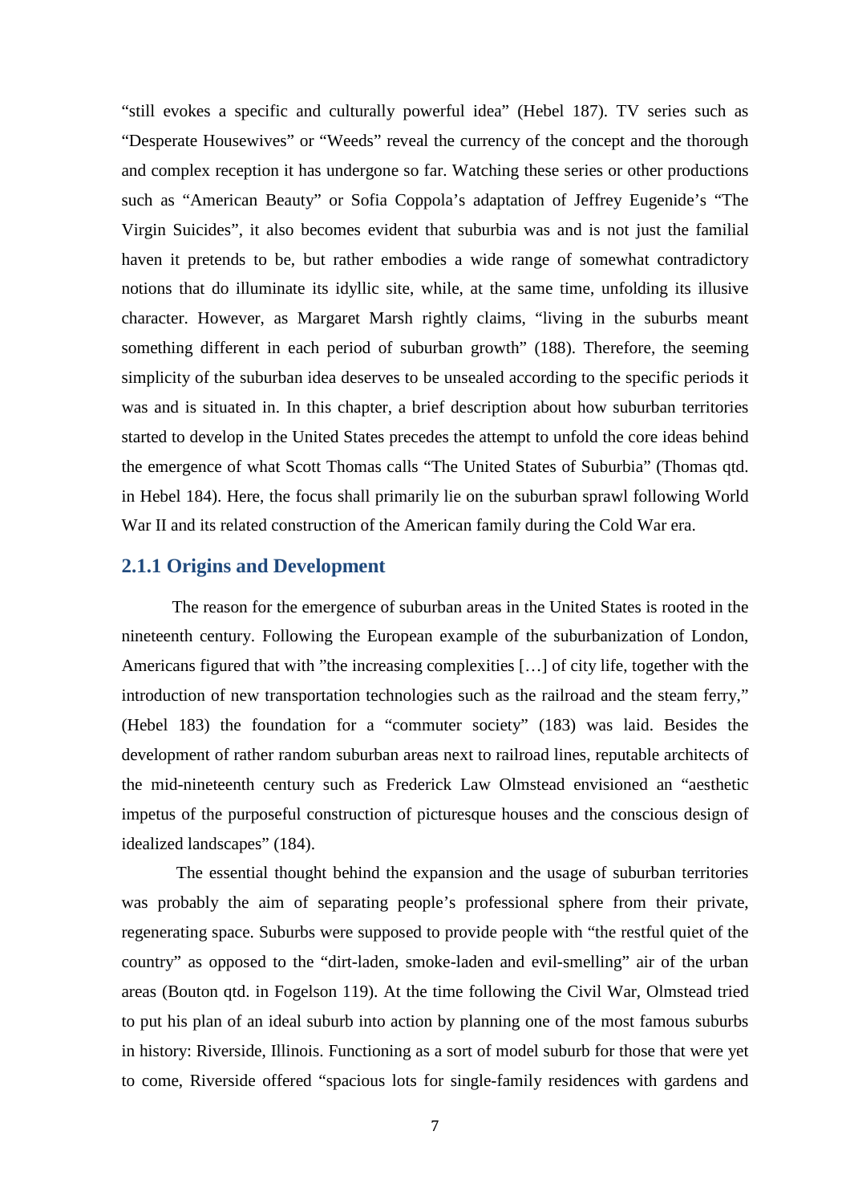"still evokes a specific and culturally powerful idea" (Hebel 187). TV series such as "Desperate Housewives" or "Weeds" reveal the currency of the concept and the thorough and complex reception it has undergone so far. Watching these series or other productions such as "American Beauty" or Sofia Coppola's adaptation of Jeffrey Eugenide's "The Virgin Suicides", it also becomes evident that suburbia was and is not just the familial haven it pretends to be, but rather embodies a wide range of somewhat contradictory notions that do illuminate its idyllic site, while, at the same time, unfolding its illusive character. However, as Margaret Marsh rightly claims, "living in the suburbs meant something different in each period of suburban growth" (188). Therefore, the seeming simplicity of the suburban idea deserves to be unsealed according to the specific periods it was and is situated in. In this chapter, a brief description about how suburban territories started to develop in the United States precedes the attempt to unfold the core ideas behind the emergence of what Scott Thomas calls "The United States of Suburbia" (Thomas qtd. in Hebel 184). Here, the focus shall primarily lie on the suburban sprawl following World War II and its related construction of the American family during the Cold War era.

### 2.1.1 Origins and Development

The reason for the emergence of suburban areas in the United States is rooted in the nineteenth century. Following the European example of the suburbanization of London, Americans figured that with "the increasing complexities […] of city life, together with the introduction of new transportation technologies such as the railroad and the steam ferry," (Hebel 183) the foundation for a "commuter society" (183) was laid. Besides the development of rather random suburban areas next to railroad lines, reputable architects of the mid-nineteenth century such as Frederick Law Olmstead envisioned an "aesthetic impetus of the purposeful construction of picturesque houses and the conscious design of idealized landscapes" (184).

The essential thought behind the expansion and the usage of suburban territories was probably the aim of separating people's professional sphere from their private, regenerating space. Suburbs were supposed to provide people with "the restful quiet of the country" as opposed to the "dirt-laden, smoke-laden and evil-smelling" air of the urban areas (Bouton qtd. in Fogelson 119). At the time following the Civil War, Olmstead tried to put his plan of an ideal suburb into action by planning one of the most famous suburbs in history: Riverside, Illinois. Functioning as a sort of model suburb for those that were yet to come, Riverside offered "spacious lots for single-family residences with gardens and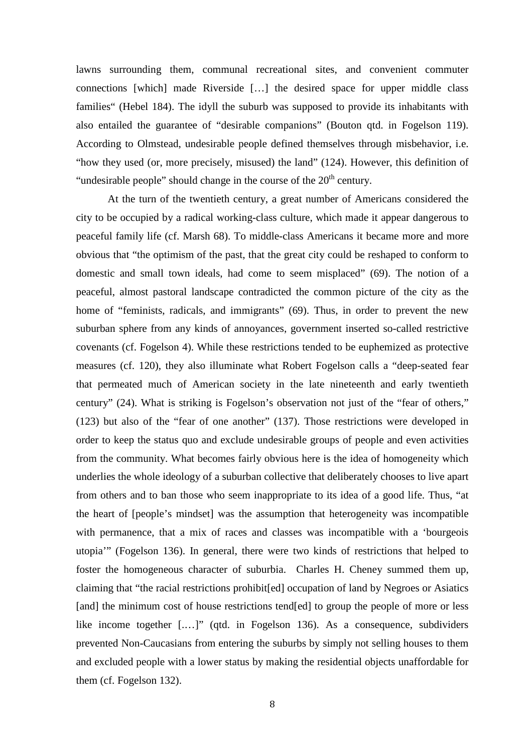lawns surrounding them, communal recreational sites, and convenient commuter connections [which] made Riverside […] the desired space for upper middle class families“ (Hebel 184). The idyll the suburb was supposed to provide its inhabitants with also entailed the guarantee of "desirable companions" (Bouton qtd. in Fogelson 119). According to Olmstead, undesirable people defined themselves through misbehavior, i.e. "how they used (or, more precisely, misused) the land" (124). However, this definition of "undesirable people" should change in the course of the 20th century.

At the turn of the twentieth century, a great number of Americans considered the city to be occupied by a radical working-class culture, which made it appear dangerous to peaceful family life (cf. Marsh 68). To middle-class Americans it became more and more obvious that "the optimism of the past, that the great city could be reshaped to conform to domestic and small town ideals, had come to seem misplaced" (69). The notion of a peaceful, almost pastoral landscape contradicted the common picture of the city as the home of "feminists, radicals, and immigrants" (69). Thus, in order to prevent the new suburban sphere from any kinds of annoyances, government inserted so-called restrictive covenants (cf. Fogelson 4). While these restrictions tended to be euphemized as protective measures (cf. 120), they also illuminate what Robert Fogelson calls a "deep-seated fear that permeated much of American society in the late nineteenth and early twentieth century" (24). What is striking is Fogelson's observation not just of the "fear of others," (123) but also of the "fear of one another" (137). Those restrictions were developed in order to keep the status quo and exclude undesirable groups of people and even activities from the community. What becomes fairly obvious here is the idea of homogeneity which underlies the whole ideology of a suburban collective that deliberately chooses to live apart from others and to ban those who seem inappropriate to its idea of a good life. Thus, "at the heart of [people's mindset] was the assumption that heterogeneity was incompatible with permanence, that a mix of races and classes was incompatible with a 'bourgeois utopia'" (Fogelson 136). In general, there were two kinds of restrictions that helped to foster the homogeneous character of suburbia. Charles H. Cheney summed them up, claiming that "the racial restrictions prohibit[ed] occupation of land by Negroes or Asiatics [and] the minimum cost of house restrictions tend[ed] to group the people of more or less like income together [.…]" (qtd. in Fogelson 136). As a consequence, subdividers prevented Non-Caucasians from entering the suburbs by simply not selling houses to them and excluded people with a lower status by making the residential objects unaffordable for them (cf. Fogelson 132).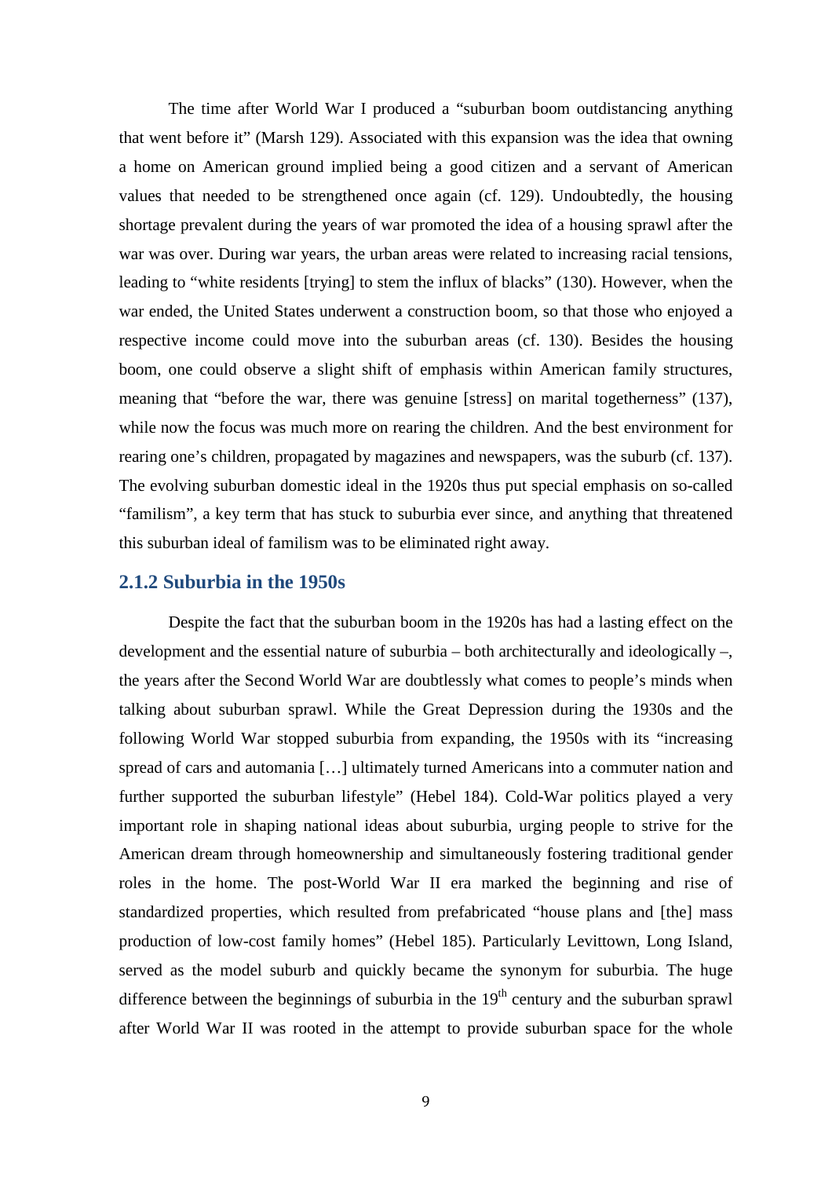The time after World War I produced a "suburban boom outdistancing anything that went before it" (Marsh 129). Associated with this expansion was the idea that owning a home on American ground implied being a good citizen and a servant of American values that needed to be strengthened once again (cf. 129). Undoubtedly, the housing shortage prevalent during the years of war promoted the idea of a housing sprawl after the war was over. During war years, the urban areas were related to increasing racial tensions, leading to "white residents [trying] to stem the influx of blacks" (130). However, when the war ended, the United States underwent a construction boom, so that those who enjoyed a respective income could move into the suburban areas (cf. 130). Besides the housing boom, one could observe a slight shift of emphasis within American family structures, meaning that "before the war, there was genuine [stress] on marital togetherness" (137), while now the focus was much more on rearing the children. And the best environment for rearing one's children, propagated by magazines and newspapers, was the suburb (cf. 137). The evolving suburban domestic ideal in the 1920s thus put special emphasis on so-called "familism", a key term that has stuck to suburbia ever since, and anything that threatened this suburban ideal of familism was to be eliminated right away.

### 2.1.2 Suburbia in the 1950s

Despite the fact that the suburban boom in the 1920s has had a lasting effect on the development and the essential nature of suburbia – both architecturally and ideologically –, the years after the Second World War are doubtlessly what comes to people's minds when talking about suburban sprawl. While the Great Depression during the 1930s and the following World War stopped suburbia from expanding, the 1950s with its "increasing spread of cars and automania […] ultimately turned Americans into a commuter nation and further supported the suburban lifestyle" (Hebel 184). Cold-War politics played a very important role in shaping national ideas about suburbia, urging people to strive for the American dream through homeownership and simultaneously fostering traditional gender roles in the home. The post-World War II era marked the beginning and rise of standardized properties, which resulted from prefabricated "house plans and [the] mass production of low-cost family homes" (Hebel 185). Particularly Levittown, Long Island, served as the model suburb and quickly became the synonym for suburbia. The huge difference between the beginnings of suburbia in the 19th century and the suburban sprawl after World War II was rooted in the attempt to provide suburban space for the whole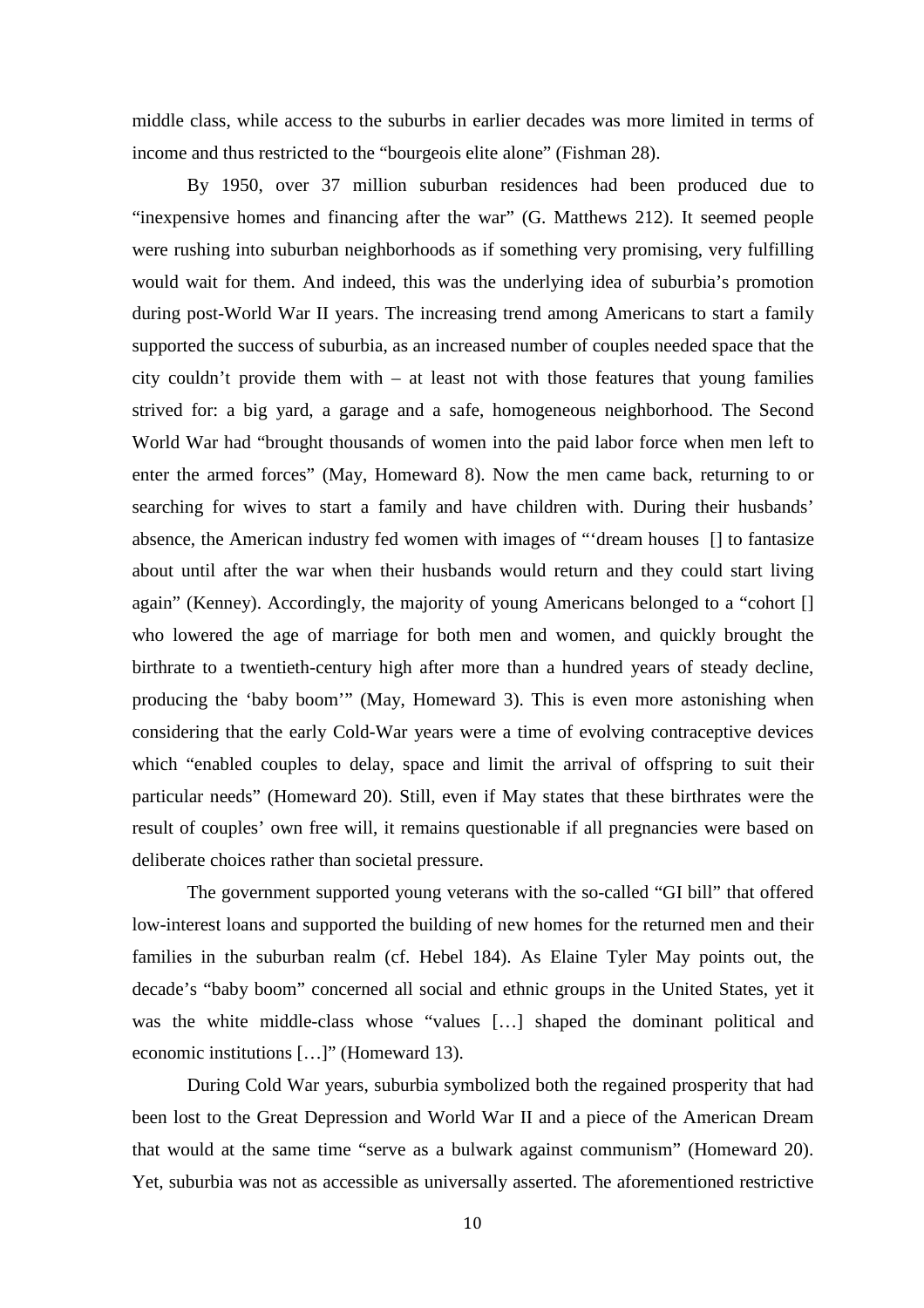middle class, while access to the suburbs in earlier decades was more limited in terms of income and thus restricted to the "bourgeois elite alone" (Fishman 28).

By 1950, over 37 million suburban residences had been produced due to "inexpensive homes and financing after the war" (G. Matthews 212). It seemed people were rushing into suburban neighborhoods as if something very promising, very fulfilling would wait for them. And indeed, this was the underlying idea of suburbia's promotion during post-World War II years. The increasing trend among Americans to start a family supported the success of suburbia, as an increased number of couples needed space that the city couldn't provide them with – at least not with those features that young families strived for: a big yard, a garage and a safe, homogeneous neighborhood. The Second World War had "brought thousands of women into the paid labor force when men left to enter the armed forces" (May, Homeward 8). Now the men came back, returning to or searching for wives to start a family and have children with. During their husbands' absence, the American industry fed women with images of "'dream houses [] to fantasize about until after the war when their husbands would return and they could start living again" (Kenney). Accordingly, the majority of young Americans belonged to a "cohort [] who lowered the age of marriage for both men and women, and quickly brought the birthrate to a twentieth-century high after more than a hundred years of steady decline, producing the 'baby boom'" (May, Homeward 3). This is even more astonishing when considering that the early Cold-War years were a time of evolving contraceptive devices which "enabled couples to delay, space and limit the arrival of offspring to suit their particular needs" (Homeward 20). Still, even if May states that these birthrates were the result of couples' own free will, it remains questionable if all pregnancies were based on deliberate choices rather than societal pressure.

The government supported young veterans with the so-called "GI bill" that offered low-interest loans and supported the building of new homes for the returned men and their families in the suburban realm (cf. Hebel 184). As Elaine Tyler May points out, the decade's "baby boom" concerned all social and ethnic groups in the United States, yet it was the white middle-class whose "values […] shaped the dominant political and economic institutions […]" (Homeward 13).

During Cold War years, suburbia symbolized both the regained prosperity that had been lost to the Great Depression and World War II and a piece of the American Dream that would at the same time "serve as a bulwark against communism" (Homeward 20). Yet, suburbia was not as accessible as universally asserted. The aforementioned restrictive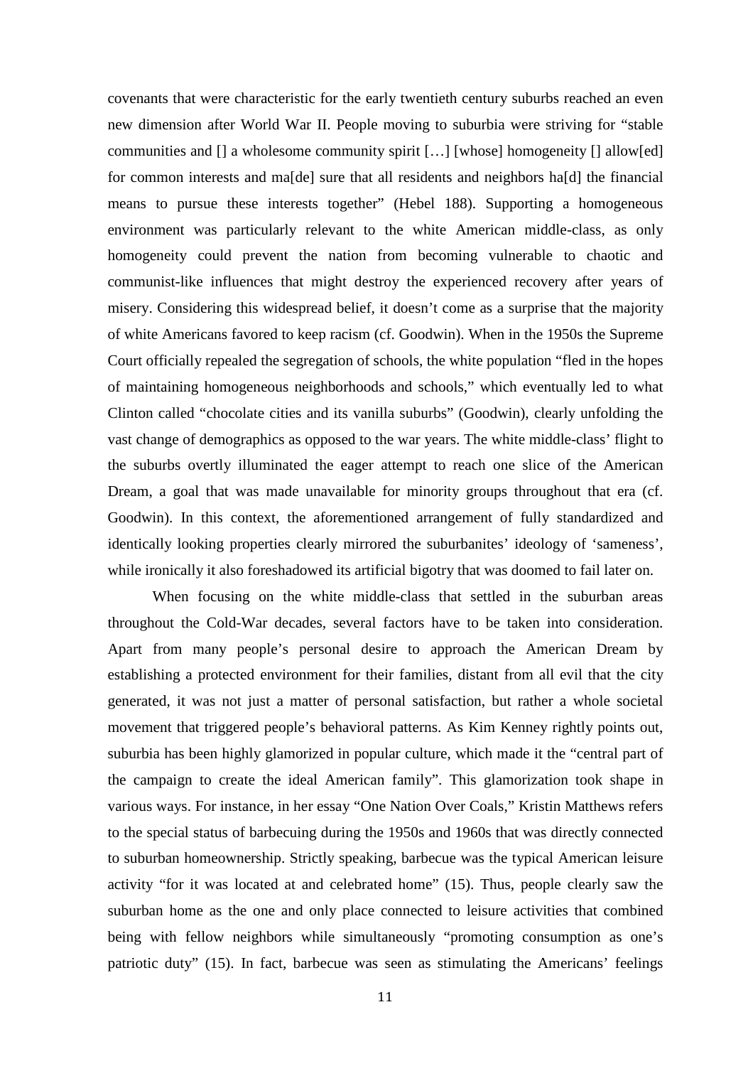covenants that were characteristic for the early twentieth century suburbs reached an even new dimension after World War II. People moving to suburbia were striving for "stable communities and [] a wholesome community spirit […] [whose] homogeneity [] allow[ed] for common interests and ma[de] sure that all residents and neighbors ha[d] the financial means to pursue these interests together" (Hebel 188). Supporting a homogeneous environment was particularly relevant to the white American middle-class, as only homogeneity could prevent the nation from becoming vulnerable to chaotic and communist-like influences that might destroy the experienced recovery after years of misery. Considering this widespread belief, it doesn't come as a surprise that the majority of white Americans favored to keep racism (cf. Goodwin). When in the 1950s the Supreme Court officially repealed the segregation of schools, the white population "fled in the hopes of maintaining homogeneous neighborhoods and schools," which eventually led to what Clinton called "chocolate cities and its vanilla suburbs" (Goodwin), clearly unfolding the vast change of demographics as opposed to the war years. The white middle-class' flight to the suburbs overtly illuminated the eager attempt to reach one slice of the American Dream, a goal that was made unavailable for minority groups throughout that era (cf. Goodwin). In this context, the aforementioned arrangement of fully standardized and identically looking properties clearly mirrored the suburbanites' ideology of 'sameness', while ironically it also foreshadowed its artificial bigotry that was doomed to fail later on.

When focusing on the white middle-class that settled in the suburban areas throughout the Cold-War decades, several factors have to be taken into consideration. Apart from many people's personal desire to approach the American Dream by establishing a protected environment for their families, distant from all evil that the city generated, it was not just a matter of personal satisfaction, but rather a whole societal movement that triggered people's behavioral patterns. As Kim Kenney rightly points out, suburbia has been highly glamorized in popular culture, which made it the "central part of the campaign to create the ideal American family". This glamorization took shape in various ways. For instance, in her essay "One Nation Over Coals," Kristin Matthews refers to the special status of barbecuing during the 1950s and 1960s that was directly connected to suburban homeownership. Strictly speaking, barbecue was the typical American leisure activity "for it was located at and celebrated home" (15). Thus, people clearly saw the suburban home as the one and only place connected to leisure activities that combined being with fellow neighbors while simultaneously "promoting consumption as one's patriotic duty" (15). In fact, barbecue was seen as stimulating the Americans' feelings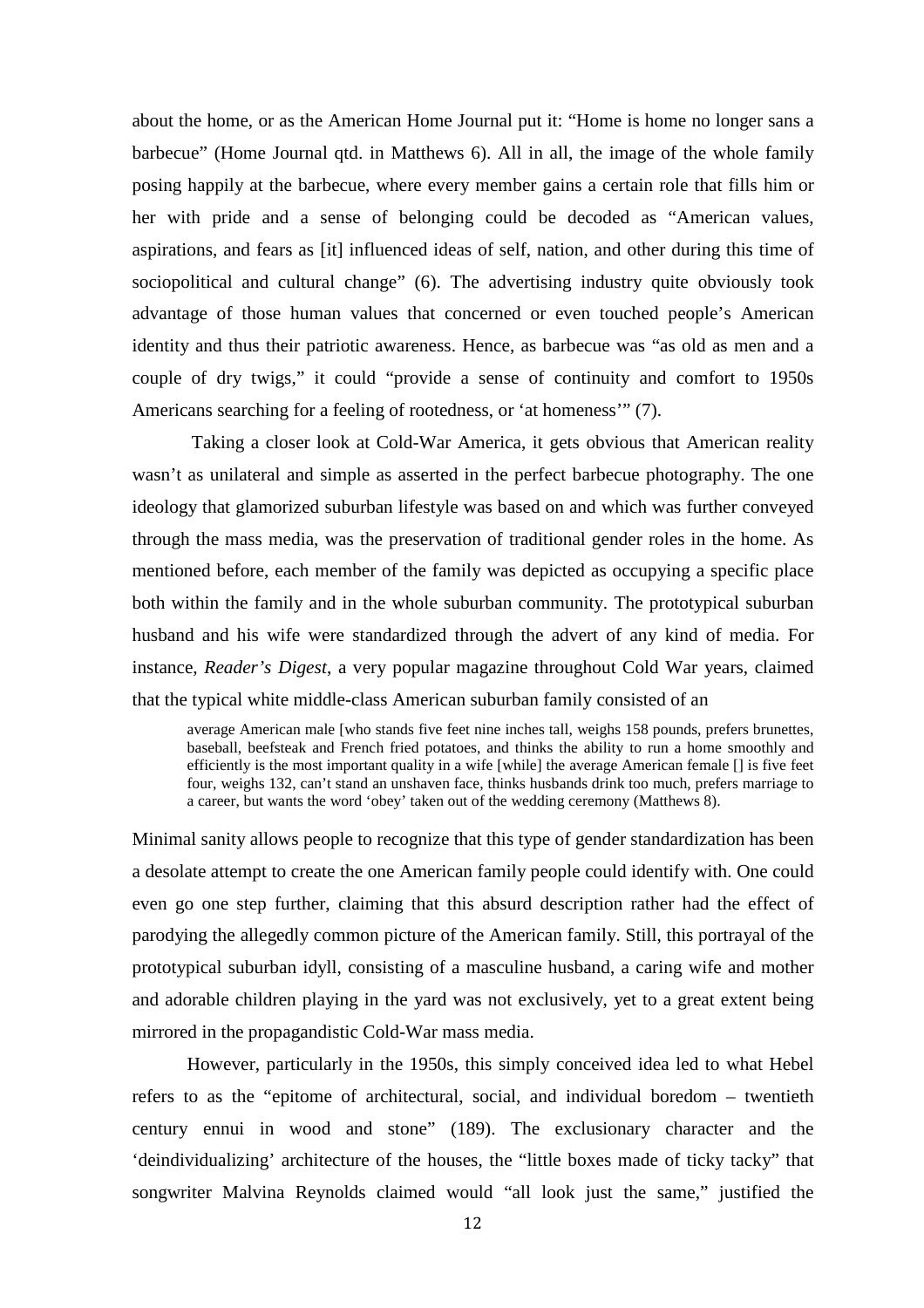about the home, or as the American Home Journal put it: "Home is home no longer sans a barbecue" (Home Journal qtd. in Matthews 6). All in all, the image of the whole family posing happily at the barbecue, where every member gains a certain role that fills him or her with pride and a sense of belonging could be decoded as "American values, aspirations, and fears as [it] influenced ideas of self, nation, and other during this time of sociopolitical and cultural change" (6). The advertising industry quite obviously took advantage of those human values that concerned or even touched people's American identity and thus their patriotic awareness. Hence, as barbecue was "as old as men and a couple of dry twigs," it could "provide a sense of continuity and comfort to 1950s Americans searching for a feeling of rootedness, or 'at homeness'" (7).

Taking a closer look at Cold-War America, it gets obvious that American reality wasn't as unilateral and simple as asserted in the perfect barbecue photography. The one ideology that glamorized suburban lifestyle was based on and which was further conveyed through the mass media, was the preservation of traditional gender roles in the home. As mentioned before, each member of the family was depicted as occupying a specific place both within the family and in the whole suburban community. The prototypical suburban husband and his wife were standardized through the advert of any kind of media. For instance, *Reader's Digest*, a very popular magazine throughout Cold War years, claimed that the typical white middle-class American suburban family consisted of an

> average American male [who stands five feet nine inches tall, weighs 158 pounds, prefers brunettes, baseball, beefsteak and French fried potatoes, and thinks the ability to run a home smoothly and efficiently is the most important quality in a wife [while] the average American female [] is five feet four, weighs 132, can't stand an unshaven face, thinks husbands drink too much, prefers marriage to a career, but wants the word 'obey' taken out of the wedding ceremony (Matthews 8).

Minimal sanity allows people to recognize that this type of gender standardization has been a desolate attempt to create the one American family people could identify with. One could even go one step further, claiming that this absurd description rather had the effect of parodying the allegedly common picture of the American family. Still, this portrayal of the prototypical suburban idyll, consisting of a masculine husband, a caring wife and mother and adorable children playing in the yard was not exclusively, yet to a great extent being mirrored in the propagandistic Cold-War mass media.

However, particularly in the 1950s, this simply conceived idea led to what Hebel refers to as the "epitome of architectural, social, and individual boredom – twentieth century ennui in wood and stone" (189). The exclusionary character and the 'deindividualizing' architecture of the houses, the "little boxes made of ticky tacky" that songwriter Malvina Reynolds claimed would "all look just the same," justified the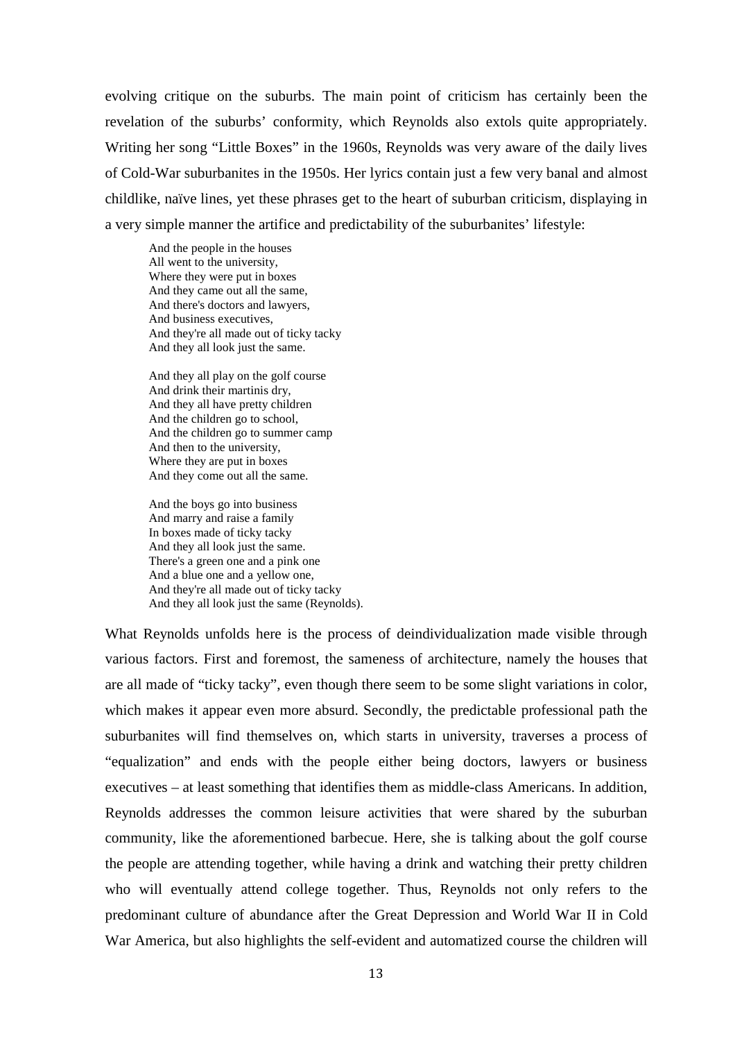evolving critique on the suburbs. The main point of criticism has certainly been the revelation of the suburbs' conformity, which Reynolds also extols quite appropriately. Writing her song "Little Boxes" in the 1960s, Reynolds was very aware of the daily lives of Cold-War suburbanites in the 1950s. Her lyrics contain just a few very banal and almost childlike, naïve lines, yet these phrases get to the heart of suburban criticism, displaying in a very simple manner the artifice and predictability of the suburbanites' lifestyle:

> And the people in the houses
> All went to the university,
> Where they were put in boxes
> And they came out all the same,
> And there's doctors and lawyers,
> And business executives,
> And they're all made out of ticky tacky
> And they all look just the same.
>
> And they all play on the golf course
> And drink their martinis dry,
> And they all have pretty children
> And the children go to school,
> And the children go to summer camp
> And then to the university,
> Where they are put in boxes
> And they come out all the same.
>
> And the boys go into business
> And marry and raise a family
> In boxes made of ticky tacky
> And they all look just the same.
> There's a green one and a pink one
> And a blue one and a yellow one,
> And they're all made out of ticky tacky
> And they all look just the same (Reynolds).

What Reynolds unfolds here is the process of deindividualization made visible through various factors. First and foremost, the sameness of architecture, namely the houses that are all made of "ticky tacky", even though there seem to be some slight variations in color, which makes it appear even more absurd. Secondly, the predictable professional path the suburbanites will find themselves on, which starts in university, traverses a process of "equalization" and ends with the people either being doctors, lawyers or business executives – at least something that identifies them as middle-class Americans. In addition, Reynolds addresses the common leisure activities that were shared by the suburban community, like the aforementioned barbecue. Here, she is talking about the golf course the people are attending together, while having a drink and watching their pretty children who will eventually attend college together. Thus, Reynolds not only refers to the predominant culture of abundance after the Great Depression and World War II in Cold War America, but also highlights the self-evident and automatized course the children will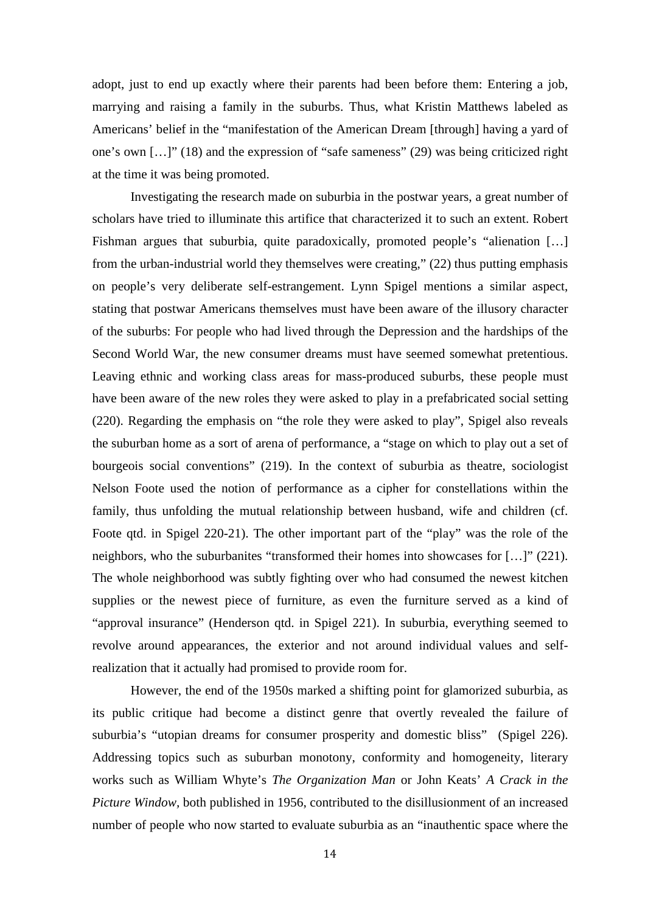adopt, just to end up exactly where their parents had been before them: Entering a job, marrying and raising a family in the suburbs. Thus, what Kristin Matthews labeled as Americans' belief in the "manifestation of the American Dream [through] having a yard of one's own […]" (18) and the expression of "safe sameness" (29) was being criticized right at the time it was being promoted.

Investigating the research made on suburbia in the postwar years, a great number of scholars have tried to illuminate this artifice that characterized it to such an extent. Robert Fishman argues that suburbia, quite paradoxically, promoted people's "alienation […] from the urban-industrial world they themselves were creating," (22) thus putting emphasis on people's very deliberate self-estrangement. Lynn Spigel mentions a similar aspect, stating that postwar Americans themselves must have been aware of the illusory character of the suburbs: For people who had lived through the Depression and the hardships of the Second World War, the new consumer dreams must have seemed somewhat pretentious. Leaving ethnic and working class areas for mass-produced suburbs, these people must have been aware of the new roles they were asked to play in a prefabricated social setting (220). Regarding the emphasis on "the role they were asked to play", Spigel also reveals the suburban home as a sort of arena of performance, a "stage on which to play out a set of bourgeois social conventions" (219). In the context of suburbia as theatre, sociologist Nelson Foote used the notion of performance as a cipher for constellations within the family, thus unfolding the mutual relationship between husband, wife and children (cf. Foote qtd. in Spigel 220-21). The other important part of the "play" was the role of the neighbors, who the suburbanites "transformed their homes into showcases for […]" (221). The whole neighborhood was subtly fighting over who had consumed the newest kitchen supplies or the newest piece of furniture, as even the furniture served as a kind of "approval insurance" (Henderson qtd. in Spigel 221). In suburbia, everything seemed to revolve around appearances, the exterior and not around individual values and self-realization that it actually had promised to provide room for.

However, the end of the 1950s marked a shifting point for glamorized suburbia, as its public critique had become a distinct genre that overtly revealed the failure of suburbia's "utopian dreams for consumer prosperity and domestic bliss" (Spigel 226). Addressing topics such as suburban monotony, conformity and homogeneity, literary works such as William Whyte's *The Organization Man* or John Keats' *A Crack in the Picture Window*, both published in 1956, contributed to the disillusionment of an increased number of people who now started to evaluate suburbia as an "inauthentic space where the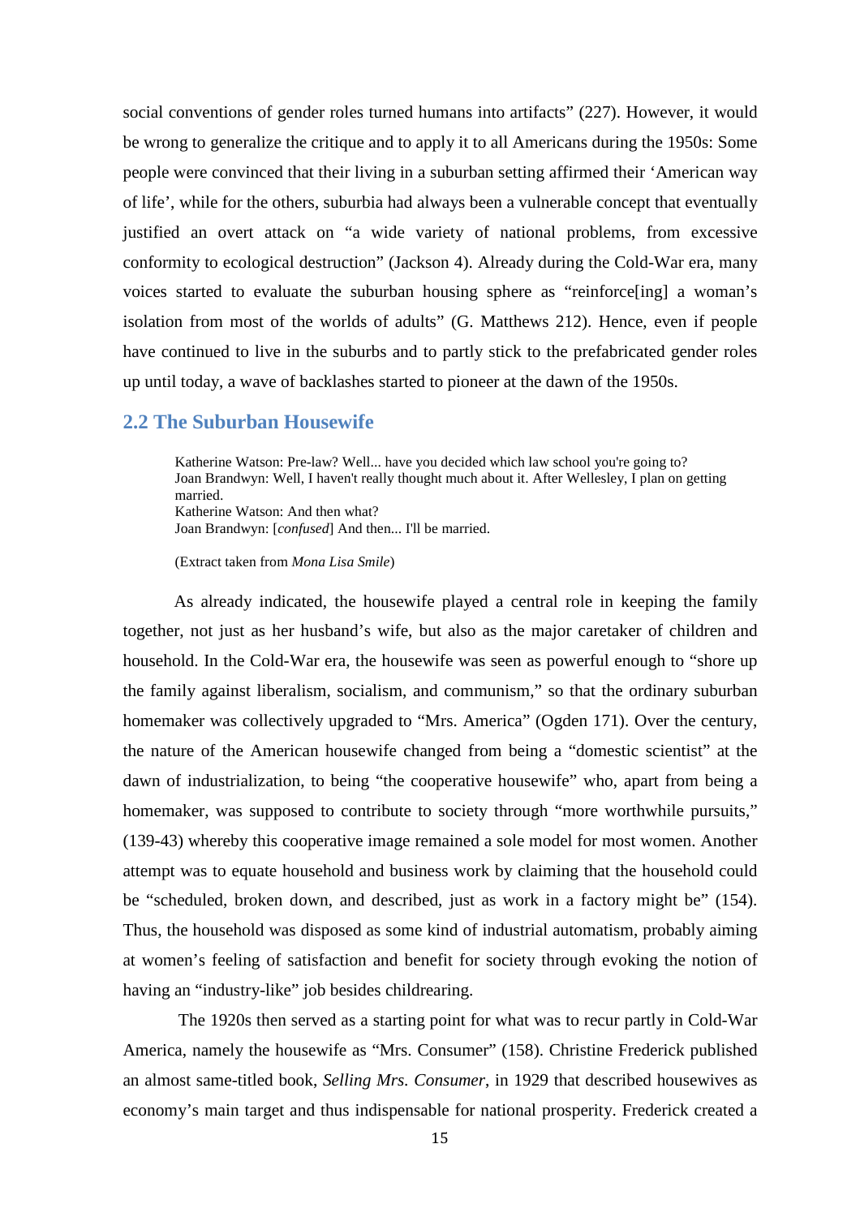social conventions of gender roles turned humans into artifacts" (227). However, it would be wrong to generalize the critique and to apply it to all Americans during the 1950s: Some people were convinced that their living in a suburban setting affirmed their 'American way of life', while for the others, suburbia had always been a vulnerable concept that eventually justified an overt attack on "a wide variety of national problems, from excessive conformity to ecological destruction" (Jackson 4). Already during the Cold-War era, many voices started to evaluate the suburban housing sphere as "reinforce[ing] a woman's isolation from most of the worlds of adults" (G. Matthews 212). Hence, even if people have continued to live in the suburbs and to partly stick to the prefabricated gender roles up until today, a wave of backlashes started to pioneer at the dawn of the 1950s.

## 2.2 The Suburban Housewife

> Katherine Watson: Pre-law? Well... have you decided which law school you're going to?
> Joan Brandwyn: Well, I haven't really thought much about it. After Wellesley, I plan on getting married.
> Katherine Watson: And then what?
> Joan Brandwyn: [*confused*] And then... I'll be married.
>
> (Extract taken from *Mona Lisa Smile*)

As already indicated, the housewife played a central role in keeping the family together, not just as her husband's wife, but also as the major caretaker of children and household. In the Cold-War era, the housewife was seen as powerful enough to "shore up the family against liberalism, socialism, and communism," so that the ordinary suburban homemaker was collectively upgraded to "Mrs. America" (Ogden 171). Over the century, the nature of the American housewife changed from being a "domestic scientist" at the dawn of industrialization, to being "the cooperative housewife" who, apart from being a homemaker, was supposed to contribute to society through "more worthwhile pursuits," (139-43) whereby this cooperative image remained a sole model for most women. Another attempt was to equate household and business work by claiming that the household could be "scheduled, broken down, and described, just as work in a factory might be" (154). Thus, the household was disposed as some kind of industrial automatism, probably aiming at women's feeling of satisfaction and benefit for society through evoking the notion of having an "industry-like" job besides childrearing.

The 1920s then served as a starting point for what was to recur partly in Cold-War America, namely the housewife as "Mrs. Consumer" (158). Christine Frederick published an almost same-titled book, *Selling Mrs. Consumer*, in 1929 that described housewives as economy's main target and thus indispensable for national prosperity. Frederick created a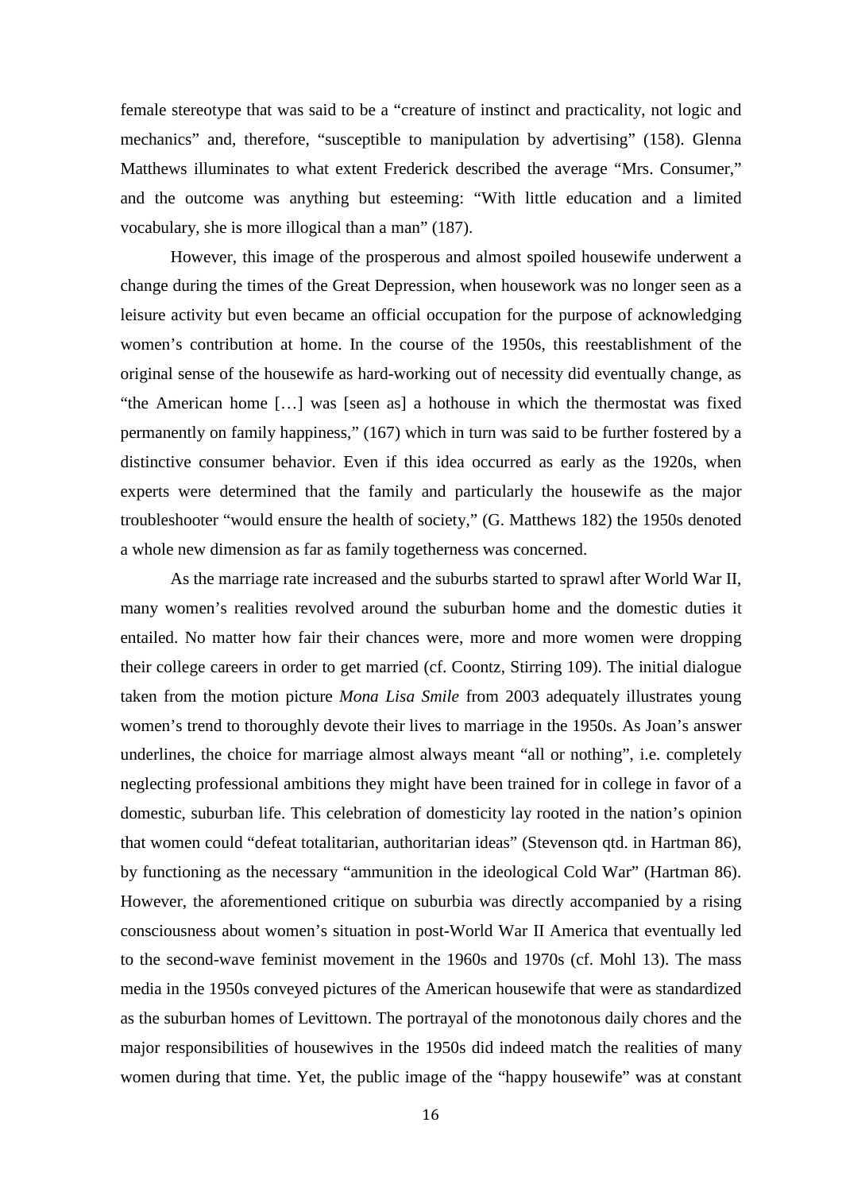female stereotype that was said to be a "creature of instinct and practicality, not logic and mechanics" and, therefore, "susceptible to manipulation by advertising" (158). Glenna Matthews illuminates to what extent Frederick described the average "Mrs. Consumer," and the outcome was anything but esteeming: "With little education and a limited vocabulary, she is more illogical than a man" (187).

However, this image of the prosperous and almost spoiled housewife underwent a change during the times of the Great Depression, when housework was no longer seen as a leisure activity but even became an official occupation for the purpose of acknowledging women's contribution at home. In the course of the 1950s, this reestablishment of the original sense of the housewife as hard-working out of necessity did eventually change, as "the American home […] was [seen as] a hothouse in which the thermostat was fixed permanently on family happiness," (167) which in turn was said to be further fostered by a distinctive consumer behavior. Even if this idea occurred as early as the 1920s, when experts were determined that the family and particularly the housewife as the major troubleshooter "would ensure the health of society," (G. Matthews 182) the 1950s denoted a whole new dimension as far as family togetherness was concerned.

As the marriage rate increased and the suburbs started to sprawl after World War II, many women's realities revolved around the suburban home and the domestic duties it entailed. No matter how fair their chances were, more and more women were dropping their college careers in order to get married (cf. Coontz, Stirring 109). The initial dialogue taken from the motion picture *Mona Lisa Smile* from 2003 adequately illustrates young women's trend to thoroughly devote their lives to marriage in the 1950s. As Joan's answer underlines, the choice for marriage almost always meant "all or nothing", i.e. completely neglecting professional ambitions they might have been trained for in college in favor of a domestic, suburban life. This celebration of domesticity lay rooted in the nation's opinion that women could "defeat totalitarian, authoritarian ideas" (Stevenson qtd. in Hartman 86), by functioning as the necessary "ammunition in the ideological Cold War" (Hartman 86). However, the aforementioned critique on suburbia was directly accompanied by a rising consciousness about women's situation in post-World War II America that eventually led to the second-wave feminist movement in the 1960s and 1970s (cf. Mohl 13). The mass media in the 1950s conveyed pictures of the American housewife that were as standardized as the suburban homes of Levittown. The portrayal of the monotonous daily chores and the major responsibilities of housewives in the 1950s did indeed match the realities of many women during that time. Yet, the public image of the "happy housewife" was at constant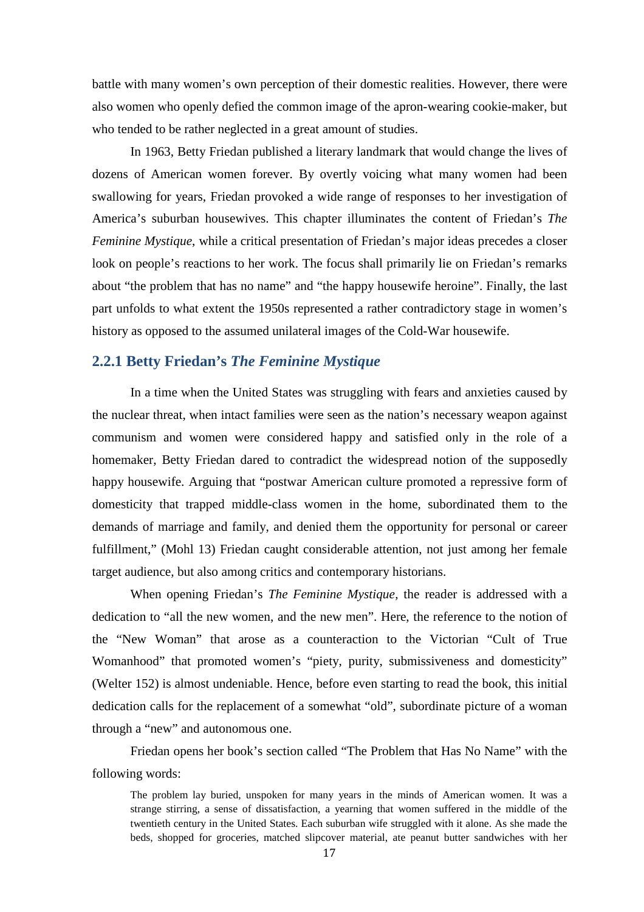battle with many women's own perception of their domestic realities. However, there were also women who openly defied the common image of the apron-wearing cookie-maker, but who tended to be rather neglected in a great amount of studies.

In 1963, Betty Friedan published a literary landmark that would change the lives of dozens of American women forever. By overtly voicing what many women had been swallowing for years, Friedan provoked a wide range of responses to her investigation of America's suburban housewives. This chapter illuminates the content of Friedan's *The Feminine Mystique*, while a critical presentation of Friedan's major ideas precedes a closer look on people's reactions to her work. The focus shall primarily lie on Friedan's remarks about "the problem that has no name" and "the happy housewife heroine". Finally, the last part unfolds to what extent the 1950s represented a rather contradictory stage in women's history as opposed to the assumed unilateral images of the Cold-War housewife.

### 2.2.1 Betty Friedan's *The Feminine Mystique*

In a time when the United States was struggling with fears and anxieties caused by the nuclear threat, when intact families were seen as the nation's necessary weapon against communism and women were considered happy and satisfied only in the role of a homemaker, Betty Friedan dared to contradict the widespread notion of the supposedly happy housewife. Arguing that "postwar American culture promoted a repressive form of domesticity that trapped middle-class women in the home, subordinated them to the demands of marriage and family, and denied them the opportunity for personal or career fulfillment," (Mohl 13) Friedan caught considerable attention, not just among her female target audience, but also among critics and contemporary historians.

When opening Friedan's *The Feminine Mystique*, the reader is addressed with a dedication to "all the new women, and the new men". Here, the reference to the notion of the "New Woman" that arose as a counteraction to the Victorian "Cult of True Womanhood" that promoted women's "piety, purity, submissiveness and domesticity" (Welter 152) is almost undeniable. Hence, before even starting to read the book, this initial dedication calls for the replacement of a somewhat "old", subordinate picture of a woman through a "new" and autonomous one.

Friedan opens her book's section called "The Problem that Has No Name" with the following words:

> The problem lay buried, unspoken for many years in the minds of American women. It was a strange stirring, a sense of dissatisfaction, a yearning that women suffered in the middle of the twentieth century in the United States. Each suburban wife struggled with it alone. As she made the beds, shopped for groceries, matched slipcover material, ate peanut butter sandwiches with her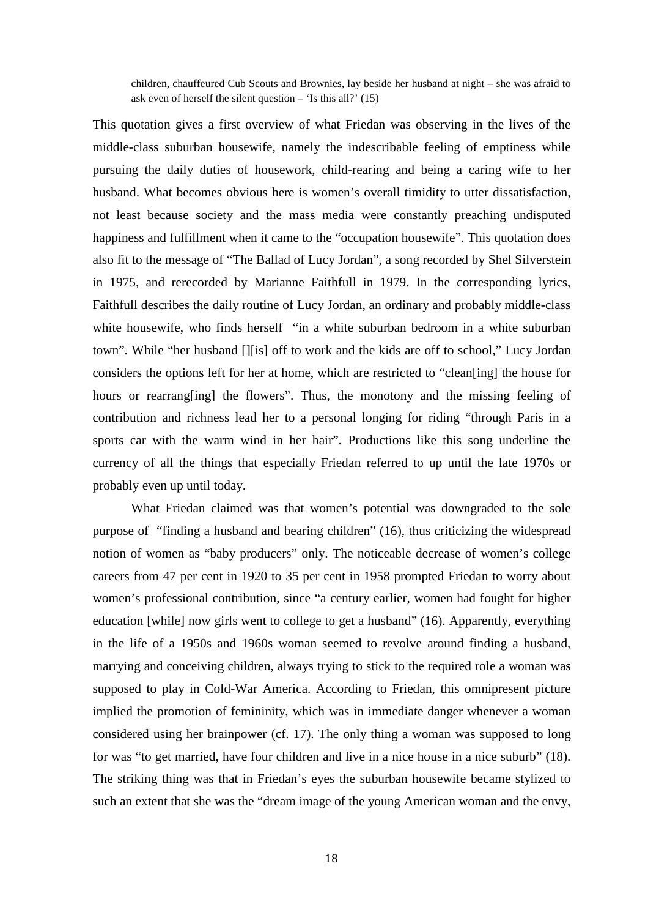> children, chauffeured Cub Scouts and Brownies, lay beside her husband at night – she was afraid to ask even of herself the silent question – 'Is this all?' (15)

This quotation gives a first overview of what Friedan was observing in the lives of the middle-class suburban housewife, namely the indescribable feeling of emptiness while pursuing the daily duties of housework, child-rearing and being a caring wife to her husband. What becomes obvious here is women's overall timidity to utter dissatisfaction, not least because society and the mass media were constantly preaching undisputed happiness and fulfillment when it came to the "occupation housewife". This quotation does also fit to the message of "The Ballad of Lucy Jordan", a song recorded by Shel Silverstein in 1975, and rerecorded by Marianne Faithfull in 1979. In the corresponding lyrics, Faithfull describes the daily routine of Lucy Jordan, an ordinary and probably middle-class white housewife, who finds herself "in a white suburban bedroom in a white suburban town". While "her husband [][is] off to work and the kids are off to school," Lucy Jordan considers the options left for her at home, which are restricted to "clean[ing] the house for hours or rearrang[ing] the flowers". Thus, the monotony and the missing feeling of contribution and richness lead her to a personal longing for riding "through Paris in a sports car with the warm wind in her hair". Productions like this song underline the currency of all the things that especially Friedan referred to up until the late 1970s or probably even up until today.

What Friedan claimed was that women's potential was downgraded to the sole purpose of "finding a husband and bearing children" (16), thus criticizing the widespread notion of women as "baby producers" only. The noticeable decrease of women's college careers from 47 per cent in 1920 to 35 per cent in 1958 prompted Friedan to worry about women's professional contribution, since "a century earlier, women had fought for higher education [while] now girls went to college to get a husband" (16). Apparently, everything in the life of a 1950s and 1960s woman seemed to revolve around finding a husband, marrying and conceiving children, always trying to stick to the required role a woman was supposed to play in Cold-War America. According to Friedan, this omnipresent picture implied the promotion of femininity, which was in immediate danger whenever a woman considered using her brainpower (cf. 17). The only thing a woman was supposed to long for was "to get married, have four children and live in a nice house in a nice suburb" (18). The striking thing was that in Friedan's eyes the suburban housewife became stylized to such an extent that she was the "dream image of the young American woman and the envy,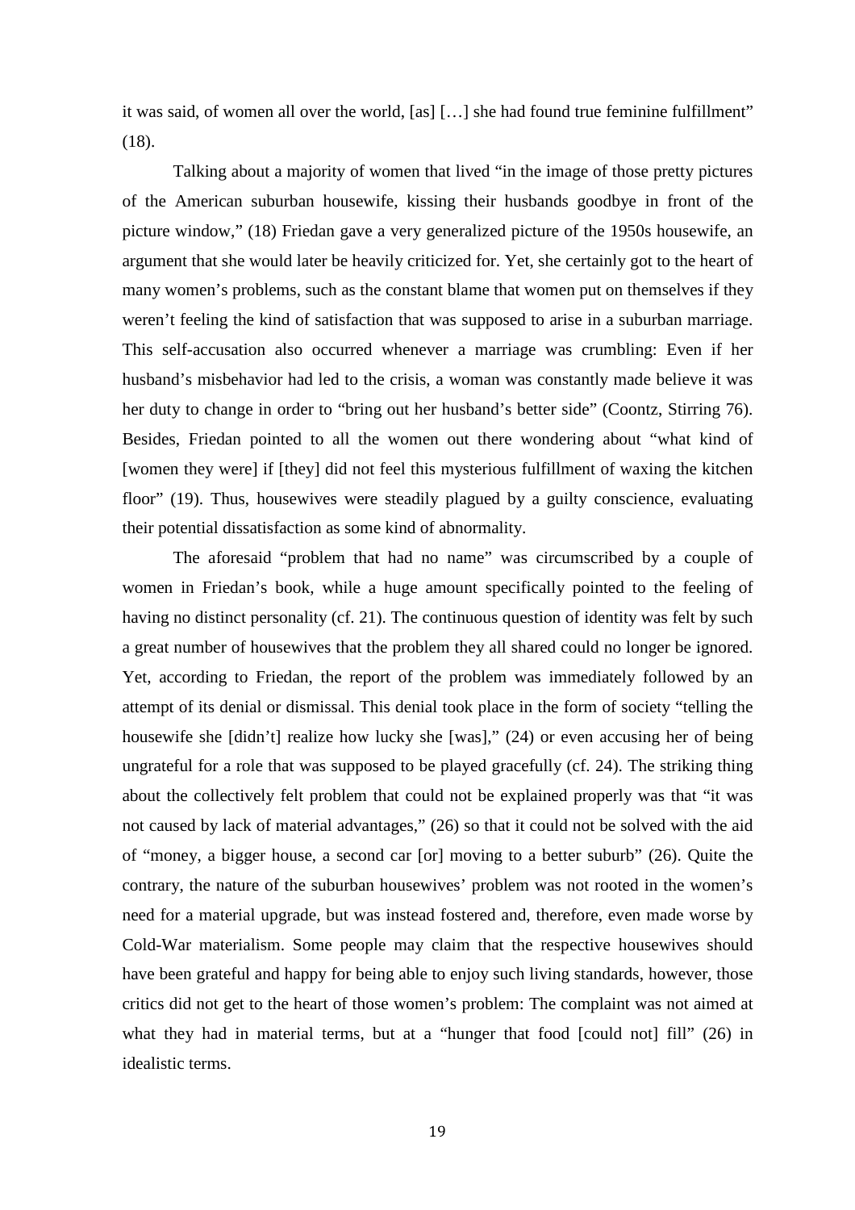it was said, of women all over the world, [as] […] she had found true feminine fulfillment" (18).

Talking about a majority of women that lived "in the image of those pretty pictures of the American suburban housewife, kissing their husbands goodbye in front of the picture window," (18) Friedan gave a very generalized picture of the 1950s housewife, an argument that she would later be heavily criticized for. Yet, she certainly got to the heart of many women's problems, such as the constant blame that women put on themselves if they weren't feeling the kind of satisfaction that was supposed to arise in a suburban marriage. This self-accusation also occurred whenever a marriage was crumbling: Even if her husband's misbehavior had led to the crisis, a woman was constantly made believe it was her duty to change in order to "bring out her husband's better side" (Coontz, Stirring 76). Besides, Friedan pointed to all the women out there wondering about "what kind of [women they were] if [they] did not feel this mysterious fulfillment of waxing the kitchen floor" (19). Thus, housewives were steadily plagued by a guilty conscience, evaluating their potential dissatisfaction as some kind of abnormality.

The aforesaid "problem that had no name" was circumscribed by a couple of women in Friedan's book, while a huge amount specifically pointed to the feeling of having no distinct personality (cf. 21). The continuous question of identity was felt by such a great number of housewives that the problem they all shared could no longer be ignored. Yet, according to Friedan, the report of the problem was immediately followed by an attempt of its denial or dismissal. This denial took place in the form of society "telling the housewife she [didn't] realize how lucky she [was]," (24) or even accusing her of being ungrateful for a role that was supposed to be played gracefully (cf. 24). The striking thing about the collectively felt problem that could not be explained properly was that "it was not caused by lack of material advantages," (26) so that it could not be solved with the aid of "money, a bigger house, a second car [or] moving to a better suburb" (26). Quite the contrary, the nature of the suburban housewives' problem was not rooted in the women's need for a material upgrade, but was instead fostered and, therefore, even made worse by Cold-War materialism. Some people may claim that the respective housewives should have been grateful and happy for being able to enjoy such living standards, however, those critics did not get to the heart of those women's problem: The complaint was not aimed at what they had in material terms, but at a "hunger that food [could not] fill" (26) in idealistic terms.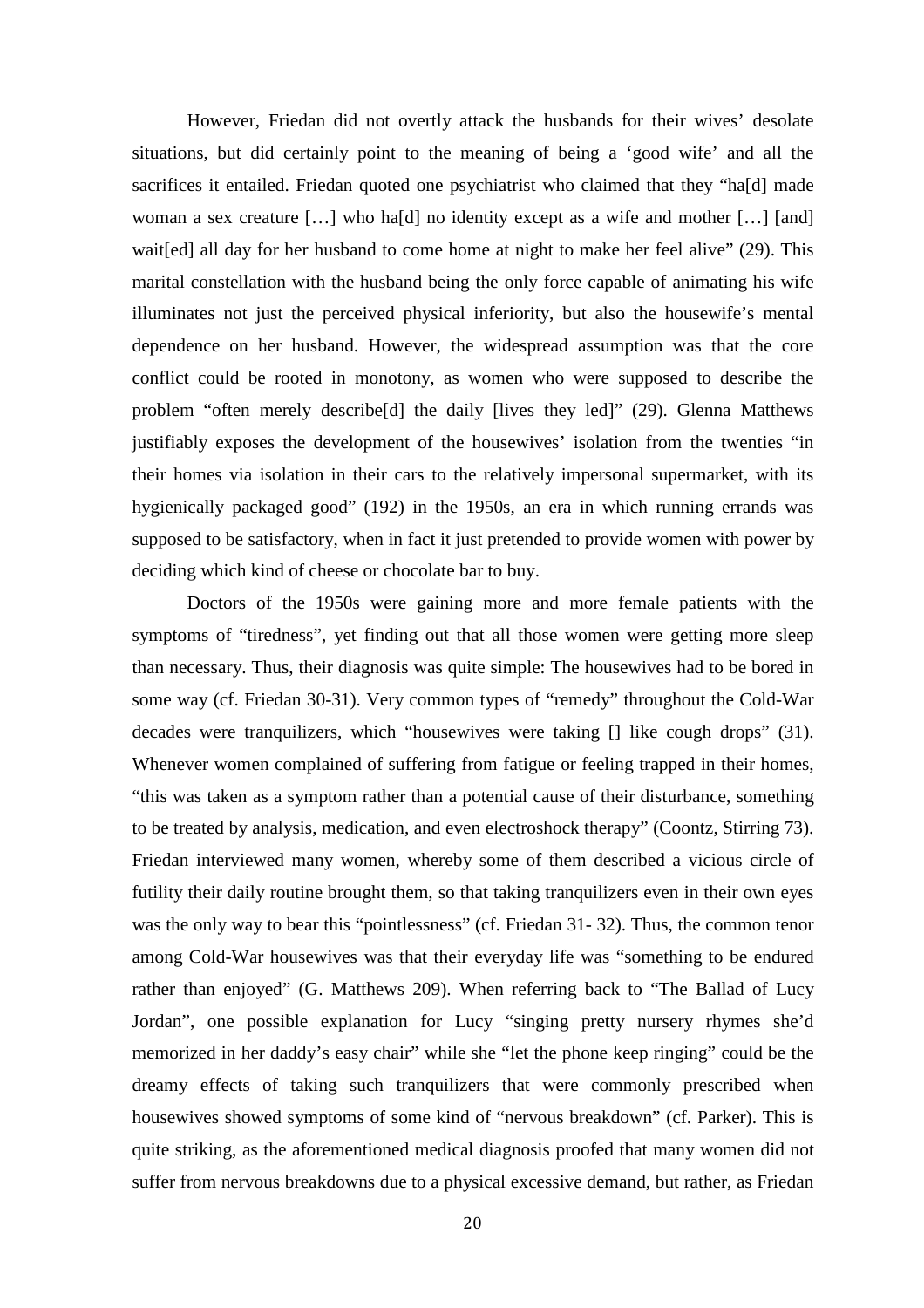However, Friedan did not overtly attack the husbands for their wives' desolate situations, but did certainly point to the meaning of being a 'good wife' and all the sacrifices it entailed. Friedan quoted one psychiatrist who claimed that they "ha[d] made woman a sex creature […] who ha[d] no identity except as a wife and mother […] [and] wait[ed] all day for her husband to come home at night to make her feel alive" (29). This marital constellation with the husband being the only force capable of animating his wife illuminates not just the perceived physical inferiority, but also the housewife's mental dependence on her husband. However, the widespread assumption was that the core conflict could be rooted in monotony, as women who were supposed to describe the problem "often merely describe[d] the daily [lives they led]" (29). Glenna Matthews justifiably exposes the development of the housewives' isolation from the twenties "in their homes via isolation in their cars to the relatively impersonal supermarket, with its hygienically packaged good" (192) in the 1950s, an era in which running errands was supposed to be satisfactory, when in fact it just pretended to provide women with power by deciding which kind of cheese or chocolate bar to buy.

Doctors of the 1950s were gaining more and more female patients with the symptoms of "tiredness", yet finding out that all those women were getting more sleep than necessary. Thus, their diagnosis was quite simple: The housewives had to be bored in some way (cf. Friedan 30-31). Very common types of "remedy" throughout the Cold-War decades were tranquilizers, which "housewives were taking [] like cough drops" (31). Whenever women complained of suffering from fatigue or feeling trapped in their homes, "this was taken as a symptom rather than a potential cause of their disturbance, something to be treated by analysis, medication, and even electroshock therapy" (Coontz, Stirring 73). Friedan interviewed many women, whereby some of them described a vicious circle of futility their daily routine brought them, so that taking tranquilizers even in their own eyes was the only way to bear this "pointlessness" (cf. Friedan 31- 32). Thus, the common tenor among Cold-War housewives was that their everyday life was "something to be endured rather than enjoyed" (G. Matthews 209). When referring back to "The Ballad of Lucy Jordan", one possible explanation for Lucy "singing pretty nursery rhymes she'd memorized in her daddy's easy chair" while she "let the phone keep ringing" could be the dreamy effects of taking such tranquilizers that were commonly prescribed when housewives showed symptoms of some kind of "nervous breakdown" (cf. Parker). This is quite striking, as the aforementioned medical diagnosis proofed that many women did not suffer from nervous breakdowns due to a physical excessive demand, but rather, as Friedan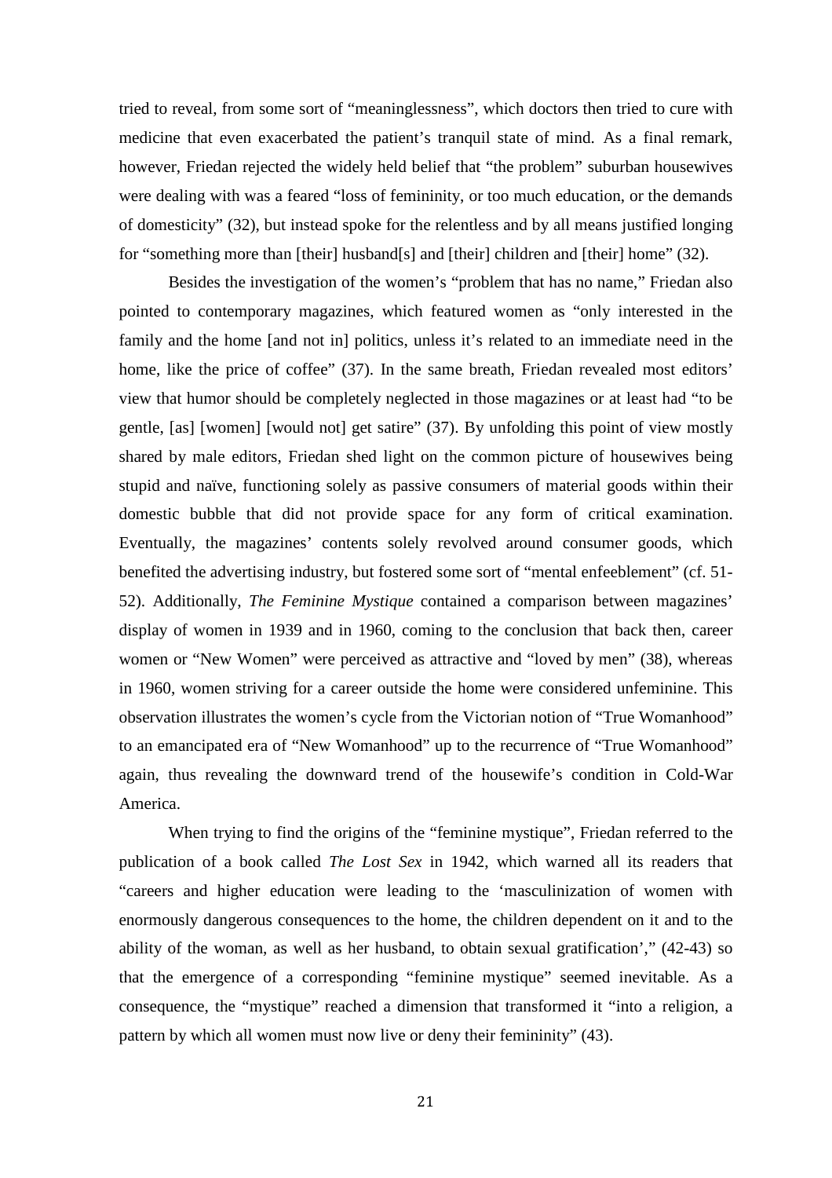tried to reveal, from some sort of "meaninglessness", which doctors then tried to cure with medicine that even exacerbated the patient's tranquil state of mind. As a final remark, however, Friedan rejected the widely held belief that "the problem" suburban housewives were dealing with was a feared "loss of femininity, or too much education, or the demands of domesticity" (32), but instead spoke for the relentless and by all means justified longing for "something more than [their] husband[s] and [their] children and [their] home" (32).

Besides the investigation of the women's "problem that has no name," Friedan also pointed to contemporary magazines, which featured women as "only interested in the family and the home [and not in] politics, unless it's related to an immediate need in the home, like the price of coffee" (37). In the same breath, Friedan revealed most editors' view that humor should be completely neglected in those magazines or at least had "to be gentle, [as] [women] [would not] get satire" (37). By unfolding this point of view mostly shared by male editors, Friedan shed light on the common picture of housewives being stupid and naïve, functioning solely as passive consumers of material goods within their domestic bubble that did not provide space for any form of critical examination. Eventually, the magazines' contents solely revolved around consumer goods, which benefited the advertising industry, but fostered some sort of "mental enfeeblement" (cf. 51-52). Additionally, *The Feminine Mystique* contained a comparison between magazines' display of women in 1939 and in 1960, coming to the conclusion that back then, career women or "New Women" were perceived as attractive and "loved by men" (38), whereas in 1960, women striving for a career outside the home were considered unfeminine. This observation illustrates the women's cycle from the Victorian notion of "True Womanhood" to an emancipated era of "New Womanhood" up to the recurrence of "True Womanhood" again, thus revealing the downward trend of the housewife's condition in Cold-War America.

When trying to find the origins of the "feminine mystique", Friedan referred to the publication of a book called *The Lost Sex* in 1942, which warned all its readers that "careers and higher education were leading to the 'masculinization of women with enormously dangerous consequences to the home, the children dependent on it and to the ability of the woman, as well as her husband, to obtain sexual gratification'," (42-43) so that the emergence of a corresponding "feminine mystique" seemed inevitable. As a consequence, the "mystique" reached a dimension that transformed it "into a religion, a pattern by which all women must now live or deny their femininity" (43).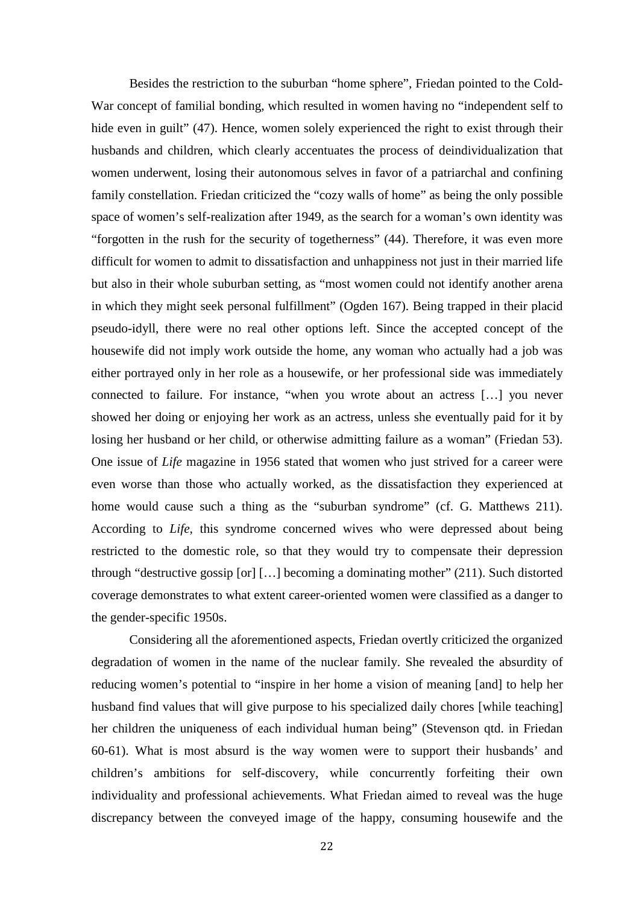Besides the restriction to the suburban "home sphere", Friedan pointed to the Cold-War concept of familial bonding, which resulted in women having no "independent self to hide even in guilt" (47). Hence, women solely experienced the right to exist through their husbands and children, which clearly accentuates the process of deindividualization that women underwent, losing their autonomous selves in favor of a patriarchal and confining family constellation. Friedan criticized the "cozy walls of home" as being the only possible space of women's self-realization after 1949, as the search for a woman's own identity was "forgotten in the rush for the security of togetherness" (44). Therefore, it was even more difficult for women to admit to dissatisfaction and unhappiness not just in their married life but also in their whole suburban setting, as "most women could not identify another arena in which they might seek personal fulfillment" (Ogden 167). Being trapped in their placid pseudo-idyll, there were no real other options left. Since the accepted concept of the housewife did not imply work outside the home, any woman who actually had a job was either portrayed only in her role as a housewife, or her professional side was immediately connected to failure. For instance, "when you wrote about an actress […] you never showed her doing or enjoying her work as an actress, unless she eventually paid for it by losing her husband or her child, or otherwise admitting failure as a woman" (Friedan 53). One issue of *Life* magazine in 1956 stated that women who just strived for a career were even worse than those who actually worked, as the dissatisfaction they experienced at home would cause such a thing as the "suburban syndrome" (cf. G. Matthews 211). According to *Life*, this syndrome concerned wives who were depressed about being restricted to the domestic role, so that they would try to compensate their depression through "destructive gossip [or] […] becoming a dominating mother" (211). Such distorted coverage demonstrates to what extent career-oriented women were classified as a danger to the gender-specific 1950s.

Considering all the aforementioned aspects, Friedan overtly criticized the organized degradation of women in the name of the nuclear family. She revealed the absurdity of reducing women's potential to "inspire in her home a vision of meaning [and] to help her husband find values that will give purpose to his specialized daily chores [while teaching] her children the uniqueness of each individual human being" (Stevenson qtd. in Friedan 60-61). What is most absurd is the way women were to support their husbands' and children's ambitions for self-discovery, while concurrently forfeiting their own individuality and professional achievements. What Friedan aimed to reveal was the huge discrepancy between the conveyed image of the happy, consuming housewife and the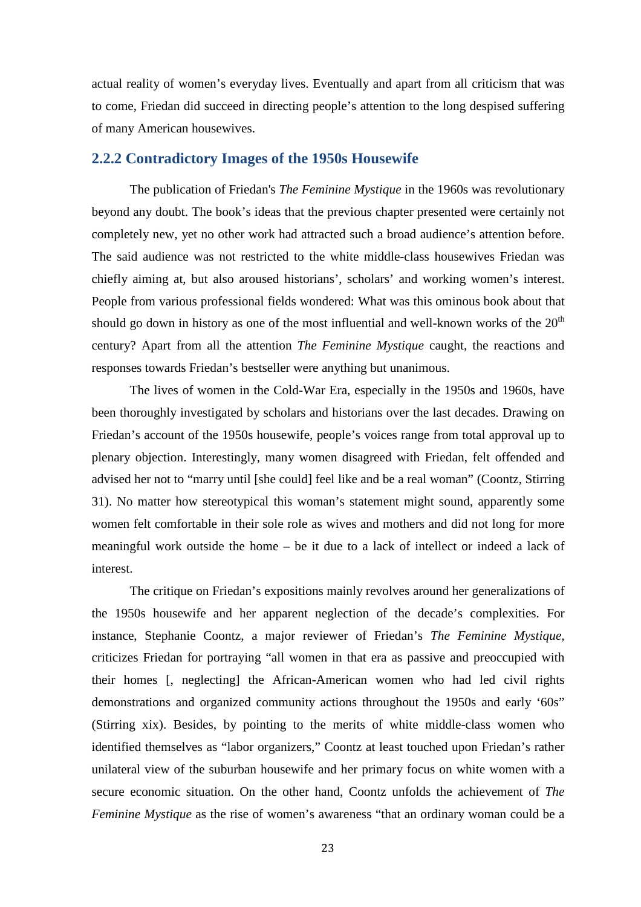actual reality of women's everyday lives. Eventually and apart from all criticism that was to come, Friedan did succeed in directing people's attention to the long despised suffering of many American housewives.

### 2.2.2 Contradictory Images of the 1950s Housewife

The publication of Friedan's *The Feminine Mystique* in the 1960s was revolutionary beyond any doubt. The book's ideas that the previous chapter presented were certainly not completely new, yet no other work had attracted such a broad audience's attention before. The said audience was not restricted to the white middle-class housewives Friedan was chiefly aiming at, but also aroused historians', scholars' and working women's interest. People from various professional fields wondered: What was this ominous book about that should go down in history as one of the most influential and well-known works of the 20th century? Apart from all the attention *The Feminine Mystique* caught, the reactions and responses towards Friedan's bestseller were anything but unanimous.

The lives of women in the Cold-War Era, especially in the 1950s and 1960s, have been thoroughly investigated by scholars and historians over the last decades. Drawing on Friedan's account of the 1950s housewife, people's voices range from total approval up to plenary objection. Interestingly, many women disagreed with Friedan, felt offended and advised her not to "marry until [she could] feel like and be a real woman" (Coontz, Stirring 31). No matter how stereotypical this woman's statement might sound, apparently some women felt comfortable in their sole role as wives and mothers and did not long for more meaningful work outside the home – be it due to a lack of intellect or indeed a lack of interest.

The critique on Friedan's expositions mainly revolves around her generalizations of the 1950s housewife and her apparent neglection of the decade's complexities. For instance, Stephanie Coontz, a major reviewer of Friedan's *The Feminine Mystique,* criticizes Friedan for portraying "all women in that era as passive and preoccupied with their homes [, neglecting] the African-American women who had led civil rights demonstrations and organized community actions throughout the 1950s and early '60s" (Stirring xix). Besides, by pointing to the merits of white middle-class women who identified themselves as "labor organizers," Coontz at least touched upon Friedan's rather unilateral view of the suburban housewife and her primary focus on white women with a secure economic situation. On the other hand, Coontz unfolds the achievement of *The Feminine Mystique* as the rise of women's awareness "that an ordinary woman could be a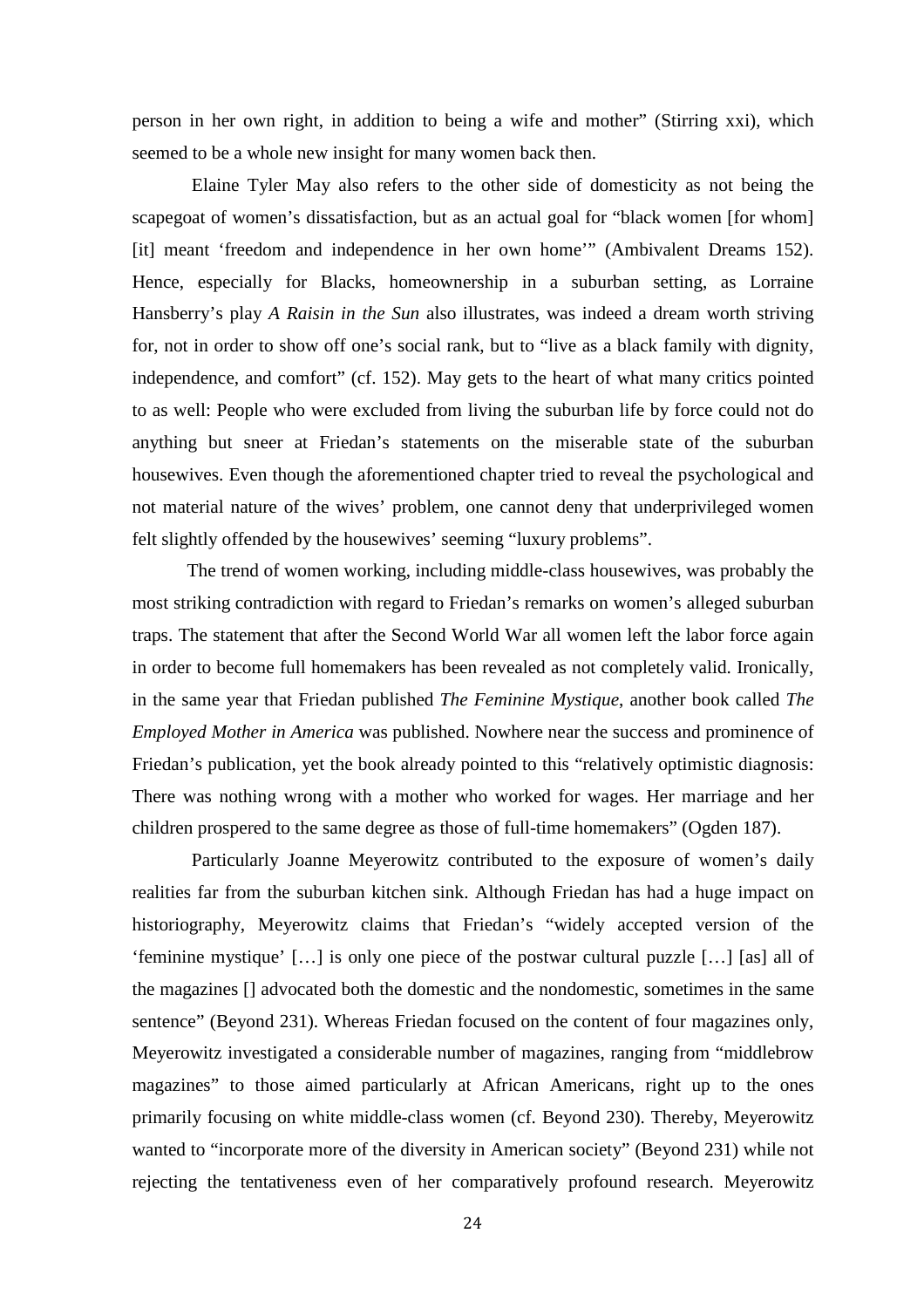person in her own right, in addition to being a wife and mother" (Stirring xxi), which seemed to be a whole new insight for many women back then.

Elaine Tyler May also refers to the other side of domesticity as not being the scapegoat of women's dissatisfaction, but as an actual goal for "black women [for whom] [it] meant 'freedom and independence in her own home'" (Ambivalent Dreams 152). Hence, especially for Blacks, homeownership in a suburban setting, as Lorraine Hansberry's play *A Raisin in the Sun* also illustrates, was indeed a dream worth striving for, not in order to show off one's social rank, but to "live as a black family with dignity, independence, and comfort" (cf. 152). May gets to the heart of what many critics pointed to as well: People who were excluded from living the suburban life by force could not do anything but sneer at Friedan's statements on the miserable state of the suburban housewives. Even though the aforementioned chapter tried to reveal the psychological and not material nature of the wives' problem, one cannot deny that underprivileged women felt slightly offended by the housewives' seeming "luxury problems".

The trend of women working, including middle-class housewives, was probably the most striking contradiction with regard to Friedan's remarks on women's alleged suburban traps. The statement that after the Second World War all women left the labor force again in order to become full homemakers has been revealed as not completely valid. Ironically, in the same year that Friedan published *The Feminine Mystique*, another book called *The Employed Mother in America* was published. Nowhere near the success and prominence of Friedan's publication, yet the book already pointed to this "relatively optimistic diagnosis: There was nothing wrong with a mother who worked for wages. Her marriage and her children prospered to the same degree as those of full-time homemakers" (Ogden 187).

Particularly Joanne Meyerowitz contributed to the exposure of women's daily realities far from the suburban kitchen sink. Although Friedan has had a huge impact on historiography, Meyerowitz claims that Friedan's "widely accepted version of the 'feminine mystique' […] is only one piece of the postwar cultural puzzle […] [as] all of the magazines [] advocated both the domestic and the nondomestic, sometimes in the same sentence" (Beyond 231). Whereas Friedan focused on the content of four magazines only, Meyerowitz investigated a considerable number of magazines, ranging from "middlebrow magazines" to those aimed particularly at African Americans, right up to the ones primarily focusing on white middle-class women (cf. Beyond 230). Thereby, Meyerowitz wanted to "incorporate more of the diversity in American society" (Beyond 231) while not rejecting the tentativeness even of her comparatively profound research. Meyerowitz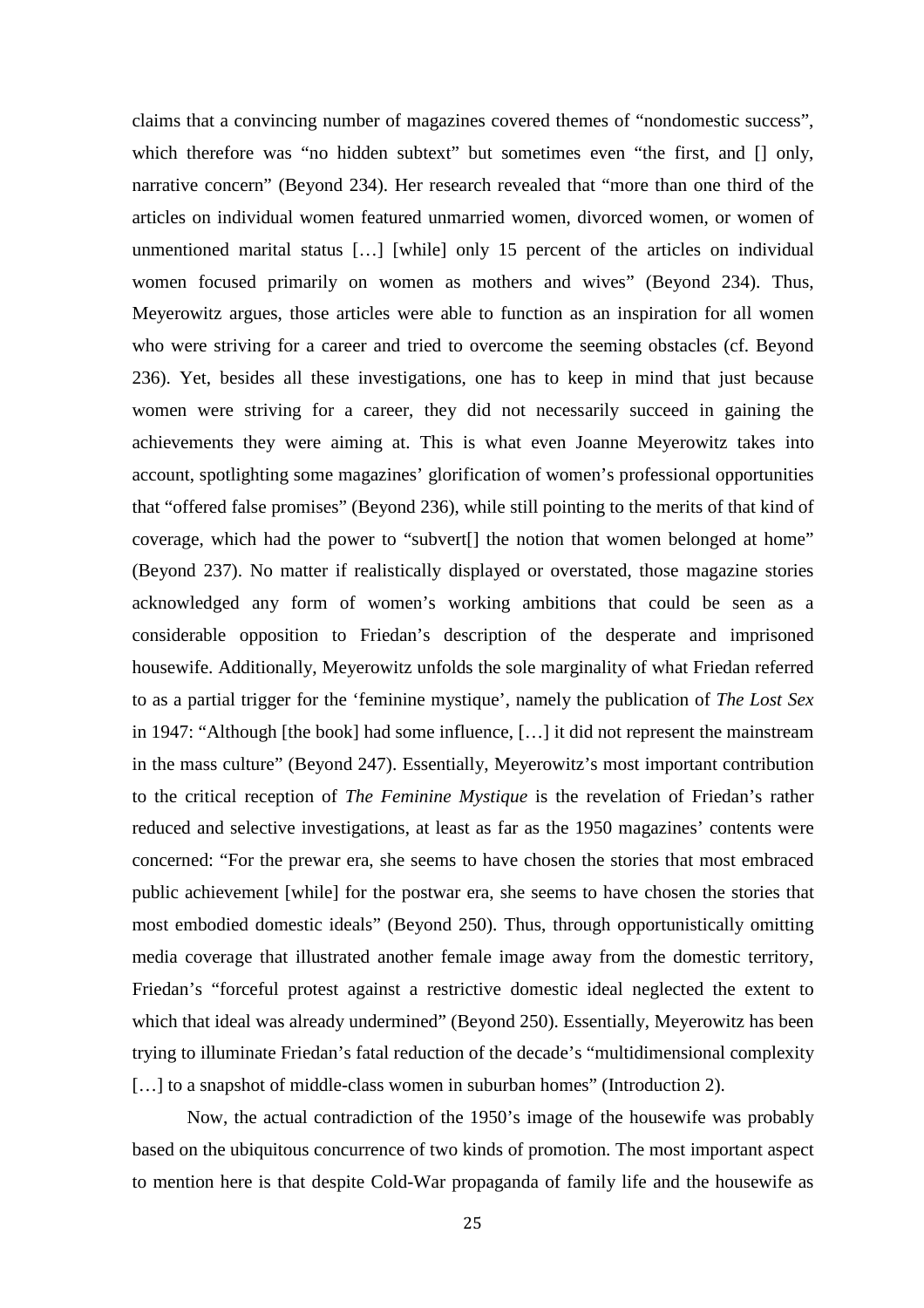claims that a convincing number of magazines covered themes of "nondomestic success", which therefore was "no hidden subtext" but sometimes even "the first, and [] only, narrative concern" (Beyond 234). Her research revealed that "more than one third of the articles on individual women featured unmarried women, divorced women, or women of unmentioned marital status […] [while] only 15 percent of the articles on individual women focused primarily on women as mothers and wives" (Beyond 234). Thus, Meyerowitz argues, those articles were able to function as an inspiration for all women who were striving for a career and tried to overcome the seeming obstacles (cf. Beyond 236). Yet, besides all these investigations, one has to keep in mind that just because women were striving for a career, they did not necessarily succeed in gaining the achievements they were aiming at. This is what even Joanne Meyerowitz takes into account, spotlighting some magazines' glorification of women's professional opportunities that "offered false promises" (Beyond 236), while still pointing to the merits of that kind of coverage, which had the power to "subvert[] the notion that women belonged at home" (Beyond 237). No matter if realistically displayed or overstated, those magazine stories acknowledged any form of women's working ambitions that could be seen as a considerable opposition to Friedan's description of the desperate and imprisoned housewife. Additionally, Meyerowitz unfolds the sole marginality of what Friedan referred to as a partial trigger for the 'feminine mystique', namely the publication of *The Lost Sex* in 1947: "Although [the book] had some influence, […] it did not represent the mainstream in the mass culture" (Beyond 247). Essentially, Meyerowitz's most important contribution to the critical reception of *The Feminine Mystique* is the revelation of Friedan's rather reduced and selective investigations, at least as far as the 1950 magazines' contents were concerned: "For the prewar era, she seems to have chosen the stories that most embraced public achievement [while] for the postwar era, she seems to have chosen the stories that most embodied domestic ideals" (Beyond 250). Thus, through opportunistically omitting media coverage that illustrated another female image away from the domestic territory, Friedan's "forceful protest against a restrictive domestic ideal neglected the extent to which that ideal was already undermined" (Beyond 250). Essentially, Meyerowitz has been trying to illuminate Friedan's fatal reduction of the decade's "multidimensional complexity […] to a snapshot of middle-class women in suburban homes" (Introduction 2).

Now, the actual contradiction of the 1950's image of the housewife was probably based on the ubiquitous concurrence of two kinds of promotion. The most important aspect to mention here is that despite Cold-War propaganda of family life and the housewife as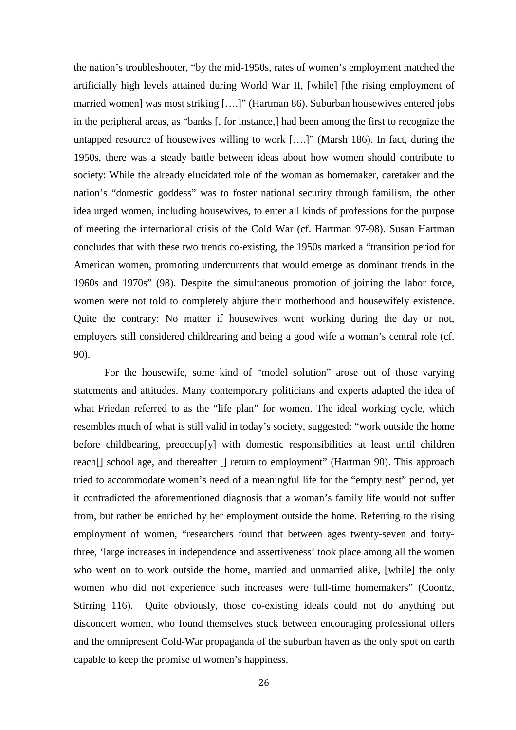the nation's troubleshooter, "by the mid-1950s, rates of women's employment matched the artificially high levels attained during World War II, [while] [the rising employment of married women] was most striking [….]" (Hartman 86). Suburban housewives entered jobs in the peripheral areas, as "banks [, for instance,] had been among the first to recognize the untapped resource of housewives willing to work [….]" (Marsh 186). In fact, during the 1950s, there was a steady battle between ideas about how women should contribute to society: While the already elucidated role of the woman as homemaker, caretaker and the nation's "domestic goddess" was to foster national security through familism, the other idea urged women, including housewives, to enter all kinds of professions for the purpose of meeting the international crisis of the Cold War (cf. Hartman 97-98). Susan Hartman concludes that with these two trends co-existing, the 1950s marked a "transition period for American women, promoting undercurrents that would emerge as dominant trends in the 1960s and 1970s" (98). Despite the simultaneous promotion of joining the labor force, women were not told to completely abjure their motherhood and housewifely existence. Quite the contrary: No matter if housewives went working during the day or not, employers still considered childrearing and being a good wife a woman's central role (cf. 90).

For the housewife, some kind of "model solution" arose out of those varying statements and attitudes. Many contemporary politicians and experts adapted the idea of what Friedan referred to as the "life plan" for women. The ideal working cycle, which resembles much of what is still valid in today's society, suggested: "work outside the home before childbearing, preoccup[y] with domestic responsibilities at least until children reach[] school age, and thereafter [] return to employment" (Hartman 90). This approach tried to accommodate women's need of a meaningful life for the "empty nest" period, yet it contradicted the aforementioned diagnosis that a woman's family life would not suffer from, but rather be enriched by her employment outside the home. Referring to the rising employment of women, "researchers found that between ages twenty-seven and forty-three, 'large increases in independence and assertiveness' took place among all the women who went on to work outside the home, married and unmarried alike, [while] the only women who did not experience such increases were full-time homemakers" (Coontz, Stirring 116). Quite obviously, those co-existing ideals could not do anything but disconcert women, who found themselves stuck between encouraging professional offers and the omnipresent Cold-War propaganda of the suburban haven as the only spot on earth capable to keep the promise of women's happiness.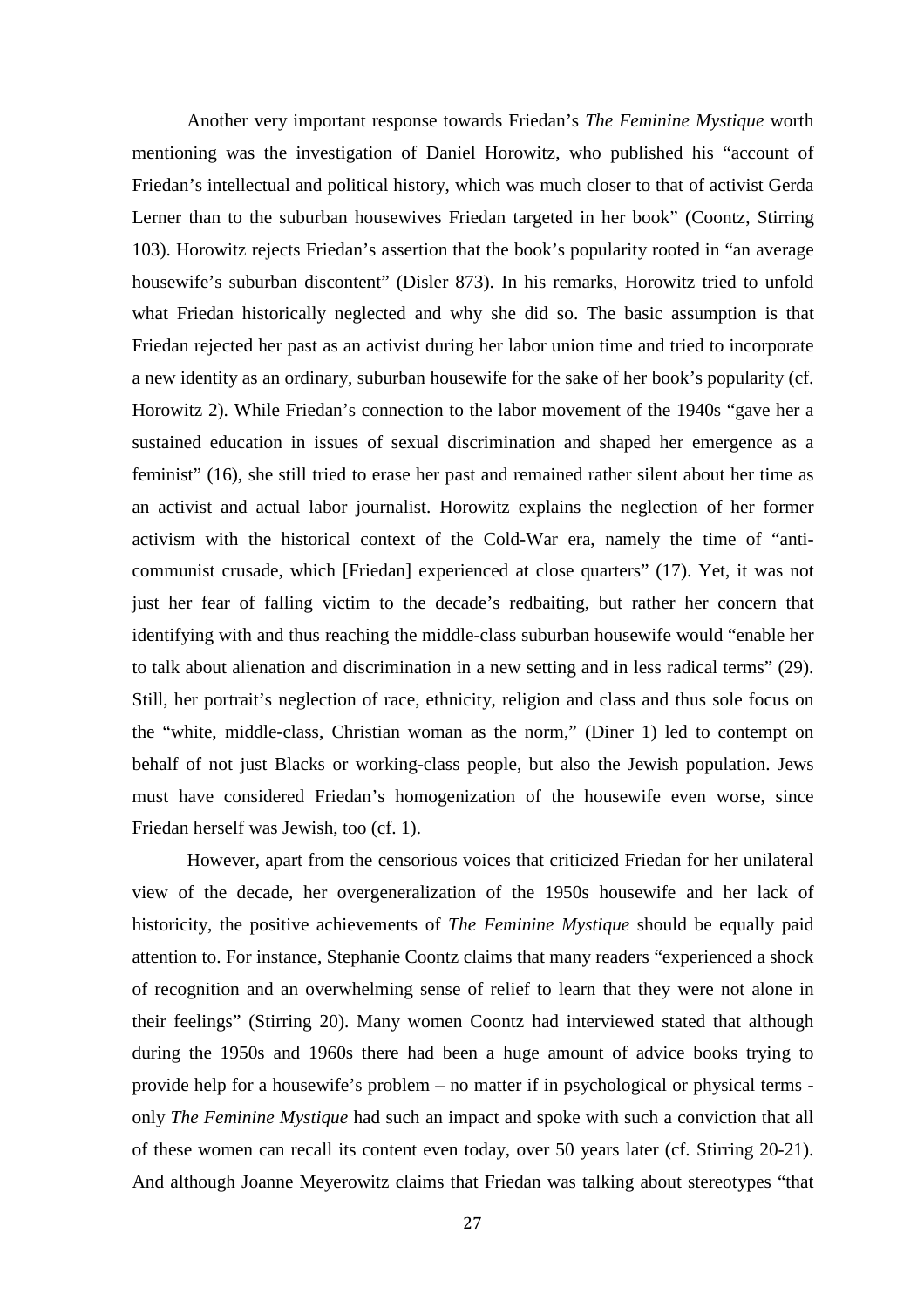Another very important response towards Friedan's *The Feminine Mystique* worth mentioning was the investigation of Daniel Horowitz, who published his "account of Friedan's intellectual and political history, which was much closer to that of activist Gerda Lerner than to the suburban housewives Friedan targeted in her book" (Coontz, Stirring 103). Horowitz rejects Friedan's assertion that the book's popularity rooted in "an average housewife's suburban discontent" (Disler 873). In his remarks, Horowitz tried to unfold what Friedan historically neglected and why she did so. The basic assumption is that Friedan rejected her past as an activist during her labor union time and tried to incorporate a new identity as an ordinary, suburban housewife for the sake of her book's popularity (cf. Horowitz 2). While Friedan's connection to the labor movement of the 1940s "gave her a sustained education in issues of sexual discrimination and shaped her emergence as a feminist" (16), she still tried to erase her past and remained rather silent about her time as an activist and actual labor journalist. Horowitz explains the neglection of her former activism with the historical context of the Cold-War era, namely the time of "anti-communist crusade, which [Friedan] experienced at close quarters" (17). Yet, it was not just her fear of falling victim to the decade's redbaiting, but rather her concern that identifying with and thus reaching the middle-class suburban housewife would "enable her to talk about alienation and discrimination in a new setting and in less radical terms" (29). Still, her portrait's neglection of race, ethnicity, religion and class and thus sole focus on the "white, middle-class, Christian woman as the norm," (Diner 1) led to contempt on behalf of not just Blacks or working-class people, but also the Jewish population. Jews must have considered Friedan's homogenization of the housewife even worse, since Friedan herself was Jewish, too (cf. 1).

However, apart from the censorious voices that criticized Friedan for her unilateral view of the decade, her overgeneralization of the 1950s housewife and her lack of historicity, the positive achievements of *The Feminine Mystique* should be equally paid attention to. For instance, Stephanie Coontz claims that many readers "experienced a shock of recognition and an overwhelming sense of relief to learn that they were not alone in their feelings" (Stirring 20). Many women Coontz had interviewed stated that although during the 1950s and 1960s there had been a huge amount of advice books trying to provide help for a housewife's problem – no matter if in psychological or physical terms - only *The Feminine Mystique* had such an impact and spoke with such a conviction that all of these women can recall its content even today, over 50 years later (cf. Stirring 20-21). And although Joanne Meyerowitz claims that Friedan was talking about stereotypes "that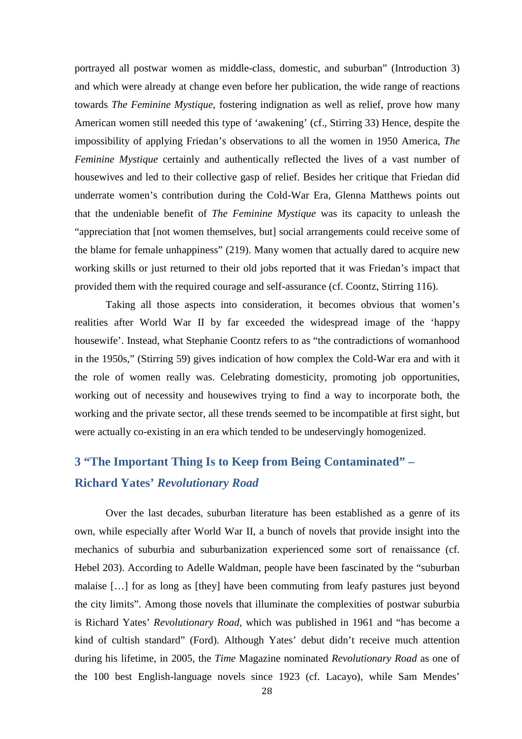portrayed all postwar women as middle-class, domestic, and suburban" (Introduction 3) and which were already at change even before her publication, the wide range of reactions towards *The Feminine Mystique*, fostering indignation as well as relief, prove how many American women still needed this type of 'awakening' (cf., Stirring 33) Hence, despite the impossibility of applying Friedan's observations to all the women in 1950 America, *The Feminine Mystique* certainly and authentically reflected the lives of a vast number of housewives and led to their collective gasp of relief. Besides her critique that Friedan did underrate women's contribution during the Cold-War Era, Glenna Matthews points out that the undeniable benefit of *The Feminine Mystique* was its capacity to unleash the "appreciation that [not women themselves, but] social arrangements could receive some of the blame for female unhappiness" (219). Many women that actually dared to acquire new working skills or just returned to their old jobs reported that it was Friedan's impact that provided them with the required courage and self-assurance (cf. Coontz, Stirring 116).

Taking all those aspects into consideration, it becomes obvious that women's realities after World War II by far exceeded the widespread image of the 'happy housewife'. Instead, what Stephanie Coontz refers to as "the contradictions of womanhood in the 1950s," (Stirring 59) gives indication of how complex the Cold-War era and with it the role of women really was. Celebrating domesticity, promoting job opportunities, working out of necessity and housewives trying to find a way to incorporate both, the working and the private sector, all these trends seemed to be incompatible at first sight, but were actually co-existing in an era which tended to be undeservingly homogenized.

# 3 "The Important Thing Is to Keep from Being Contaminated" – Richard Yates' *Revolutionary Road*

Over the last decades, suburban literature has been established as a genre of its own, while especially after World War II, a bunch of novels that provide insight into the mechanics of suburbia and suburbanization experienced some sort of renaissance (cf. Hebel 203). According to Adelle Waldman, people have been fascinated by the "suburban malaise […] for as long as [they] have been commuting from leafy pastures just beyond the city limits". Among those novels that illuminate the complexities of postwar suburbia is Richard Yates' *Revolutionary Road*, which was published in 1961 and "has become a kind of cultish standard" (Ford). Although Yates' debut didn't receive much attention during his lifetime, in 2005, the *Time* Magazine nominated *Revolutionary Road* as one of the 100 best English-language novels since 1923 (cf. Lacayo), while Sam Mendes'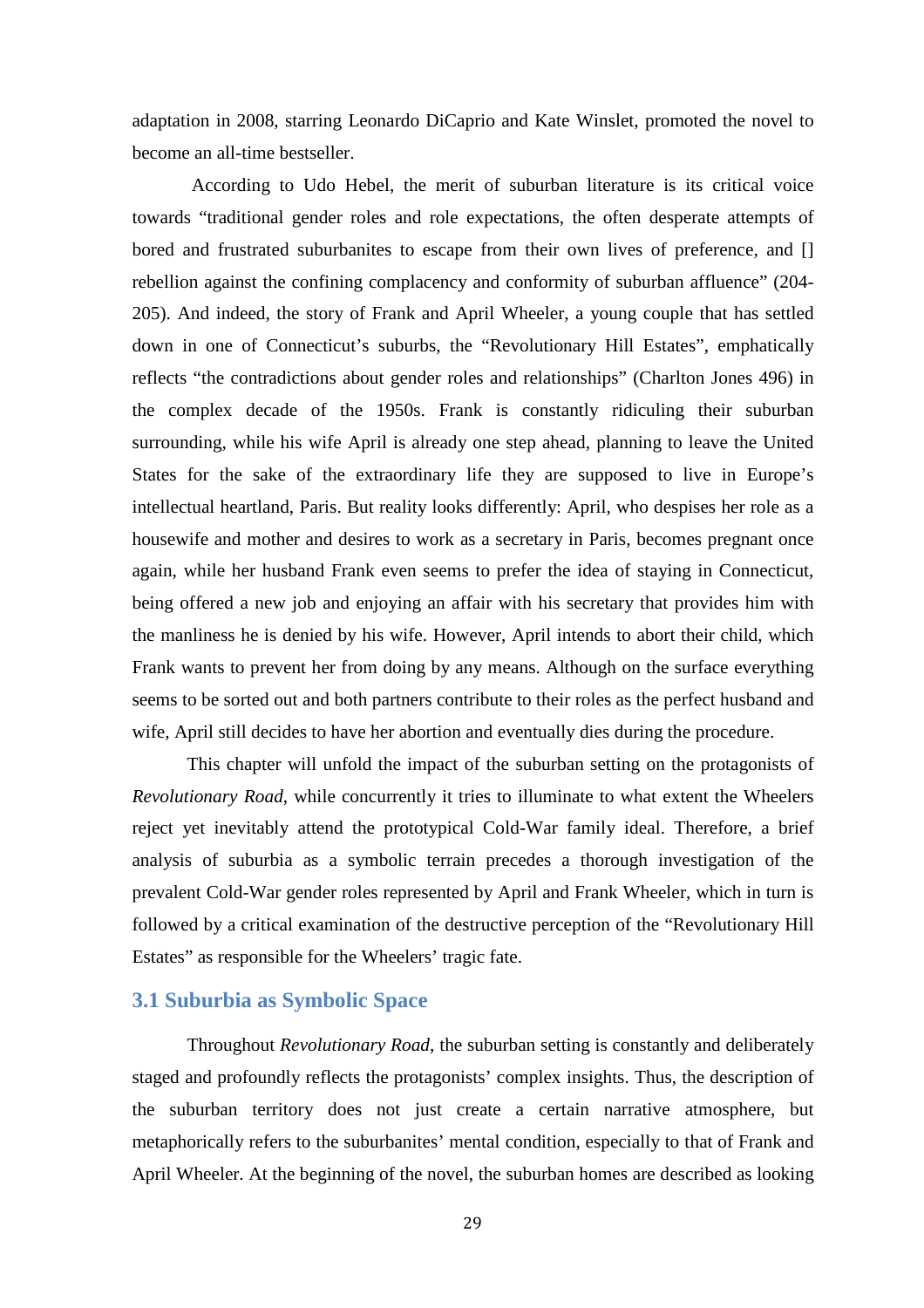adaptation in 2008, starring Leonardo DiCaprio and Kate Winslet, promoted the novel to become an all-time bestseller.

According to Udo Hebel, the merit of suburban literature is its critical voice towards "traditional gender roles and role expectations, the often desperate attempts of bored and frustrated suburbanites to escape from their own lives of preference, and [] rebellion against the confining complacency and conformity of suburban affluence" (204-205). And indeed, the story of Frank and April Wheeler, a young couple that has settled down in one of Connecticut's suburbs, the "Revolutionary Hill Estates", emphatically reflects "the contradictions about gender roles and relationships" (Charlton Jones 496) in the complex decade of the 1950s. Frank is constantly ridiculing their suburban surrounding, while his wife April is already one step ahead, planning to leave the United States for the sake of the extraordinary life they are supposed to live in Europe's intellectual heartland, Paris. But reality looks differently: April, who despises her role as a housewife and mother and desires to work as a secretary in Paris, becomes pregnant once again, while her husband Frank even seems to prefer the idea of staying in Connecticut, being offered a new job and enjoying an affair with his secretary that provides him with the manliness he is denied by his wife. However, April intends to abort their child, which Frank wants to prevent her from doing by any means. Although on the surface everything seems to be sorted out and both partners contribute to their roles as the perfect husband and wife, April still decides to have her abortion and eventually dies during the procedure.

This chapter will unfold the impact of the suburban setting on the protagonists of *Revolutionary Road*, while concurrently it tries to illuminate to what extent the Wheelers reject yet inevitably attend the prototypical Cold-War family ideal. Therefore, a brief analysis of suburbia as a symbolic terrain precedes a thorough investigation of the prevalent Cold-War gender roles represented by April and Frank Wheeler, which in turn is followed by a critical examination of the destructive perception of the "Revolutionary Hill Estates" as responsible for the Wheelers' tragic fate.

## 3.1 Suburbia as Symbolic Space

Throughout *Revolutionary Road*, the suburban setting is constantly and deliberately staged and profoundly reflects the protagonists' complex insights. Thus, the description of the suburban territory does not just create a certain narrative atmosphere, but metaphorically refers to the suburbanites' mental condition, especially to that of Frank and April Wheeler. At the beginning of the novel, the suburban homes are described as looking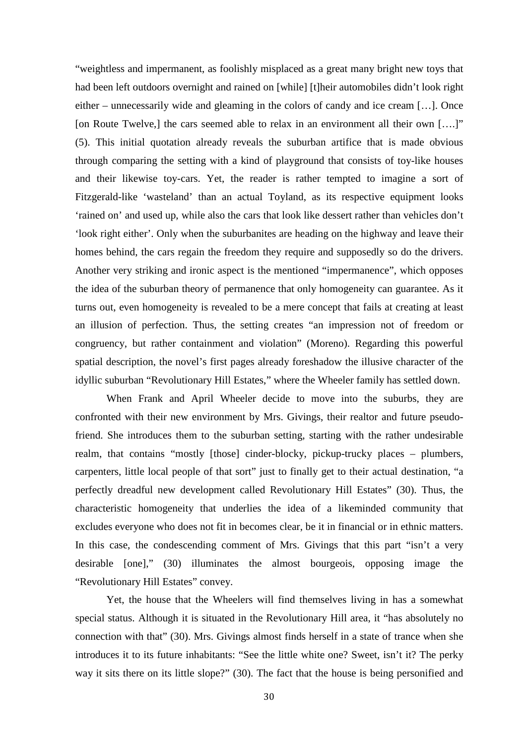"weightless and impermanent, as foolishly misplaced as a great many bright new toys that had been left outdoors overnight and rained on [while] [t]heir automobiles didn't look right either – unnecessarily wide and gleaming in the colors of candy and ice cream […]. Once [on Route Twelve,] the cars seemed able to relax in an environment all their own [….]" (5). This initial quotation already reveals the suburban artifice that is made obvious through comparing the setting with a kind of playground that consists of toy-like houses and their likewise toy-cars. Yet, the reader is rather tempted to imagine a sort of Fitzgerald-like 'wasteland' than an actual Toyland, as its respective equipment looks 'rained on' and used up, while also the cars that look like dessert rather than vehicles don't 'look right either'. Only when the suburbanites are heading on the highway and leave their homes behind, the cars regain the freedom they require and supposedly so do the drivers. Another very striking and ironic aspect is the mentioned "impermanence", which opposes the idea of the suburban theory of permanence that only homogeneity can guarantee. As it turns out, even homogeneity is revealed to be a mere concept that fails at creating at least an illusion of perfection. Thus, the setting creates "an impression not of freedom or congruency, but rather containment and violation" (Moreno). Regarding this powerful spatial description, the novel's first pages already foreshadow the illusive character of the idyllic suburban "Revolutionary Hill Estates," where the Wheeler family has settled down.

When Frank and April Wheeler decide to move into the suburbs, they are confronted with their new environment by Mrs. Givings, their realtor and future pseudo-friend. She introduces them to the suburban setting, starting with the rather undesirable realm, that contains "mostly [those] cinder-blocky, pickup-trucky places – plumbers, carpenters, little local people of that sort" just to finally get to their actual destination, "a perfectly dreadful new development called Revolutionary Hill Estates" (30). Thus, the characteristic homogeneity that underlies the idea of a likeminded community that excludes everyone who does not fit in becomes clear, be it in financial or in ethnic matters. In this case, the condescending comment of Mrs. Givings that this part "isn't a very desirable [one]," (30) illuminates the almost bourgeois, opposing image the "Revolutionary Hill Estates" convey.

Yet, the house that the Wheelers will find themselves living in has a somewhat special status. Although it is situated in the Revolutionary Hill area, it "has absolutely no connection with that" (30). Mrs. Givings almost finds herself in a state of trance when she introduces it to its future inhabitants: "See the little white one? Sweet, isn't it? The perky way it sits there on its little slope?" (30). The fact that the house is being personified and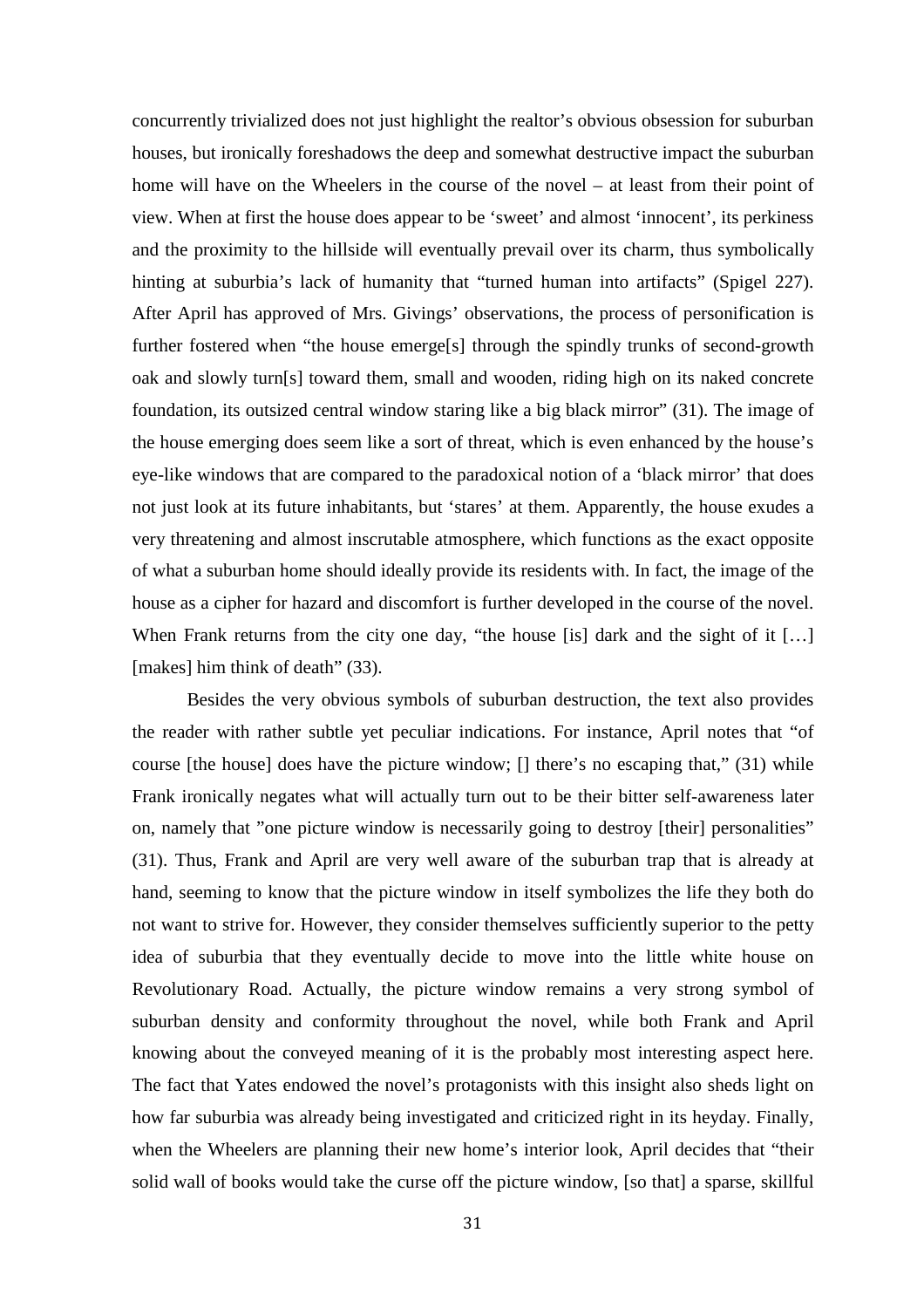concurrently trivialized does not just highlight the realtor's obvious obsession for suburban houses, but ironically foreshadows the deep and somewhat destructive impact the suburban home will have on the Wheelers in the course of the novel – at least from their point of view. When at first the house does appear to be 'sweet' and almost 'innocent', its perkiness and the proximity to the hillside will eventually prevail over its charm, thus symbolically hinting at suburbia's lack of humanity that "turned human into artifacts" (Spigel 227). After April has approved of Mrs. Givings' observations, the process of personification is further fostered when "the house emerge[s] through the spindly trunks of second-growth oak and slowly turn[s] toward them, small and wooden, riding high on its naked concrete foundation, its outsized central window staring like a big black mirror" (31). The image of the house emerging does seem like a sort of threat, which is even enhanced by the house's eye-like windows that are compared to the paradoxical notion of a 'black mirror' that does not just look at its future inhabitants, but 'stares' at them. Apparently, the house exudes a very threatening and almost inscrutable atmosphere, which functions as the exact opposite of what a suburban home should ideally provide its residents with. In fact, the image of the house as a cipher for hazard and discomfort is further developed in the course of the novel. When Frank returns from the city one day, "the house [is] dark and the sight of it […] [makes] him think of death" (33).

Besides the very obvious symbols of suburban destruction, the text also provides the reader with rather subtle yet peculiar indications. For instance, April notes that "of course [the house] does have the picture window; [] there's no escaping that," (31) while Frank ironically negates what will actually turn out to be their bitter self-awareness later on, namely that "one picture window is necessarily going to destroy [their] personalities" (31). Thus, Frank and April are very well aware of the suburban trap that is already at hand, seeming to know that the picture window in itself symbolizes the life they both do not want to strive for. However, they consider themselves sufficiently superior to the petty idea of suburbia that they eventually decide to move into the little white house on Revolutionary Road. Actually, the picture window remains a very strong symbol of suburban density and conformity throughout the novel, while both Frank and April knowing about the conveyed meaning of it is the probably most interesting aspect here. The fact that Yates endowed the novel's protagonists with this insight also sheds light on how far suburbia was already being investigated and criticized right in its heyday. Finally, when the Wheelers are planning their new home's interior look, April decides that "their solid wall of books would take the curse off the picture window, [so that] a sparse, skillful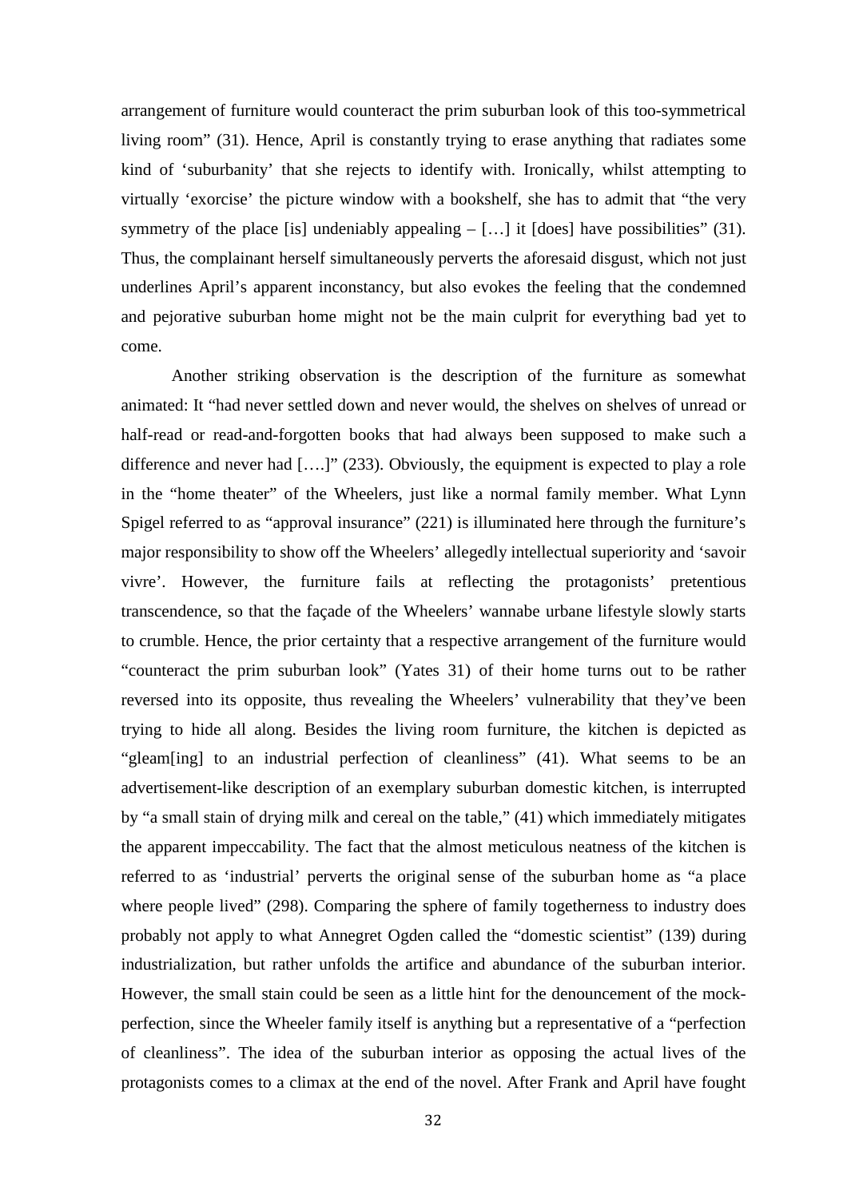arrangement of furniture would counteract the prim suburban look of this too-symmetrical living room" (31). Hence, April is constantly trying to erase anything that radiates some kind of 'suburbanity' that she rejects to identify with. Ironically, whilst attempting to virtually 'exorcise' the picture window with a bookshelf, she has to admit that "the very symmetry of the place [is] undeniably appealing – […] it [does] have possibilities" (31). Thus, the complainant herself simultaneously perverts the aforesaid disgust, which not just underlines April's apparent inconstancy, but also evokes the feeling that the condemned and pejorative suburban home might not be the main culprit for everything bad yet to come.

Another striking observation is the description of the furniture as somewhat animated: It "had never settled down and never would, the shelves on shelves of unread or half-read or read-and-forgotten books that had always been supposed to make such a difference and never had [….]" (233). Obviously, the equipment is expected to play a role in the "home theater" of the Wheelers, just like a normal family member. What Lynn Spigel referred to as "approval insurance" (221) is illuminated here through the furniture's major responsibility to show off the Wheelers' allegedly intellectual superiority and 'savoir vivre'. However, the furniture fails at reflecting the protagonists' pretentious transcendence, so that the façade of the Wheelers' wannabe urbane lifestyle slowly starts to crumble. Hence, the prior certainty that a respective arrangement of the furniture would "counteract the prim suburban look" (Yates 31) of their home turns out to be rather reversed into its opposite, thus revealing the Wheelers' vulnerability that they've been trying to hide all along. Besides the living room furniture, the kitchen is depicted as "gleam[ing] to an industrial perfection of cleanliness" (41). What seems to be an advertisement-like description of an exemplary suburban domestic kitchen, is interrupted by "a small stain of drying milk and cereal on the table," (41) which immediately mitigates the apparent impeccability. The fact that the almost meticulous neatness of the kitchen is referred to as 'industrial' perverts the original sense of the suburban home as "a place where people lived" (298). Comparing the sphere of family togetherness to industry does probably not apply to what Annegret Ogden called the "domestic scientist" (139) during industrialization, but rather unfolds the artifice and abundance of the suburban interior. However, the small stain could be seen as a little hint for the denouncement of the mock-perfection, since the Wheeler family itself is anything but a representative of a "perfection of cleanliness". The idea of the suburban interior as opposing the actual lives of the protagonists comes to a climax at the end of the novel. After Frank and April have fought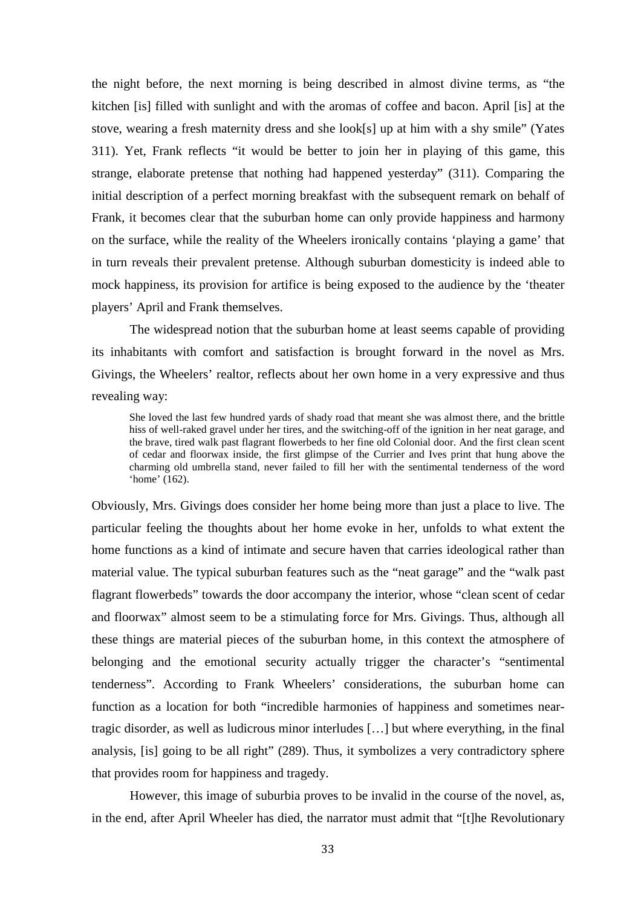the night before, the next morning is being described in almost divine terms, as "the kitchen [is] filled with sunlight and with the aromas of coffee and bacon. April [is] at the stove, wearing a fresh maternity dress and she look[s] up at him with a shy smile" (Yates 311). Yet, Frank reflects "it would be better to join her in playing of this game, this strange, elaborate pretense that nothing had happened yesterday" (311). Comparing the initial description of a perfect morning breakfast with the subsequent remark on behalf of Frank, it becomes clear that the suburban home can only provide happiness and harmony on the surface, while the reality of the Wheelers ironically contains 'playing a game' that in turn reveals their prevalent pretense. Although suburban domesticity is indeed able to mock happiness, its provision for artifice is being exposed to the audience by the 'theater players' April and Frank themselves.

The widespread notion that the suburban home at least seems capable of providing its inhabitants with comfort and satisfaction is brought forward in the novel as Mrs. Givings, the Wheelers' realtor, reflects about her own home in a very expressive and thus revealing way:

> She loved the last few hundred yards of shady road that meant she was almost there, and the brittle hiss of well-raked gravel under her tires, and the switching-off of the ignition in her neat garage, and the brave, tired walk past flagrant flowerbeds to her fine old Colonial door. And the first clean scent of cedar and floorwax inside, the first glimpse of the Currier and Ives print that hung above the charming old umbrella stand, never failed to fill her with the sentimental tenderness of the word 'home' (162).

Obviously, Mrs. Givings does consider her home being more than just a place to live. The particular feeling the thoughts about her home evoke in her, unfolds to what extent the home functions as a kind of intimate and secure haven that carries ideological rather than material value. The typical suburban features such as the "neat garage" and the "walk past flagrant flowerbeds" towards the door accompany the interior, whose "clean scent of cedar and floorwax" almost seem to be a stimulating force for Mrs. Givings. Thus, although all these things are material pieces of the suburban home, in this context the atmosphere of belonging and the emotional security actually trigger the character's "sentimental tenderness". According to Frank Wheelers' considerations, the suburban home can function as a location for both "incredible harmonies of happiness and sometimes near-tragic disorder, as well as ludicrous minor interludes […] but where everything, in the final analysis, [is] going to be all right" (289). Thus, it symbolizes a very contradictory sphere that provides room for happiness and tragedy.

However, this image of suburbia proves to be invalid in the course of the novel, as, in the end, after April Wheeler has died, the narrator must admit that "[t]he Revolutionary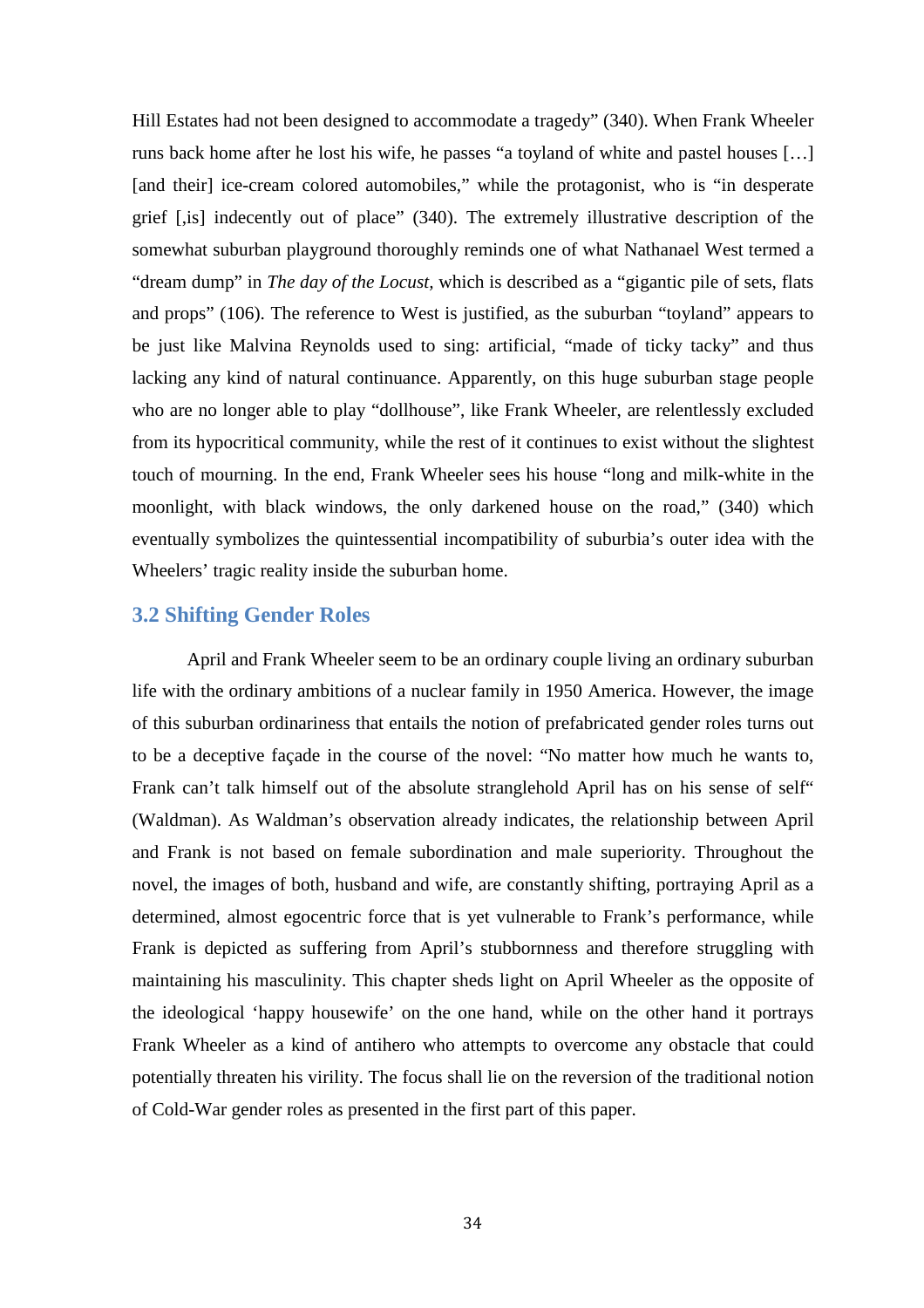Hill Estates had not been designed to accommodate a tragedy" (340). When Frank Wheeler runs back home after he lost his wife, he passes "a toyland of white and pastel houses […] [and their] ice-cream colored automobiles," while the protagonist, who is "in desperate grief [,is] indecently out of place" (340). The extremely illustrative description of the somewhat suburban playground thoroughly reminds one of what Nathanael West termed a "dream dump" in *The day of the Locust*, which is described as a "gigantic pile of sets, flats and props" (106). The reference to West is justified, as the suburban "toyland" appears to be just like Malvina Reynolds used to sing: artificial, "made of ticky tacky" and thus lacking any kind of natural continuance. Apparently, on this huge suburban stage people who are no longer able to play "dollhouse", like Frank Wheeler, are relentlessly excluded from its hypocritical community, while the rest of it continues to exist without the slightest touch of mourning. In the end, Frank Wheeler sees his house "long and milk-white in the moonlight, with black windows, the only darkened house on the road," (340) which eventually symbolizes the quintessential incompatibility of suburbia's outer idea with the Wheelers' tragic reality inside the suburban home.

## 3.2 Shifting Gender Roles

April and Frank Wheeler seem to be an ordinary couple living an ordinary suburban life with the ordinary ambitions of a nuclear family in 1950 America. However, the image of this suburban ordinariness that entails the notion of prefabricated gender roles turns out to be a deceptive façade in the course of the novel: "No matter how much he wants to, Frank can't talk himself out of the absolute stranglehold April has on his sense of self" (Waldman). As Waldman's observation already indicates, the relationship between April and Frank is not based on female subordination and male superiority. Throughout the novel, the images of both, husband and wife, are constantly shifting, portraying April as a determined, almost egocentric force that is yet vulnerable to Frank's performance, while Frank is depicted as suffering from April's stubbornness and therefore struggling with maintaining his masculinity. This chapter sheds light on April Wheeler as the opposite of the ideological 'happy housewife' on the one hand, while on the other hand it portrays Frank Wheeler as a kind of antihero who attempts to overcome any obstacle that could potentially threaten his virility. The focus shall lie on the reversion of the traditional notion of Cold-War gender roles as presented in the first part of this paper.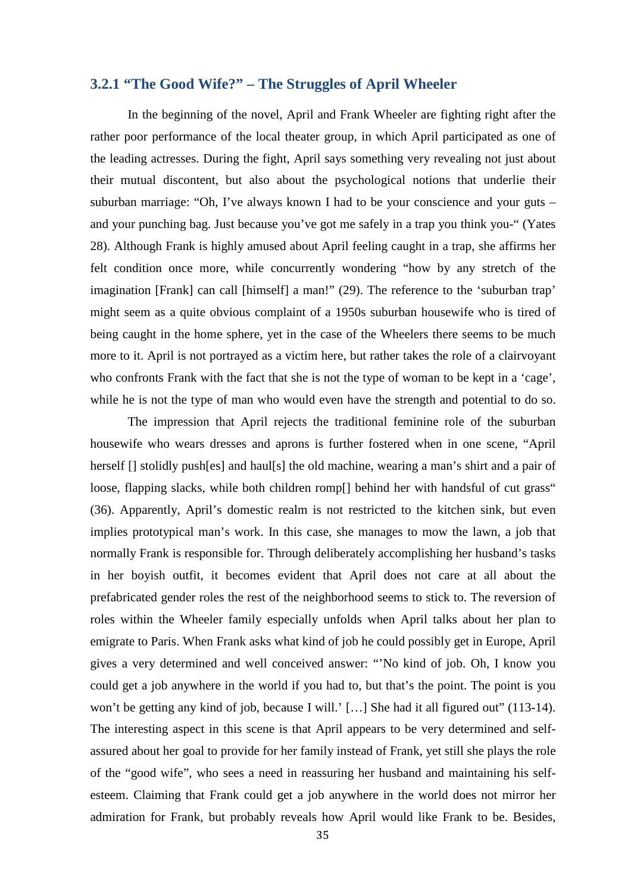### 3.2.1 "The Good Wife?" – The Struggles of April Wheeler

In the beginning of the novel, April and Frank Wheeler are fighting right after the rather poor performance of the local theater group, in which April participated as one of the leading actresses. During the fight, April says something very revealing not just about their mutual discontent, but also about the psychological notions that underlie their suburban marriage: "Oh, I've always known I had to be your conscience and your guts – and your punching bag. Just because you've got me safely in a trap you think you-" (Yates 28). Although Frank is highly amused about April feeling caught in a trap, she affirms her felt condition once more, while concurrently wondering "how by any stretch of the imagination [Frank] can call [himself] a man!" (29). The reference to the 'suburban trap' might seem as a quite obvious complaint of a 1950s suburban housewife who is tired of being caught in the home sphere, yet in the case of the Wheelers there seems to be much more to it. April is not portrayed as a victim here, but rather takes the role of a clairvoyant who confronts Frank with the fact that she is not the type of woman to be kept in a 'cage', while he is not the type of man who would even have the strength and potential to do so.

The impression that April rejects the traditional feminine role of the suburban housewife who wears dresses and aprons is further fostered when in one scene, "April herself [] stolidly push[es] and haul[s] the old machine, wearing a man's shirt and a pair of loose, flapping slacks, while both children romp[] behind her with handsful of cut grass" (36). Apparently, April's domestic realm is not restricted to the kitchen sink, but even implies prototypical man's work. In this case, she manages to mow the lawn, a job that normally Frank is responsible for. Through deliberately accomplishing her husband's tasks in her boyish outfit, it becomes evident that April does not care at all about the prefabricated gender roles the rest of the neighborhood seems to stick to. The reversion of roles within the Wheeler family especially unfolds when April talks about her plan to emigrate to Paris. When Frank asks what kind of job he could possibly get in Europe, April gives a very determined and well conceived answer: "'No kind of job. Oh, I know you could get a job anywhere in the world if you had to, but that's the point. The point is you won't be getting any kind of job, because I will.' […] She had it all figured out" (113-14). The interesting aspect in this scene is that April appears to be very determined and self-assured about her goal to provide for her family instead of Frank, yet still she plays the role of the "good wife", who sees a need in reassuring her husband and maintaining his self-esteem. Claiming that Frank could get a job anywhere in the world does not mirror her admiration for Frank, but probably reveals how April would like Frank to be. Besides,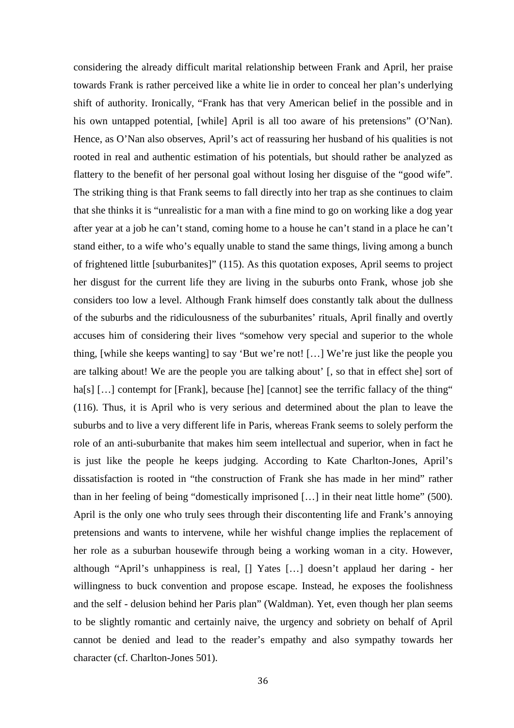considering the already difficult marital relationship between Frank and April, her praise towards Frank is rather perceived like a white lie in order to conceal her plan's underlying shift of authority. Ironically, "Frank has that very American belief in the possible and in his own untapped potential, [while] April is all too aware of his pretensions" (O'Nan). Hence, as O'Nan also observes, April's act of reassuring her husband of his qualities is not rooted in real and authentic estimation of his potentials, but should rather be analyzed as flattery to the benefit of her personal goal without losing her disguise of the "good wife". The striking thing is that Frank seems to fall directly into her trap as she continues to claim that she thinks it is "unrealistic for a man with a fine mind to go on working like a dog year after year at a job he can't stand, coming home to a house he can't stand in a place he can't stand either, to a wife who's equally unable to stand the same things, living among a bunch of frightened little [suburbanites]" (115). As this quotation exposes, April seems to project her disgust for the current life they are living in the suburbs onto Frank, whose job she considers too low a level. Although Frank himself does constantly talk about the dullness of the suburbs and the ridiculousness of the suburbanites' rituals, April finally and overtly accuses him of considering their lives "somehow very special and superior to the whole thing, [while she keeps wanting] to say 'But we're not! […] We're just like the people you are talking about! We are the people you are talking about' [, so that in effect she] sort of ha[s] […] contempt for [Frank], because [he] [cannot] see the terrific fallacy of the thing" (116). Thus, it is April who is very serious and determined about the plan to leave the suburbs and to live a very different life in Paris, whereas Frank seems to solely perform the role of an anti-suburbanite that makes him seem intellectual and superior, when in fact he is just like the people he keeps judging. According to Kate Charlton-Jones, April's dissatisfaction is rooted in "the construction of Frank she has made in her mind" rather than in her feeling of being "domestically imprisoned […] in their neat little home" (500). April is the only one who truly sees through their discontenting life and Frank's annoying pretensions and wants to intervene, while her wishful change implies the replacement of her role as a suburban housewife through being a working woman in a city. However, although "April's unhappiness is real, [] Yates […] doesn't applaud her daring - her willingness to buck convention and propose escape. Instead, he exposes the foolishness and the self - delusion behind her Paris plan" (Waldman). Yet, even though her plan seems to be slightly romantic and certainly naive, the urgency and sobriety on behalf of April cannot be denied and lead to the reader's empathy and also sympathy towards her character (cf. Charlton-Jones 501).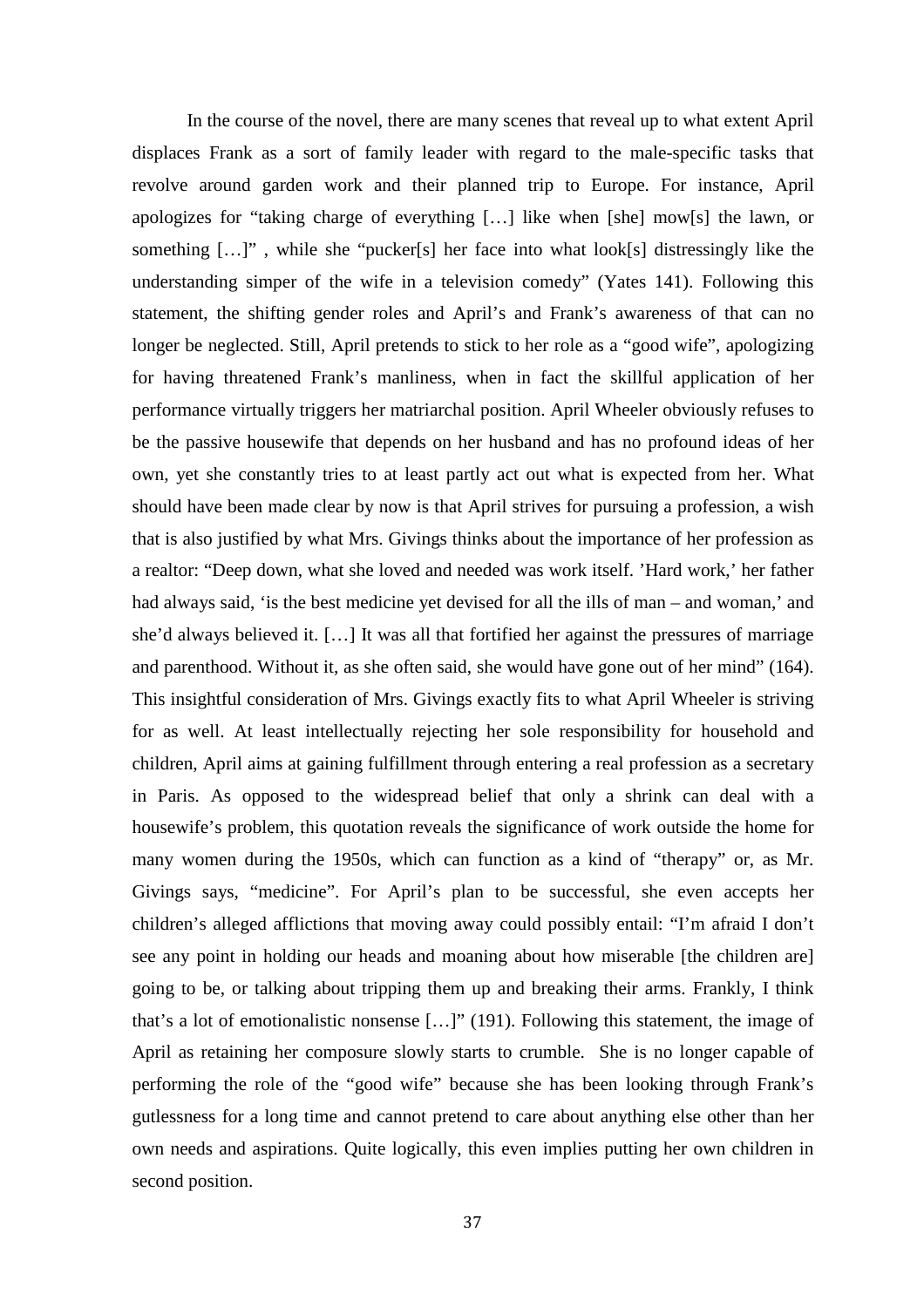In the course of the novel, there are many scenes that reveal up to what extent April displaces Frank as a sort of family leader with regard to the male-specific tasks that revolve around garden work and their planned trip to Europe. For instance, April apologizes for "taking charge of everything […] like when [she] mow[s] the lawn, or something […]" , while she "pucker[s] her face into what look[s] distressingly like the understanding simper of the wife in a television comedy" (Yates 141). Following this statement, the shifting gender roles and April's and Frank's awareness of that can no longer be neglected. Still, April pretends to stick to her role as a "good wife", apologizing for having threatened Frank's manliness, when in fact the skillful application of her performance virtually triggers her matriarchal position. April Wheeler obviously refuses to be the passive housewife that depends on her husband and has no profound ideas of her own, yet she constantly tries to at least partly act out what is expected from her. What should have been made clear by now is that April strives for pursuing a profession, a wish that is also justified by what Mrs. Givings thinks about the importance of her profession as a realtor: "Deep down, what she loved and needed was work itself. 'Hard work,' her father had always said, 'is the best medicine yet devised for all the ills of man – and woman,' and she'd always believed it. […] It was all that fortified her against the pressures of marriage and parenthood. Without it, as she often said, she would have gone out of her mind" (164). This insightful consideration of Mrs. Givings exactly fits to what April Wheeler is striving for as well. At least intellectually rejecting her sole responsibility for household and children, April aims at gaining fulfillment through entering a real profession as a secretary in Paris. As opposed to the widespread belief that only a shrink can deal with a housewife's problem, this quotation reveals the significance of work outside the home for many women during the 1950s, which can function as a kind of "therapy" or, as Mr. Givings says, "medicine". For April's plan to be successful, she even accepts her children's alleged afflictions that moving away could possibly entail: "I'm afraid I don't see any point in holding our heads and moaning about how miserable [the children are] going to be, or talking about tripping them up and breaking their arms. Frankly, I think that's a lot of emotionalistic nonsense […]" (191). Following this statement, the image of April as retaining her composure slowly starts to crumble. She is no longer capable of performing the role of the "good wife" because she has been looking through Frank's gutlessness for a long time and cannot pretend to care about anything else other than her own needs and aspirations. Quite logically, this even implies putting her own children in second position.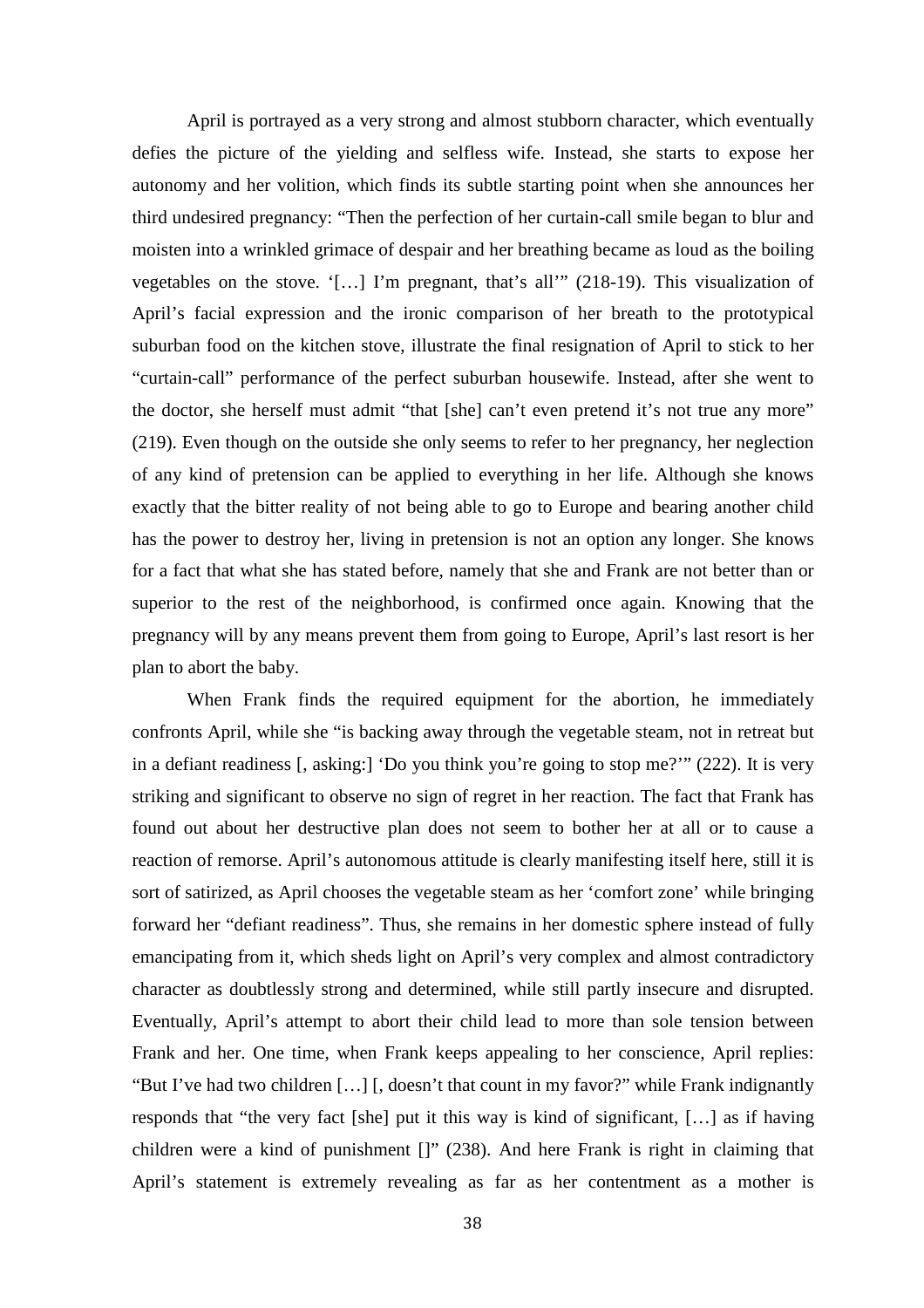April is portrayed as a very strong and almost stubborn character, which eventually defies the picture of the yielding and selfless wife. Instead, she starts to expose her autonomy and her volition, which finds its subtle starting point when she announces her third undesired pregnancy: "Then the perfection of her curtain-call smile began to blur and moisten into a wrinkled grimace of despair and her breathing became as loud as the boiling vegetables on the stove. '[…] I'm pregnant, that's all'" (218-19). This visualization of April's facial expression and the ironic comparison of her breath to the prototypical suburban food on the kitchen stove, illustrate the final resignation of April to stick to her "curtain-call" performance of the perfect suburban housewife. Instead, after she went to the doctor, she herself must admit "that [she] can't even pretend it's not true any more" (219). Even though on the outside she only seems to refer to her pregnancy, her neglection of any kind of pretension can be applied to everything in her life. Although she knows exactly that the bitter reality of not being able to go to Europe and bearing another child has the power to destroy her, living in pretension is not an option any longer. She knows for a fact that what she has stated before, namely that she and Frank are not better than or superior to the rest of the neighborhood, is confirmed once again. Knowing that the pregnancy will by any means prevent them from going to Europe, April's last resort is her plan to abort the baby.

When Frank finds the required equipment for the abortion, he immediately confronts April, while she "is backing away through the vegetable steam, not in retreat but in a defiant readiness [, asking:] 'Do you think you're going to stop me?'" (222). It is very striking and significant to observe no sign of regret in her reaction. The fact that Frank has found out about her destructive plan does not seem to bother her at all or to cause a reaction of remorse. April's autonomous attitude is clearly manifesting itself here, still it is sort of satirized, as April chooses the vegetable steam as her 'comfort zone' while bringing forward her "defiant readiness". Thus, she remains in her domestic sphere instead of fully emancipating from it, which sheds light on April's very complex and almost contradictory character as doubtlessly strong and determined, while still partly insecure and disrupted. Eventually, April's attempt to abort their child lead to more than sole tension between Frank and her. One time, when Frank keeps appealing to her conscience, April replies: "But I've had two children […] [, doesn't that count in my favor?" while Frank indignantly responds that "the very fact [she] put it this way is kind of significant, […] as if having children were a kind of punishment []" (238). And here Frank is right in claiming that April's statement is extremely revealing as far as her contentment as a mother is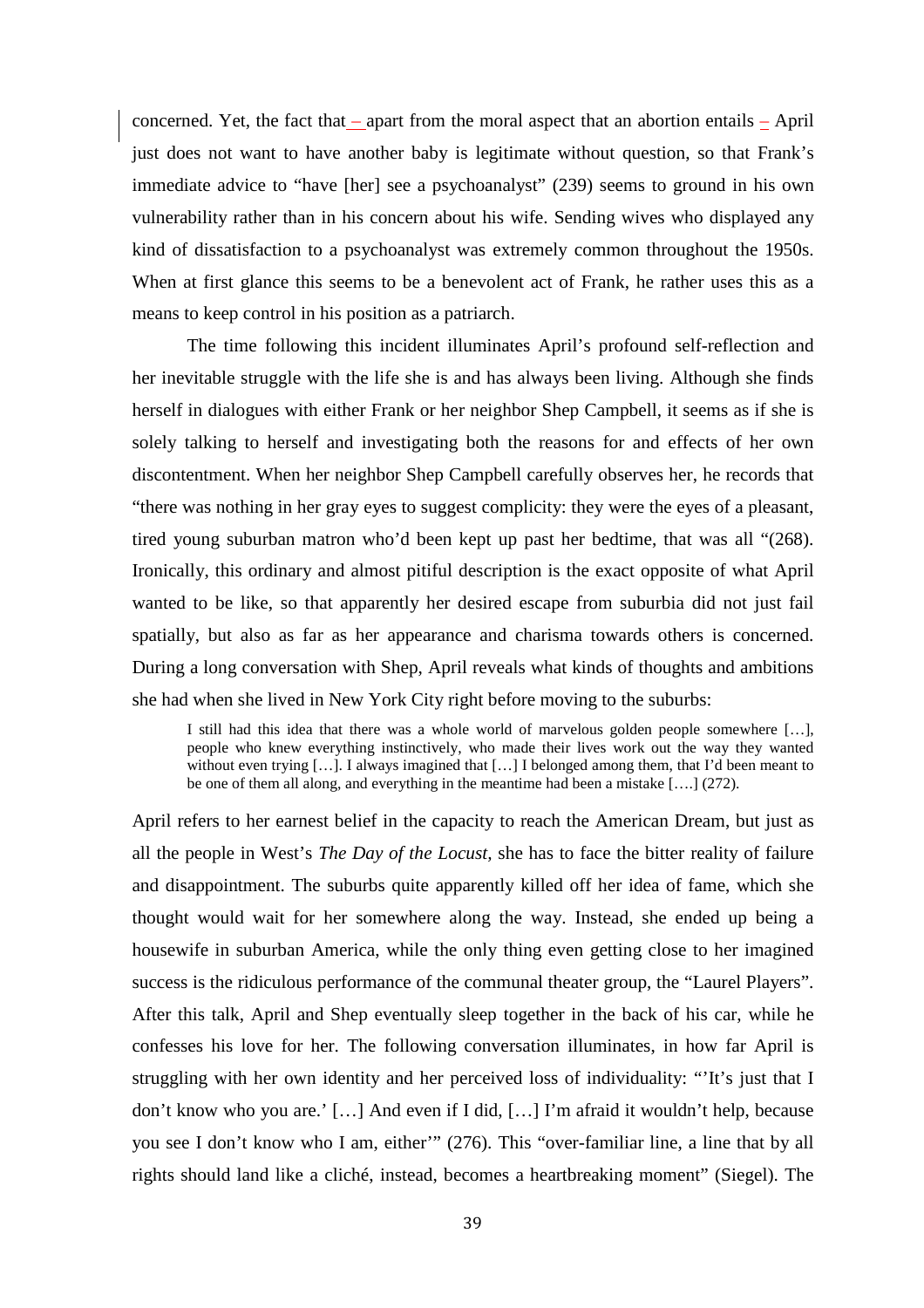concerned. Yet, the fact that – apart from the moral aspect that an abortion entails – April just does not want to have another baby is legitimate without question, so that Frank's immediate advice to "have [her] see a psychoanalyst" (239) seems to ground in his own vulnerability rather than in his concern about his wife. Sending wives who displayed any kind of dissatisfaction to a psychoanalyst was extremely common throughout the 1950s. When at first glance this seems to be a benevolent act of Frank, he rather uses this as a means to keep control in his position as a patriarch.

The time following this incident illuminates April's profound self-reflection and her inevitable struggle with the life she is and has always been living. Although she finds herself in dialogues with either Frank or her neighbor Shep Campbell, it seems as if she is solely talking to herself and investigating both the reasons for and effects of her own discontentment. When her neighbor Shep Campbell carefully observes her, he records that "there was nothing in her gray eyes to suggest complicity: they were the eyes of a pleasant, tired young suburban matron who'd been kept up past her bedtime, that was all "(268). Ironically, this ordinary and almost pitiful description is the exact opposite of what April wanted to be like, so that apparently her desired escape from suburbia did not just fail spatially, but also as far as her appearance and charisma towards others is concerned. During a long conversation with Shep, April reveals what kinds of thoughts and ambitions she had when she lived in New York City right before moving to the suburbs:

> I still had this idea that there was a whole world of marvelous golden people somewhere […], people who knew everything instinctively, who made their lives work out the way they wanted without even trying […]. I always imagined that […] I belonged among them, that I'd been meant to be one of them all along, and everything in the meantime had been a mistake [….] (272).

April refers to her earnest belief in the capacity to reach the American Dream, but just as all the people in West's *The Day of the Locust*, she has to face the bitter reality of failure and disappointment. The suburbs quite apparently killed off her idea of fame, which she thought would wait for her somewhere along the way. Instead, she ended up being a housewife in suburban America, while the only thing even getting close to her imagined success is the ridiculous performance of the communal theater group, the "Laurel Players". After this talk, April and Shep eventually sleep together in the back of his car, while he confesses his love for her. The following conversation illuminates, in how far April is struggling with her own identity and her perceived loss of individuality: "'It's just that I don't know who you are.' […] And even if I did, […] I'm afraid it wouldn't help, because you see I don't know who I am, either'" (276). This "over-familiar line, a line that by all rights should land like a cliché, instead, becomes a heartbreaking moment" (Siegel). The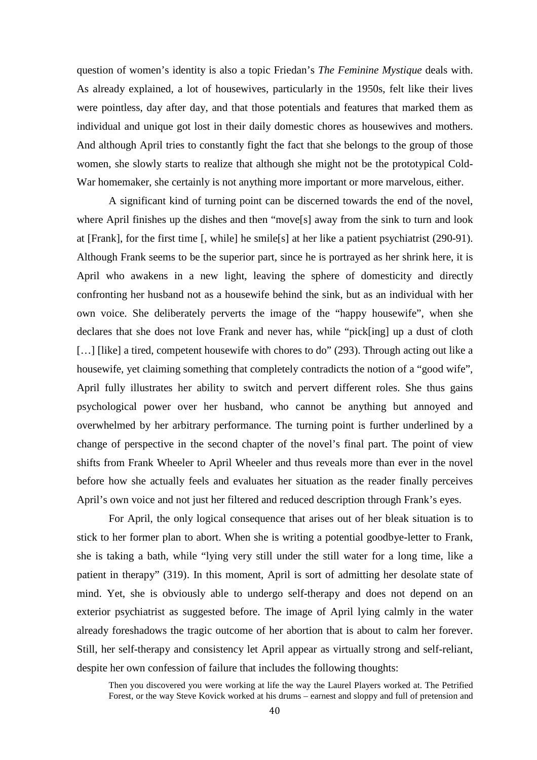question of women's identity is also a topic Friedan's *The Feminine Mystique* deals with. As already explained, a lot of housewives, particularly in the 1950s, felt like their lives were pointless, day after day, and that those potentials and features that marked them as individual and unique got lost in their daily domestic chores as housewives and mothers. And although April tries to constantly fight the fact that she belongs to the group of those women, she slowly starts to realize that although she might not be the prototypical Cold-War homemaker, she certainly is not anything more important or more marvelous, either.

A significant kind of turning point can be discerned towards the end of the novel, where April finishes up the dishes and then "move[s] away from the sink to turn and look at [Frank], for the first time [, while] he smile[s] at her like a patient psychiatrist (290-91). Although Frank seems to be the superior part, since he is portrayed as her shrink here, it is April who awakens in a new light, leaving the sphere of domesticity and directly confronting her husband not as a housewife behind the sink, but as an individual with her own voice. She deliberately perverts the image of the "happy housewife", when she declares that she does not love Frank and never has, while "pick[ing] up a dust of cloth […] [like] a tired, competent housewife with chores to do" (293). Through acting out like a housewife, yet claiming something that completely contradicts the notion of a "good wife", April fully illustrates her ability to switch and pervert different roles. She thus gains psychological power over her husband, who cannot be anything but annoyed and overwhelmed by her arbitrary performance. The turning point is further underlined by a change of perspective in the second chapter of the novel's final part. The point of view shifts from Frank Wheeler to April Wheeler and thus reveals more than ever in the novel before how she actually feels and evaluates her situation as the reader finally perceives April's own voice and not just her filtered and reduced description through Frank's eyes.

For April, the only logical consequence that arises out of her bleak situation is to stick to her former plan to abort. When she is writing a potential goodbye-letter to Frank, she is taking a bath, while "lying very still under the still water for a long time, like a patient in therapy" (319). In this moment, April is sort of admitting her desolate state of mind. Yet, she is obviously able to undergo self-therapy and does not depend on an exterior psychiatrist as suggested before. The image of April lying calmly in the water already foreshadows the tragic outcome of her abortion that is about to calm her forever. Still, her self-therapy and consistency let April appear as virtually strong and self-reliant, despite her own confession of failure that includes the following thoughts:

> Then you discovered you were working at life the way the Laurel Players worked at. The Petrified Forest, or the way Steve Kovick worked at his drums – earnest and sloppy and full of pretension and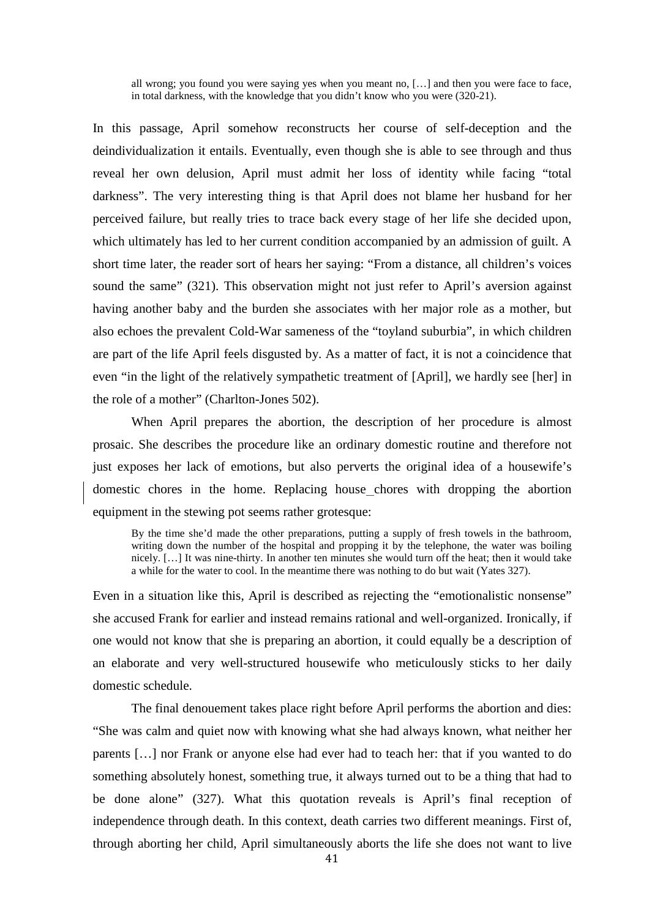> all wrong; you found you were saying yes when you meant no, […] and then you were face to face, in total darkness, with the knowledge that you didn't know who you were (320-21).

In this passage, April somehow reconstructs her course of self-deception and the deindividualization it entails. Eventually, even though she is able to see through and thus reveal her own delusion, April must admit her loss of identity while facing "total darkness". The very interesting thing is that April does not blame her husband for her perceived failure, but really tries to trace back every stage of her life she decided upon, which ultimately has led to her current condition accompanied by an admission of guilt. A short time later, the reader sort of hears her saying: "From a distance, all children's voices sound the same" (321). This observation might not just refer to April's aversion against having another baby and the burden she associates with her major role as a mother, but also echoes the prevalent Cold-War sameness of the "toyland suburbia", in which children are part of the life April feels disgusted by. As a matter of fact, it is not a coincidence that even "in the light of the relatively sympathetic treatment of [April], we hardly see [her] in the role of a mother" (Charlton-Jones 502).

When April prepares the abortion, the description of her procedure is almost prosaic. She describes the procedure like an ordinary domestic routine and therefore not just exposes her lack of emotions, but also perverts the original idea of a housewife's domestic chores in the home. Replacing house_chores with dropping the abortion equipment in the stewing pot seems rather grotesque:

> By the time she'd made the other preparations, putting a supply of fresh towels in the bathroom, writing down the number of the hospital and propping it by the telephone, the water was boiling nicely. […] It was nine-thirty. In another ten minutes she would turn off the heat; then it would take a while for the water to cool. In the meantime there was nothing to do but wait (Yates 327).

Even in a situation like this, April is described as rejecting the "emotionalistic nonsense" she accused Frank for earlier and instead remains rational and well-organized. Ironically, if one would not know that she is preparing an abortion, it could equally be a description of an elaborate and very well-structured housewife who meticulously sticks to her daily domestic schedule.

The final denouement takes place right before April performs the abortion and dies: "She was calm and quiet now with knowing what she had always known, what neither her parents […] nor Frank or anyone else had ever had to teach her: that if you wanted to do something absolutely honest, something true, it always turned out to be a thing that had to be done alone" (327). What this quotation reveals is April's final reception of independence through death. In this context, death carries two different meanings. First of, through aborting her child, April simultaneously aborts the life she does not want to live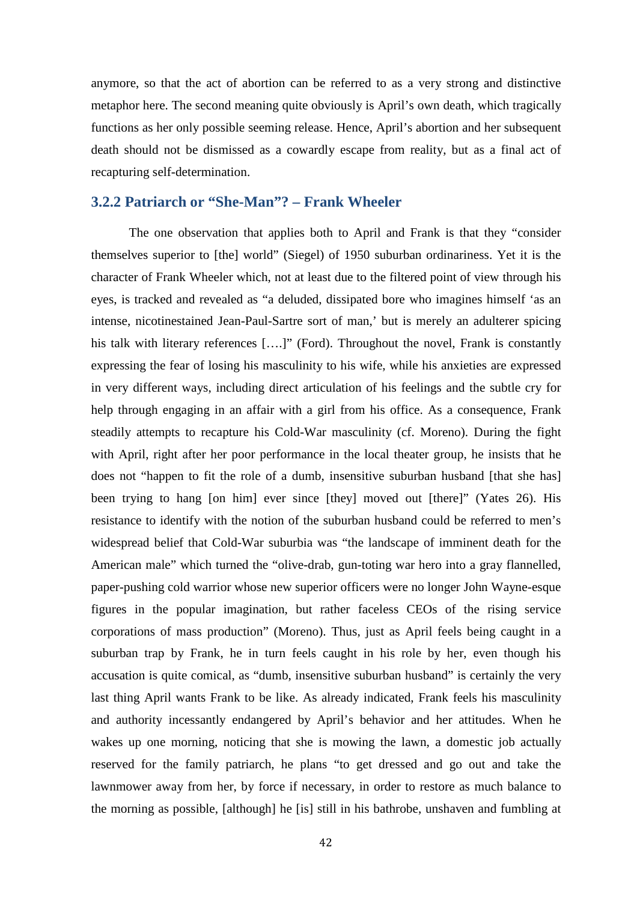anymore, so that the act of abortion can be referred to as a very strong and distinctive metaphor here. The second meaning quite obviously is April's own death, which tragically functions as her only possible seeming release. Hence, April's abortion and her subsequent death should not be dismissed as a cowardly escape from reality, but as a final act of recapturing self-determination.

### 3.2.2 Patriarch or "She-Man"? – Frank Wheeler

The one observation that applies both to April and Frank is that they "consider themselves superior to [the] world" (Siegel) of 1950 suburban ordinariness. Yet it is the character of Frank Wheeler which, not at least due to the filtered point of view through his eyes, is tracked and revealed as "a deluded, dissipated bore who imagines himself 'as an intense, nicotinestained Jean-Paul-Sartre sort of man,' but is merely an adulterer spicing his talk with literary references [….]" (Ford). Throughout the novel, Frank is constantly expressing the fear of losing his masculinity to his wife, while his anxieties are expressed in very different ways, including direct articulation of his feelings and the subtle cry for help through engaging in an affair with a girl from his office. As a consequence, Frank steadily attempts to recapture his Cold-War masculinity (cf. Moreno). During the fight with April, right after her poor performance in the local theater group, he insists that he does not "happen to fit the role of a dumb, insensitive suburban husband [that she has] been trying to hang [on him] ever since [they] moved out [there]" (Yates 26). His resistance to identify with the notion of the suburban husband could be referred to men's widespread belief that Cold-War suburbia was "the landscape of imminent death for the American male" which turned the "olive-drab, gun-toting war hero into a gray flannelled, paper-pushing cold warrior whose new superior officers were no longer John Wayne-esque figures in the popular imagination, but rather faceless CEOs of the rising service corporations of mass production" (Moreno). Thus, just as April feels being caught in a suburban trap by Frank, he in turn feels caught in his role by her, even though his accusation is quite comical, as "dumb, insensitive suburban husband" is certainly the very last thing April wants Frank to be like. As already indicated, Frank feels his masculinity and authority incessantly endangered by April's behavior and her attitudes. When he wakes up one morning, noticing that she is mowing the lawn, a domestic job actually reserved for the family patriarch, he plans "to get dressed and go out and take the lawnmower away from her, by force if necessary, in order to restore as much balance to the morning as possible, [although] he [is] still in his bathrobe, unshaven and fumbling at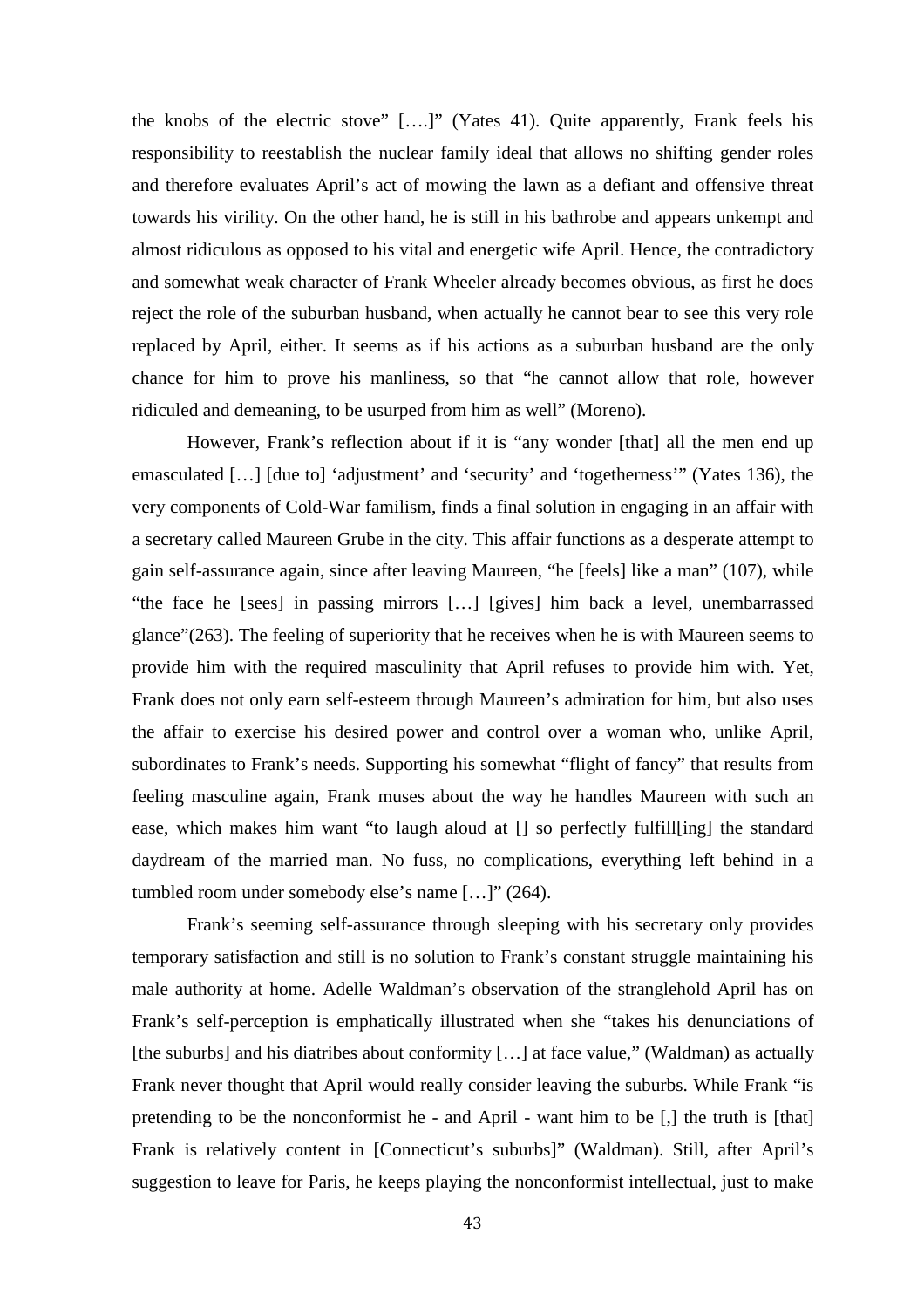the knobs of the electric stove" [….]" (Yates 41). Quite apparently, Frank feels his responsibility to reestablish the nuclear family ideal that allows no shifting gender roles and therefore evaluates April's act of mowing the lawn as a defiant and offensive threat towards his virility. On the other hand, he is still in his bathrobe and appears unkempt and almost ridiculous as opposed to his vital and energetic wife April. Hence, the contradictory and somewhat weak character of Frank Wheeler already becomes obvious, as first he does reject the role of the suburban husband, when actually he cannot bear to see this very role replaced by April, either. It seems as if his actions as a suburban husband are the only chance for him to prove his manliness, so that "he cannot allow that role, however ridiculed and demeaning, to be usurped from him as well" (Moreno).

However, Frank's reflection about if it is "any wonder [that] all the men end up emasculated […] [due to] 'adjustment' and 'security' and 'togetherness'" (Yates 136), the very components of Cold-War familism, finds a final solution in engaging in an affair with a secretary called Maureen Grube in the city. This affair functions as a desperate attempt to gain self-assurance again, since after leaving Maureen, "he [feels] like a man" (107), while "the face he [sees] in passing mirrors […] [gives] him back a level, unembarrassed glance"(263). The feeling of superiority that he receives when he is with Maureen seems to provide him with the required masculinity that April refuses to provide him with. Yet, Frank does not only earn self-esteem through Maureen's admiration for him, but also uses the affair to exercise his desired power and control over a woman who, unlike April, subordinates to Frank's needs. Supporting his somewhat "flight of fancy" that results from feeling masculine again, Frank muses about the way he handles Maureen with such an ease, which makes him want "to laugh aloud at [] so perfectly fulfill[ing] the standard daydream of the married man. No fuss, no complications, everything left behind in a tumbled room under somebody else's name […]" (264).

Frank's seeming self-assurance through sleeping with his secretary only provides temporary satisfaction and still is no solution to Frank's constant struggle maintaining his male authority at home. Adelle Waldman's observation of the stranglehold April has on Frank's self-perception is emphatically illustrated when she "takes his denunciations of [the suburbs] and his diatribes about conformity […] at face value," (Waldman) as actually Frank never thought that April would really consider leaving the suburbs. While Frank "is pretending to be the nonconformist he - and April - want him to be [,] the truth is [that] Frank is relatively content in [Connecticut's suburbs]" (Waldman). Still, after April's suggestion to leave for Paris, he keeps playing the nonconformist intellectual, just to make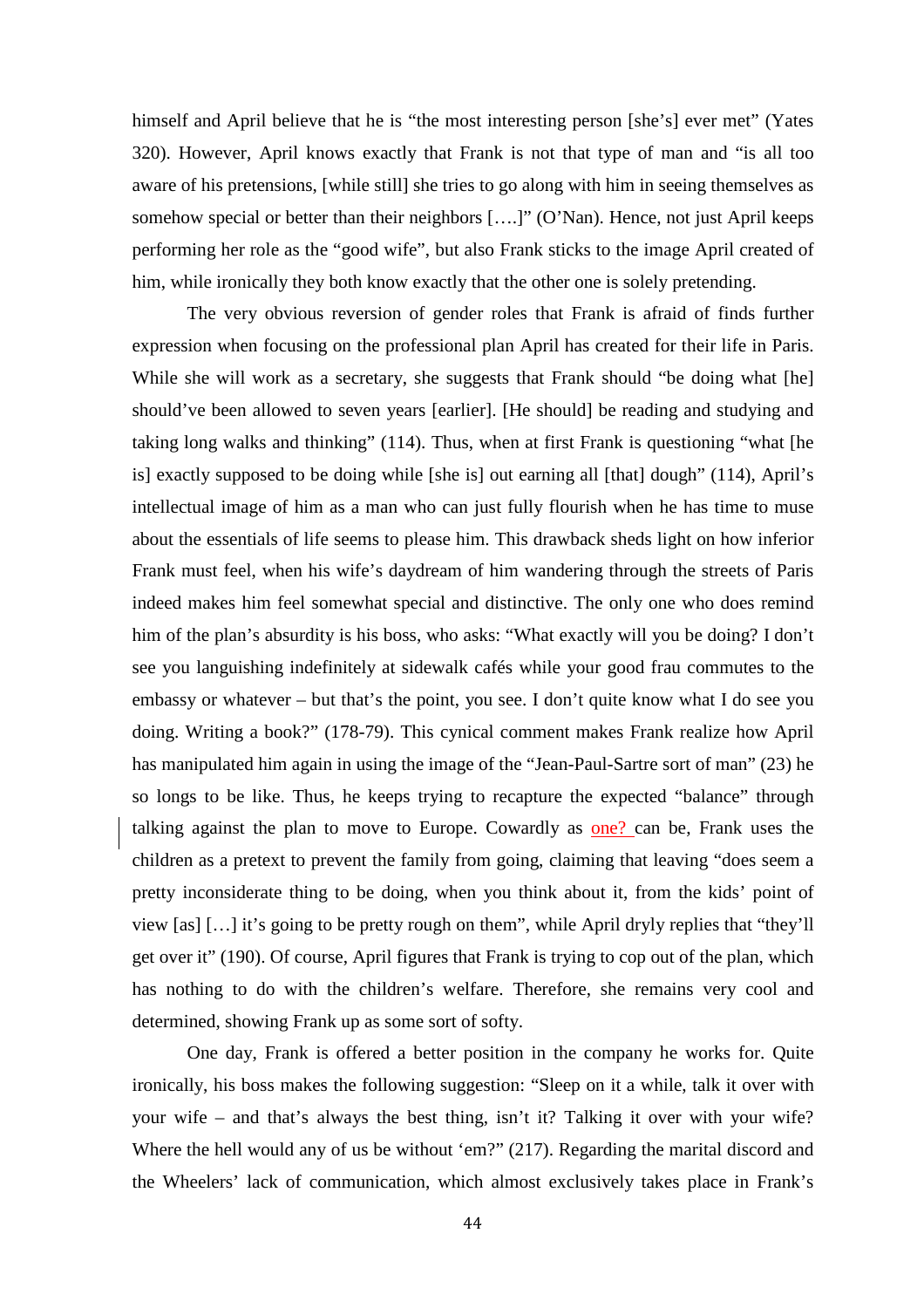himself and April believe that he is “the most interesting person [she’s] ever met” (Yates 320). However, April knows exactly that Frank is not that type of man and “is all too aware of his pretensions, [while still] she tries to go along with him in seeing themselves as somehow special or better than their neighbors [….]” (O’Nan). Hence, not just April keeps performing her role as the “good wife”, but also Frank sticks to the image April created of him, while ironically they both know exactly that the other one is solely pretending.

The very obvious reversion of gender roles that Frank is afraid of finds further expression when focusing on the professional plan April has created for their life in Paris. While she will work as a secretary, she suggests that Frank should “be doing what [he] should’ve been allowed to seven years [earlier]. [He should] be reading and studying and taking long walks and thinking” (114). Thus, when at first Frank is questioning “what [he is] exactly supposed to be doing while [she is] out earning all [that] dough” (114), April’s intellectual image of him as a man who can just fully flourish when he has time to muse about the essentials of life seems to please him. This drawback sheds light on how inferior Frank must feel, when his wife’s daydream of him wandering through the streets of Paris indeed makes him feel somewhat special and distinctive. The only one who does remind him of the plan’s absurdity is his boss, who asks: “What exactly will you be doing? I don’t see you languishing indefinitely at sidewalk cafés while your good frau commutes to the embassy or whatever – but that’s the point, you see. I don’t quite know what I do see you doing. Writing a book?” (178-79). This cynical comment makes Frank realize how April has manipulated him again in using the image of the “Jean-Paul-Sartre sort of man” (23) he so longs to be like. Thus, he keeps trying to recapture the expected “balance” through talking against the plan to move to Europe. Cowardly as one? can be, Frank uses the children as a pretext to prevent the family from going, claiming that leaving “does seem a pretty inconsiderate thing to be doing, when you think about it, from the kids’ point of view [as] […] it’s going to be pretty rough on them”, while April dryly replies that “they’ll get over it” (190). Of course, April figures that Frank is trying to cop out of the plan, which has nothing to do with the children’s welfare. Therefore, she remains very cool and determined, showing Frank up as some sort of softy.

One day, Frank is offered a better position in the company he works for. Quite ironically, his boss makes the following suggestion: “Sleep on it a while, talk it over with your wife – and that’s always the best thing, isn’t it? Talking it over with your wife? Where the hell would any of us be without ‘em?” (217). Regarding the marital discord and the Wheelers’ lack of communication, which almost exclusively takes place in Frank’s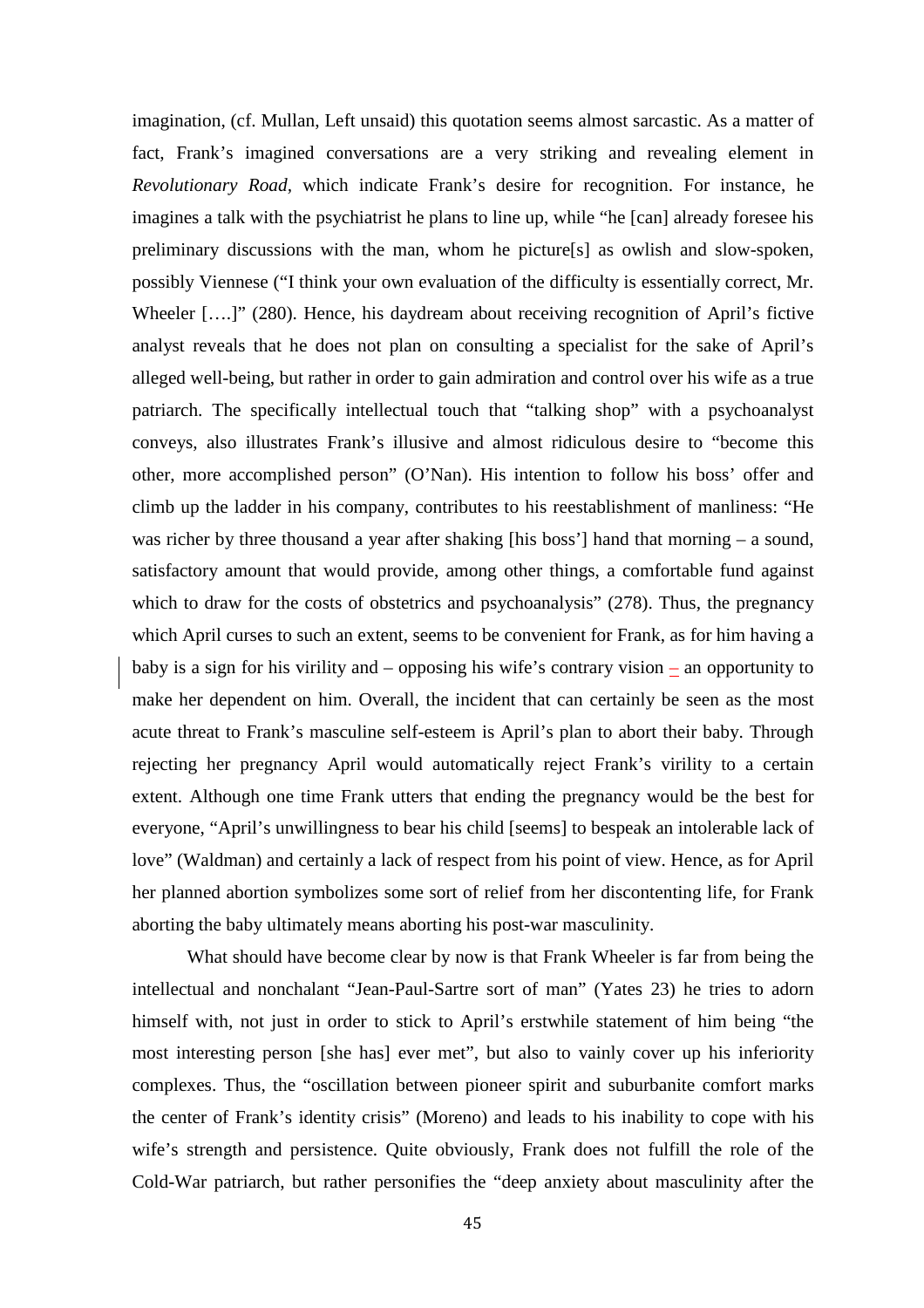imagination, (cf. Mullan, Left unsaid) this quotation seems almost sarcastic. As a matter of fact, Frank's imagined conversations are a very striking and revealing element in *Revolutionary Road*, which indicate Frank's desire for recognition. For instance, he imagines a talk with the psychiatrist he plans to line up, while "he [can] already foresee his preliminary discussions with the man, whom he picture[s] as owlish and slow-spoken, possibly Viennese ("I think your own evaluation of the difficulty is essentially correct, Mr. Wheeler [….]" (280). Hence, his daydream about receiving recognition of April's fictive analyst reveals that he does not plan on consulting a specialist for the sake of April's alleged well-being, but rather in order to gain admiration and control over his wife as a true patriarch. The specifically intellectual touch that "talking shop" with a psychoanalyst conveys, also illustrates Frank's illusive and almost ridiculous desire to "become this other, more accomplished person" (O'Nan). His intention to follow his boss' offer and climb up the ladder in his company, contributes to his reestablishment of manliness: "He was richer by three thousand a year after shaking [his boss'] hand that morning – a sound, satisfactory amount that would provide, among other things, a comfortable fund against which to draw for the costs of obstetrics and psychoanalysis" (278). Thus, the pregnancy which April curses to such an extent, seems to be convenient for Frank, as for him having a baby is a sign for his virility and – opposing his wife's contrary vision – an opportunity to make her dependent on him. Overall, the incident that can certainly be seen as the most acute threat to Frank's masculine self-esteem is April's plan to abort their baby. Through rejecting her pregnancy April would automatically reject Frank's virility to a certain extent. Although one time Frank utters that ending the pregnancy would be the best for everyone, "April's unwillingness to bear his child [seems] to bespeak an intolerable lack of love" (Waldman) and certainly a lack of respect from his point of view. Hence, as for April her planned abortion symbolizes some sort of relief from her discontenting life, for Frank aborting the baby ultimately means aborting his post-war masculinity.

What should have become clear by now is that Frank Wheeler is far from being the intellectual and nonchalant "Jean-Paul-Sartre sort of man" (Yates 23) he tries to adorn himself with, not just in order to stick to April's erstwhile statement of him being "the most interesting person [she has] ever met", but also to vainly cover up his inferiority complexes. Thus, the "oscillation between pioneer spirit and suburbanite comfort marks the center of Frank's identity crisis" (Moreno) and leads to his inability to cope with his wife's strength and persistence. Quite obviously, Frank does not fulfill the role of the Cold-War patriarch, but rather personifies the "deep anxiety about masculinity after the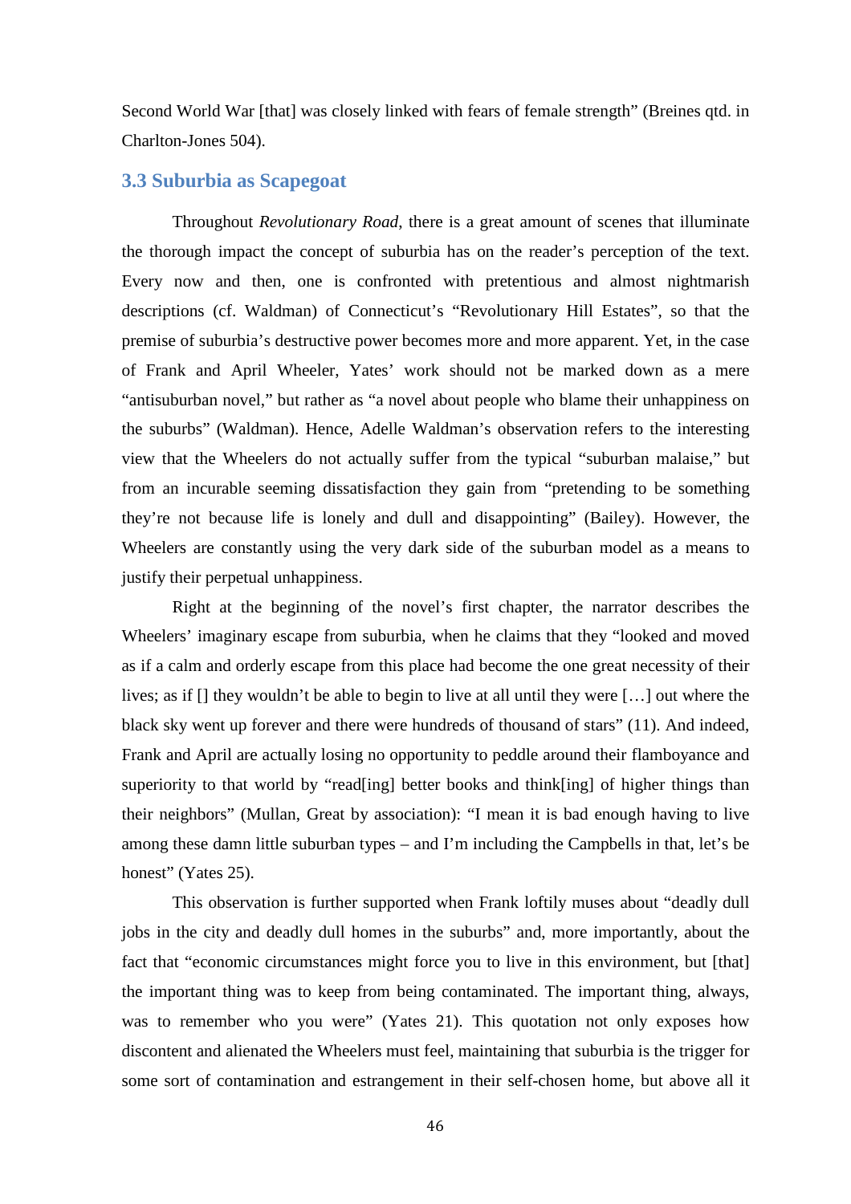Second World War [that] was closely linked with fears of female strength" (Breines qtd. in Charlton-Jones 504).

### 3.3 Suburbia as Scapegoat

Throughout *Revolutionary Road*, there is a great amount of scenes that illuminate the thorough impact the concept of suburbia has on the reader's perception of the text. Every now and then, one is confronted with pretentious and almost nightmarish descriptions (cf. Waldman) of Connecticut's "Revolutionary Hill Estates", so that the premise of suburbia's destructive power becomes more and more apparent. Yet, in the case of Frank and April Wheeler, Yates' work should not be marked down as a mere "antisuburban novel," but rather as "a novel about people who blame their unhappiness on the suburbs" (Waldman). Hence, Adelle Waldman's observation refers to the interesting view that the Wheelers do not actually suffer from the typical "suburban malaise," but from an incurable seeming dissatisfaction they gain from "pretending to be something they're not because life is lonely and dull and disappointing" (Bailey). However, the Wheelers are constantly using the very dark side of the suburban model as a means to justify their perpetual unhappiness.

Right at the beginning of the novel's first chapter, the narrator describes the Wheelers' imaginary escape from suburbia, when he claims that they "looked and moved as if a calm and orderly escape from this place had become the one great necessity of their lives; as if [] they wouldn't be able to begin to live at all until they were […] out where the black sky went up forever and there were hundreds of thousand of stars" (11). And indeed, Frank and April are actually losing no opportunity to peddle around their flamboyance and superiority to that world by "read[ing] better books and think[ing] of higher things than their neighbors" (Mullan, Great by association): "I mean it is bad enough having to live among these damn little suburban types – and I'm including the Campbells in that, let's be honest" (Yates 25).

This observation is further supported when Frank loftily muses about "deadly dull jobs in the city and deadly dull homes in the suburbs" and, more importantly, about the fact that "economic circumstances might force you to live in this environment, but [that] the important thing was to keep from being contaminated. The important thing, always, was to remember who you were" (Yates 21). This quotation not only exposes how discontent and alienated the Wheelers must feel, maintaining that suburbia is the trigger for some sort of contamination and estrangement in their self-chosen home, but above all it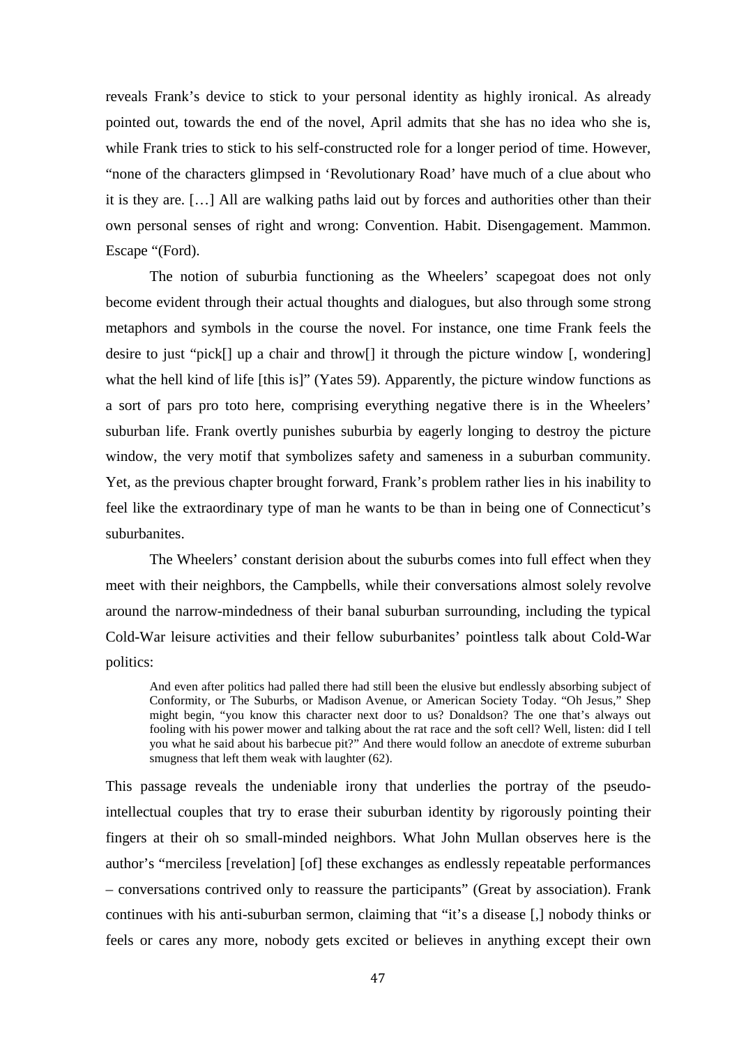reveals Frank's device to stick to your personal identity as highly ironical. As already pointed out, towards the end of the novel, April admits that she has no idea who she is, while Frank tries to stick to his self-constructed role for a longer period of time. However, "none of the characters glimpsed in 'Revolutionary Road' have much of a clue about who it is they are. […] All are walking paths laid out by forces and authorities other than their own personal senses of right and wrong: Convention. Habit. Disengagement. Mammon. Escape "(Ford).

The notion of suburbia functioning as the Wheelers' scapegoat does not only become evident through their actual thoughts and dialogues, but also through some strong metaphors and symbols in the course the novel. For instance, one time Frank feels the desire to just "pick[] up a chair and throw[] it through the picture window [, wondering] what the hell kind of life [this is]" (Yates 59). Apparently, the picture window functions as a sort of pars pro toto here, comprising everything negative there is in the Wheelers' suburban life. Frank overtly punishes suburbia by eagerly longing to destroy the picture window, the very motif that symbolizes safety and sameness in a suburban community. Yet, as the previous chapter brought forward, Frank's problem rather lies in his inability to feel like the extraordinary type of man he wants to be than in being one of Connecticut's suburbanites.

The Wheelers' constant derision about the suburbs comes into full effect when they meet with their neighbors, the Campbells, while their conversations almost solely revolve around the narrow-mindedness of their banal suburban surrounding, including the typical Cold-War leisure activities and their fellow suburbanites' pointless talk about Cold-War politics:

> And even after politics had palled there had still been the elusive but endlessly absorbing subject of Conformity, or The Suburbs, or Madison Avenue, or American Society Today. "Oh Jesus," Shep might begin, "you know this character next door to us? Donaldson? The one that's always out fooling with his power mower and talking about the rat race and the soft cell? Well, listen: did I tell you what he said about his barbecue pit?" And there would follow an anecdote of extreme suburban smugness that left them weak with laughter (62).

This passage reveals the undeniable irony that underlies the portray of the pseudo-intellectual couples that try to erase their suburban identity by rigorously pointing their fingers at their oh so small-minded neighbors. What John Mullan observes here is the author's "merciless [revelation] [of] these exchanges as endlessly repeatable performances – conversations contrived only to reassure the participants" (Great by association). Frank continues with his anti-suburban sermon, claiming that "it's a disease [,] nobody thinks or feels or cares any more, nobody gets excited or believes in anything except their own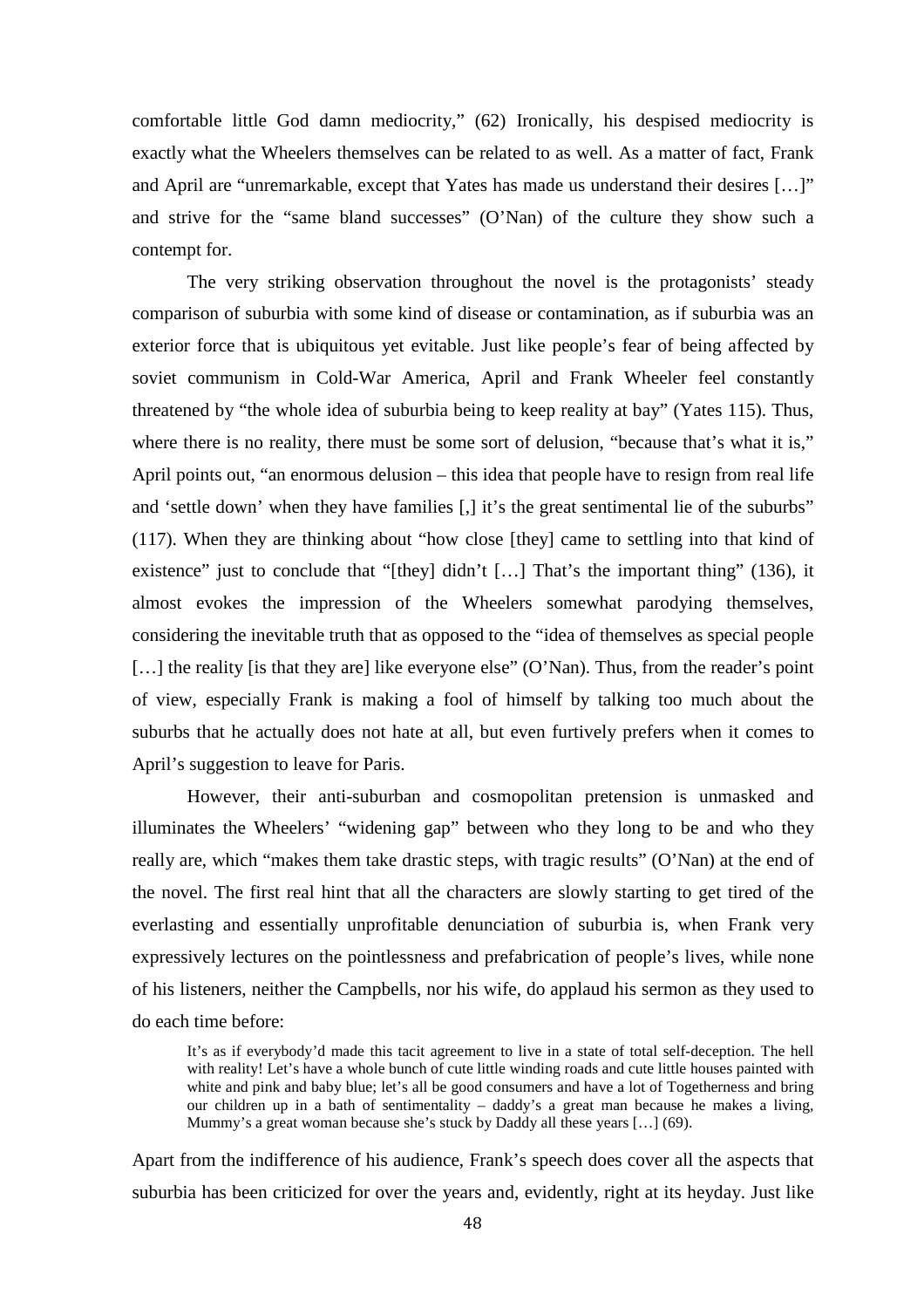comfortable little God damn mediocrity," (62) Ironically, his despised mediocrity is exactly what the Wheelers themselves can be related to as well. As a matter of fact, Frank and April are "unremarkable, except that Yates has made us understand their desires […]" and strive for the "same bland successes" (O'Nan) of the culture they show such a contempt for.

The very striking observation throughout the novel is the protagonists' steady comparison of suburbia with some kind of disease or contamination, as if suburbia was an exterior force that is ubiquitous yet evitable. Just like people's fear of being affected by soviet communism in Cold-War America, April and Frank Wheeler feel constantly threatened by "the whole idea of suburbia being to keep reality at bay" (Yates 115). Thus, where there is no reality, there must be some sort of delusion, "because that's what it is," April points out, "an enormous delusion – this idea that people have to resign from real life and 'settle down' when they have families [,] it's the great sentimental lie of the suburbs" (117). When they are thinking about "how close [they] came to settling into that kind of existence" just to conclude that "[they] didn't […] That's the important thing" (136), it almost evokes the impression of the Wheelers somewhat parodying themselves, considering the inevitable truth that as opposed to the "idea of themselves as special people […] the reality [is that they are] like everyone else" (O'Nan). Thus, from the reader's point of view, especially Frank is making a fool of himself by talking too much about the suburbs that he actually does not hate at all, but even furtively prefers when it comes to April's suggestion to leave for Paris.

However, their anti-suburban and cosmopolitan pretension is unmasked and illuminates the Wheelers' "widening gap" between who they long to be and who they really are, which "makes them take drastic steps, with tragic results" (O'Nan) at the end of the novel. The first real hint that all the characters are slowly starting to get tired of the everlasting and essentially unprofitable denunciation of suburbia is, when Frank very expressively lectures on the pointlessness and prefabrication of people's lives, while none of his listeners, neither the Campbells, nor his wife, do applaud his sermon as they used to do each time before:

> It's as if everybody'd made this tacit agreement to live in a state of total self-deception. The hell with reality! Let's have a whole bunch of cute little winding roads and cute little houses painted with white and pink and baby blue; let's all be good consumers and have a lot of Togetherness and bring our children up in a bath of sentimentality – daddy's a great man because he makes a living, Mummy's a great woman because she's stuck by Daddy all these years […] (69).

Apart from the indifference of his audience, Frank's speech does cover all the aspects that suburbia has been criticized for over the years and, evidently, right at its heyday. Just like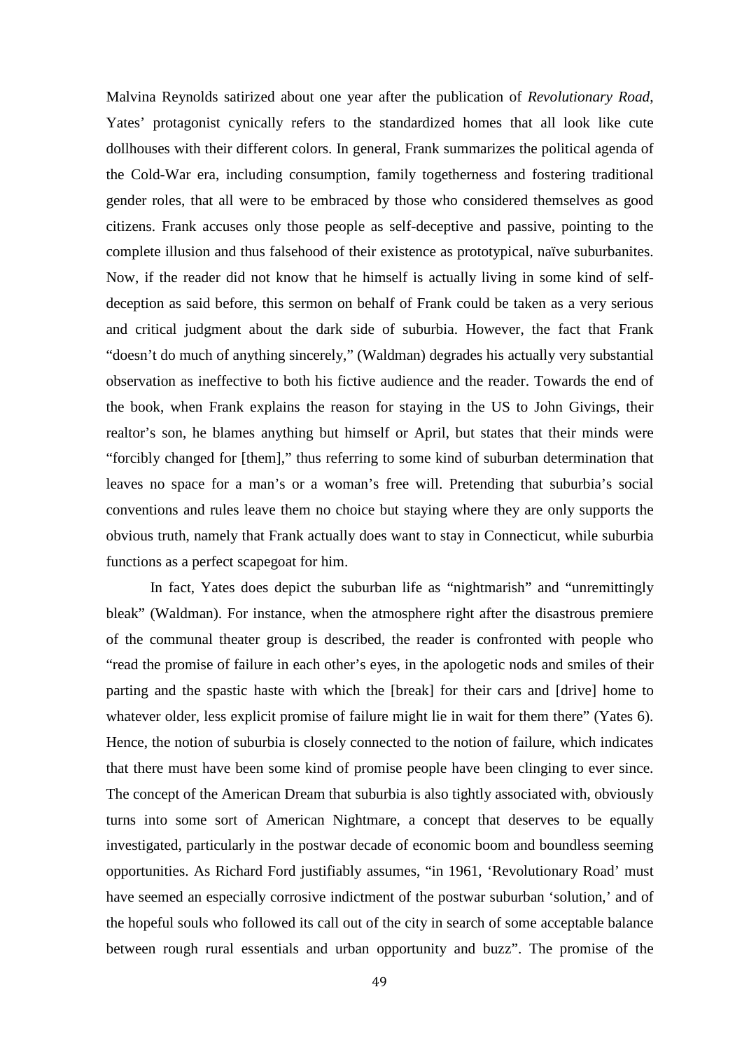Malvina Reynolds satirized about one year after the publication of *Revolutionary Road*, Yates' protagonist cynically refers to the standardized homes that all look like cute dollhouses with their different colors. In general, Frank summarizes the political agenda of the Cold-War era, including consumption, family togetherness and fostering traditional gender roles, that all were to be embraced by those who considered themselves as good citizens. Frank accuses only those people as self-deceptive and passive, pointing to the complete illusion and thus falsehood of their existence as prototypical, naïve suburbanites. Now, if the reader did not know that he himself is actually living in some kind of self-deception as said before, this sermon on behalf of Frank could be taken as a very serious and critical judgment about the dark side of suburbia. However, the fact that Frank "doesn't do much of anything sincerely," (Waldman) degrades his actually very substantial observation as ineffective to both his fictive audience and the reader. Towards the end of the book, when Frank explains the reason for staying in the US to John Givings, their realtor's son, he blames anything but himself or April, but states that their minds were "forcibly changed for [them]," thus referring to some kind of suburban determination that leaves no space for a man's or a woman's free will. Pretending that suburbia's social conventions and rules leave them no choice but staying where they are only supports the obvious truth, namely that Frank actually does want to stay in Connecticut, while suburbia functions as a perfect scapegoat for him.

In fact, Yates does depict the suburban life as "nightmarish" and "unremittingly bleak" (Waldman). For instance, when the atmosphere right after the disastrous premiere of the communal theater group is described, the reader is confronted with people who "read the promise of failure in each other's eyes, in the apologetic nods and smiles of their parting and the spastic haste with which the [break] for their cars and [drive] home to whatever older, less explicit promise of failure might lie in wait for them there" (Yates 6). Hence, the notion of suburbia is closely connected to the notion of failure, which indicates that there must have been some kind of promise people have been clinging to ever since. The concept of the American Dream that suburbia is also tightly associated with, obviously turns into some sort of American Nightmare, a concept that deserves to be equally investigated, particularly in the postwar decade of economic boom and boundless seeming opportunities. As Richard Ford justifiably assumes, "in 1961, 'Revolutionary Road' must have seemed an especially corrosive indictment of the postwar suburban 'solution,' and of the hopeful souls who followed its call out of the city in search of some acceptable balance between rough rural essentials and urban opportunity and buzz". The promise of the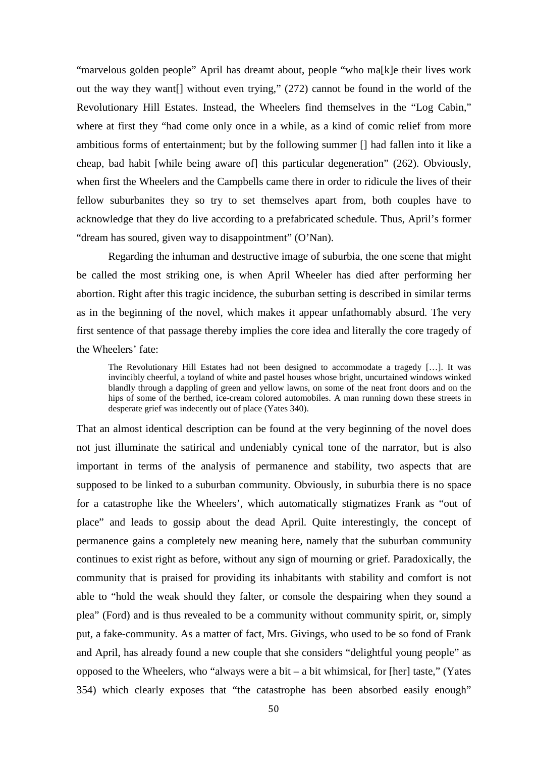"marvelous golden people" April has dreamt about, people "who ma[k]e their lives work out the way they want[] without even trying," (272) cannot be found in the world of the Revolutionary Hill Estates. Instead, the Wheelers find themselves in the "Log Cabin," where at first they "had come only once in a while, as a kind of comic relief from more ambitious forms of entertainment; but by the following summer [] had fallen into it like a cheap, bad habit [while being aware of] this particular degeneration" (262). Obviously, when first the Wheelers and the Campbells came there in order to ridicule the lives of their fellow suburbanites they so try to set themselves apart from, both couples have to acknowledge that they do live according to a prefabricated schedule. Thus, April's former "dream has soured, given way to disappointment" (O'Nan).

Regarding the inhuman and destructive image of suburbia, the one scene that might be called the most striking one, is when April Wheeler has died after performing her abortion. Right after this tragic incidence, the suburban setting is described in similar terms as in the beginning of the novel, which makes it appear unfathomably absurd. The very first sentence of that passage thereby implies the core idea and literally the core tragedy of the Wheelers' fate:

> The Revolutionary Hill Estates had not been designed to accommodate a tragedy […]. It was invincibly cheerful, a toyland of white and pastel houses whose bright, uncurtained windows winked blandly through a dappling of green and yellow lawns, on some of the neat front doors and on the hips of some of the berthed, ice-cream colored automobiles. A man running down these streets in desperate grief was indecently out of place (Yates 340).

That an almost identical description can be found at the very beginning of the novel does not just illuminate the satirical and undeniably cynical tone of the narrator, but is also important in terms of the analysis of permanence and stability, two aspects that are supposed to be linked to a suburban community. Obviously, in suburbia there is no space for a catastrophe like the Wheelers', which automatically stigmatizes Frank as "out of place" and leads to gossip about the dead April. Quite interestingly, the concept of permanence gains a completely new meaning here, namely that the suburban community continues to exist right as before, without any sign of mourning or grief. Paradoxically, the community that is praised for providing its inhabitants with stability and comfort is not able to "hold the weak should they falter, or console the despairing when they sound a plea" (Ford) and is thus revealed to be a community without community spirit, or, simply put, a fake-community. As a matter of fact, Mrs. Givings, who used to be so fond of Frank and April, has already found a new couple that she considers "delightful young people" as opposed to the Wheelers, who "always were a bit – a bit whimsical, for [her] taste," (Yates 354) which clearly exposes that "the catastrophe has been absorbed easily enough"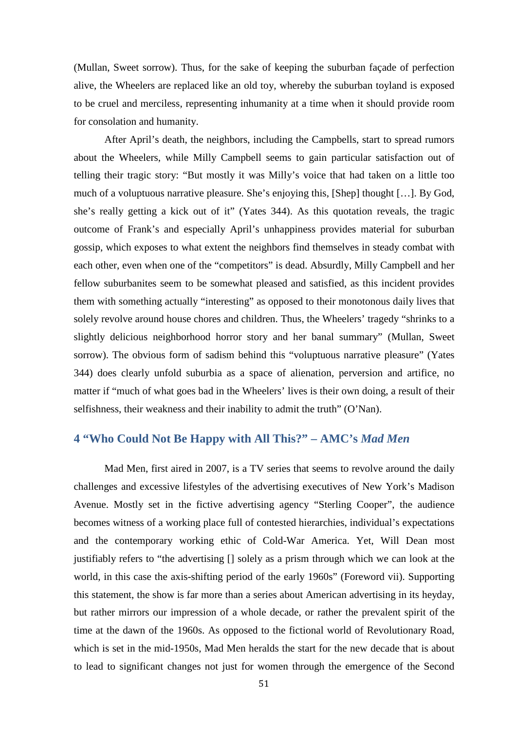(Mullan, Sweet sorrow). Thus, for the sake of keeping the suburban façade of perfection alive, the Wheelers are replaced like an old toy, whereby the suburban toyland is exposed to be cruel and merciless, representing inhumanity at a time when it should provide room for consolation and humanity.

After April's death, the neighbors, including the Campbells, start to spread rumors about the Wheelers, while Milly Campbell seems to gain particular satisfaction out of telling their tragic story: "But mostly it was Milly's voice that had taken on a little too much of a voluptuous narrative pleasure. She's enjoying this, [Shep] thought […]. By God, she's really getting a kick out of it" (Yates 344). As this quotation reveals, the tragic outcome of Frank's and especially April's unhappiness provides material for suburban gossip, which exposes to what extent the neighbors find themselves in steady combat with each other, even when one of the "competitors" is dead. Absurdly, Milly Campbell and her fellow suburbanites seem to be somewhat pleased and satisfied, as this incident provides them with something actually "interesting" as opposed to their monotonous daily lives that solely revolve around house chores and children. Thus, the Wheelers' tragedy "shrinks to a slightly delicious neighborhood horror story and her banal summary" (Mullan, Sweet sorrow). The obvious form of sadism behind this "voluptuous narrative pleasure" (Yates 344) does clearly unfold suburbia as a space of alienation, perversion and artifice, no matter if "much of what goes bad in the Wheelers' lives is their own doing, a result of their selfishness, their weakness and their inability to admit the truth" (O'Nan).

## 4 "Who Could Not Be Happy with All This?" – AMC's *Mad Men*

Mad Men, first aired in 2007, is a TV series that seems to revolve around the daily challenges and excessive lifestyles of the advertising executives of New York's Madison Avenue. Mostly set in the fictive advertising agency "Sterling Cooper", the audience becomes witness of a working place full of contested hierarchies, individual's expectations and the contemporary working ethic of Cold-War America. Yet, Will Dean most justifiably refers to "the advertising [] solely as a prism through which we can look at the world, in this case the axis-shifting period of the early 1960s" (Foreword vii). Supporting this statement, the show is far more than a series about American advertising in its heyday, but rather mirrors our impression of a whole decade, or rather the prevalent spirit of the time at the dawn of the 1960s. As opposed to the fictional world of Revolutionary Road, which is set in the mid-1950s, Mad Men heralds the start for the new decade that is about to lead to significant changes not just for women through the emergence of the Second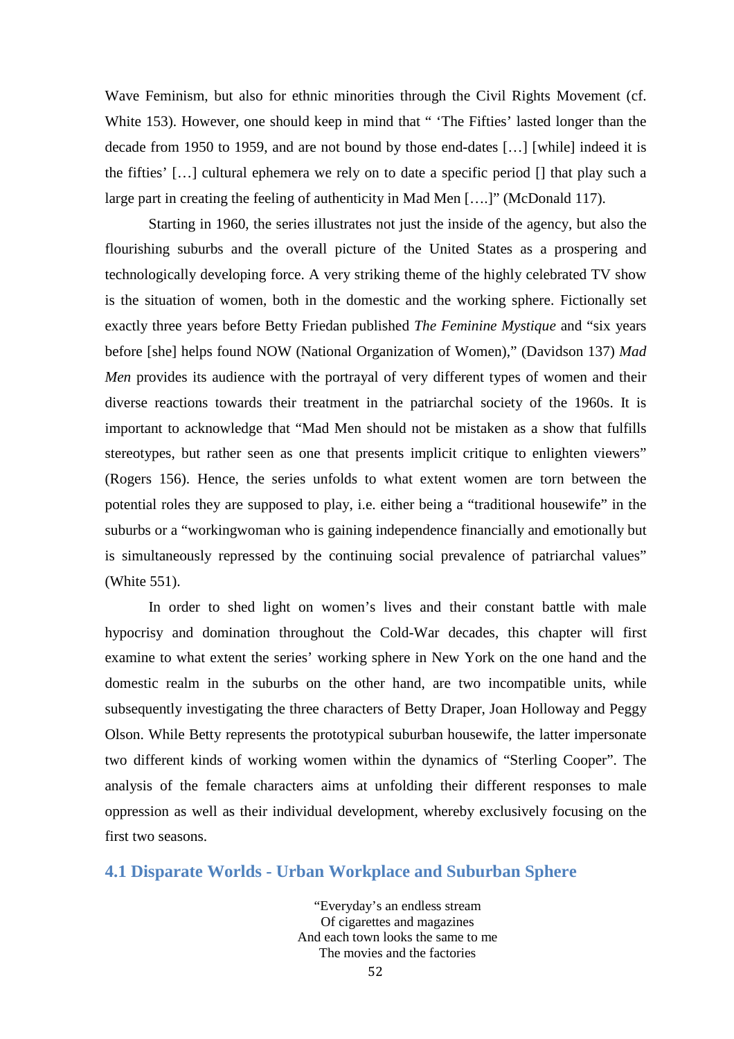Wave Feminism, but also for ethnic minorities through the Civil Rights Movement (cf. White 153). However, one should keep in mind that " 'The Fifties' lasted longer than the decade from 1950 to 1959, and are not bound by those end-dates […] [while] indeed it is the fifties' […] cultural ephemera we rely on to date a specific period [] that play such a large part in creating the feeling of authenticity in Mad Men [….]" (McDonald 117).

Starting in 1960, the series illustrates not just the inside of the agency, but also the flourishing suburbs and the overall picture of the United States as a prospering and technologically developing force. A very striking theme of the highly celebrated TV show is the situation of women, both in the domestic and the working sphere. Fictionally set exactly three years before Betty Friedan published *The Feminine Mystique* and "six years before [she] helps found NOW (National Organization of Women)," (Davidson 137) *Mad Men* provides its audience with the portrayal of very different types of women and their diverse reactions towards their treatment in the patriarchal society of the 1960s. It is important to acknowledge that "Mad Men should not be mistaken as a show that fulfills stereotypes, but rather seen as one that presents implicit critique to enlighten viewers" (Rogers 156). Hence, the series unfolds to what extent women are torn between the potential roles they are supposed to play, i.e. either being a "traditional housewife" in the suburbs or a "workingwoman who is gaining independence financially and emotionally but is simultaneously repressed by the continuing social prevalence of patriarchal values" (White 551).

In order to shed light on women's lives and their constant battle with male hypocrisy and domination throughout the Cold-War decades, this chapter will first examine to what extent the series' working sphere in New York on the one hand and the domestic realm in the suburbs on the other hand, are two incompatible units, while subsequently investigating the three characters of Betty Draper, Joan Holloway and Peggy Olson. While Betty represents the prototypical suburban housewife, the latter impersonate two different kinds of working women within the dynamics of "Sterling Cooper". The analysis of the female characters aims at unfolding their different responses to male oppression as well as their individual development, whereby exclusively focusing on the first two seasons.

## 4.1 Disparate Worlds - Urban Workplace and Suburban Sphere

"Everyday's an endless stream  
Of cigarettes and magazines  
And each town looks the same to me  
The movies and the factories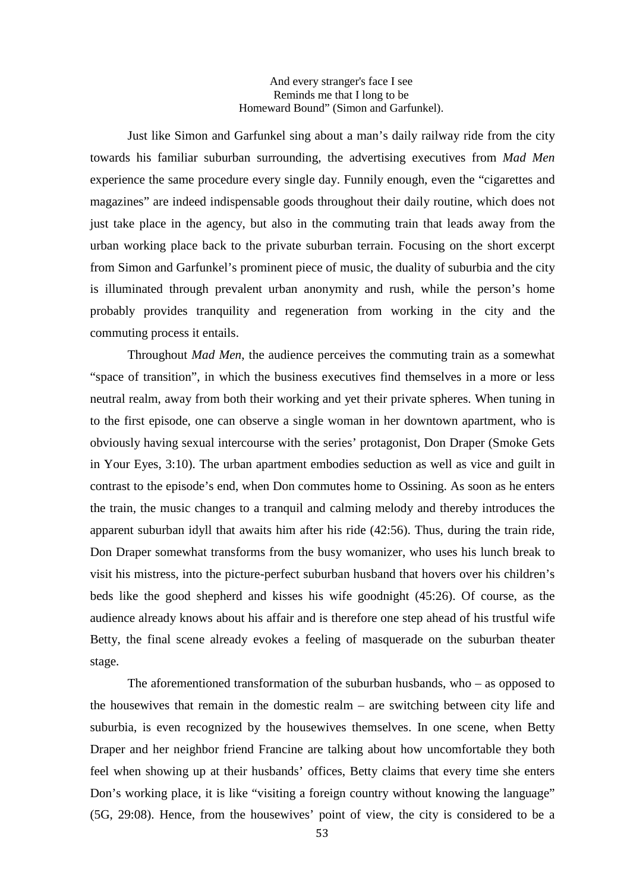> And every stranger's face I see
> Reminds me that I long to be
> Homeward Bound" (Simon and Garfunkel).

Just like Simon and Garfunkel sing about a man's daily railway ride from the city towards his familiar suburban surrounding, the advertising executives from *Mad Men* experience the same procedure every single day. Funnily enough, even the "cigarettes and magazines" are indeed indispensable goods throughout their daily routine, which does not just take place in the agency, but also in the commuting train that leads away from the urban working place back to the private suburban terrain. Focusing on the short excerpt from Simon and Garfunkel's prominent piece of music, the duality of suburbia and the city is illuminated through prevalent urban anonymity and rush, while the person's home probably provides tranquility and regeneration from working in the city and the commuting process it entails.

Throughout *Mad Men*, the audience perceives the commuting train as a somewhat "space of transition", in which the business executives find themselves in a more or less neutral realm, away from both their working and yet their private spheres. When tuning in to the first episode, one can observe a single woman in her downtown apartment, who is obviously having sexual intercourse with the series' protagonist, Don Draper (Smoke Gets in Your Eyes, 3:10). The urban apartment embodies seduction as well as vice and guilt in contrast to the episode's end, when Don commutes home to Ossining. As soon as he enters the train, the music changes to a tranquil and calming melody and thereby introduces the apparent suburban idyll that awaits him after his ride (42:56). Thus, during the train ride, Don Draper somewhat transforms from the busy womanizer, who uses his lunch break to visit his mistress, into the picture-perfect suburban husband that hovers over his children's beds like the good shepherd and kisses his wife goodnight (45:26). Of course, as the audience already knows about his affair and is therefore one step ahead of his trustful wife Betty, the final scene already evokes a feeling of masquerade on the suburban theater stage.

The aforementioned transformation of the suburban husbands, who – as opposed to the housewives that remain in the domestic realm – are switching between city life and suburbia, is even recognized by the housewives themselves. In one scene, when Betty Draper and her neighbor friend Francine are talking about how uncomfortable they both feel when showing up at their husbands' offices, Betty claims that every time she enters Don's working place, it is like "visiting a foreign country without knowing the language" (5G, 29:08). Hence, from the housewives' point of view, the city is considered to be a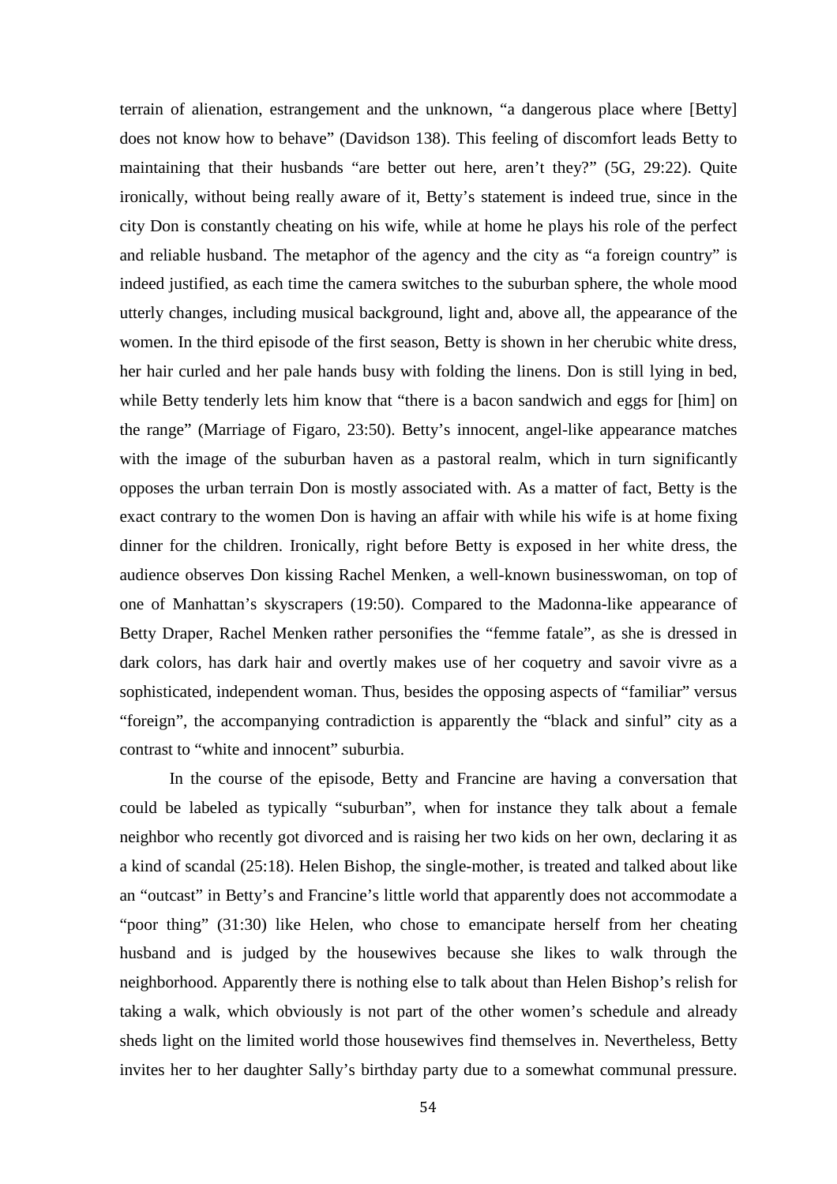terrain of alienation, estrangement and the unknown, "a dangerous place where [Betty] does not know how to behave" (Davidson 138). This feeling of discomfort leads Betty to maintaining that their husbands "are better out here, aren't they?" (5G, 29:22). Quite ironically, without being really aware of it, Betty's statement is indeed true, since in the city Don is constantly cheating on his wife, while at home he plays his role of the perfect and reliable husband. The metaphor of the agency and the city as "a foreign country" is indeed justified, as each time the camera switches to the suburban sphere, the whole mood utterly changes, including musical background, light and, above all, the appearance of the women. In the third episode of the first season, Betty is shown in her cherubic white dress, her hair curled and her pale hands busy with folding the linens. Don is still lying in bed, while Betty tenderly lets him know that "there is a bacon sandwich and eggs for [him] on the range" (Marriage of Figaro, 23:50). Betty's innocent, angel-like appearance matches with the image of the suburban haven as a pastoral realm, which in turn significantly opposes the urban terrain Don is mostly associated with. As a matter of fact, Betty is the exact contrary to the women Don is having an affair with while his wife is at home fixing dinner for the children. Ironically, right before Betty is exposed in her white dress, the audience observes Don kissing Rachel Menken, a well-known businesswoman, on top of one of Manhattan's skyscrapers (19:50). Compared to the Madonna-like appearance of Betty Draper, Rachel Menken rather personifies the "femme fatale", as she is dressed in dark colors, has dark hair and overtly makes use of her coquetry and savoir vivre as a sophisticated, independent woman. Thus, besides the opposing aspects of "familiar" versus "foreign", the accompanying contradiction is apparently the "black and sinful" city as a contrast to "white and innocent" suburbia.

In the course of the episode, Betty and Francine are having a conversation that could be labeled as typically "suburban", when for instance they talk about a female neighbor who recently got divorced and is raising her two kids on her own, declaring it as a kind of scandal (25:18). Helen Bishop, the single-mother, is treated and talked about like an "outcast" in Betty's and Francine's little world that apparently does not accommodate a "poor thing" (31:30) like Helen, who chose to emancipate herself from her cheating husband and is judged by the housewives because she likes to walk through the neighborhood. Apparently there is nothing else to talk about than Helen Bishop's relish for taking a walk, which obviously is not part of the other women's schedule and already sheds light on the limited world those housewives find themselves in. Nevertheless, Betty invites her to her daughter Sally's birthday party due to a somewhat communal pressure.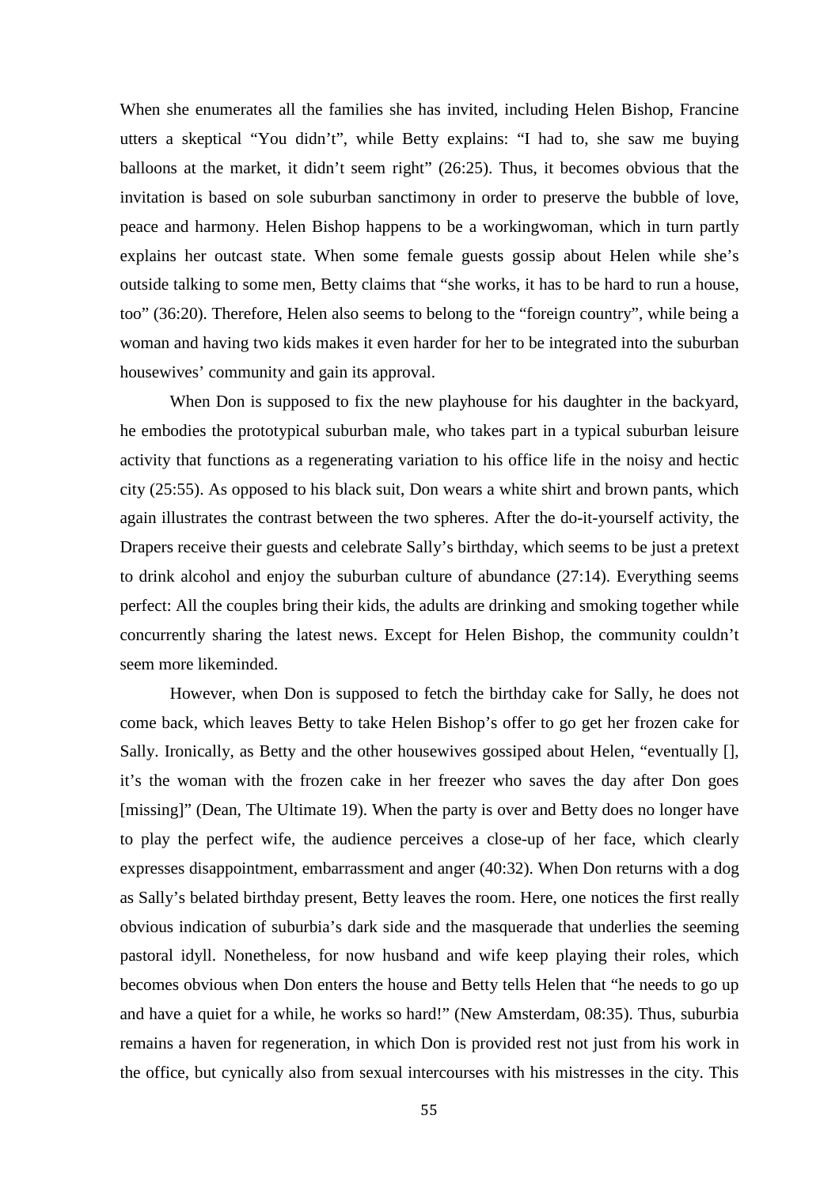When she enumerates all the families she has invited, including Helen Bishop, Francine utters a skeptical “You didn’t”, while Betty explains: “I had to, she saw me buying balloons at the market, it didn’t seem right” (26:25). Thus, it becomes obvious that the invitation is based on sole suburban sanctimony in order to preserve the bubble of love, peace and harmony. Helen Bishop happens to be a workingwoman, which in turn partly explains her outcast state. When some female guests gossip about Helen while she’s outside talking to some men, Betty claims that “she works, it has to be hard to run a house, too” (36:20). Therefore, Helen also seems to belong to the “foreign country”, while being a woman and having two kids makes it even harder for her to be integrated into the suburban housewives’ community and gain its approval.

When Don is supposed to fix the new playhouse for his daughter in the backyard, he embodies the prototypical suburban male, who takes part in a typical suburban leisure activity that functions as a regenerating variation to his office life in the noisy and hectic city (25:55). As opposed to his black suit, Don wears a white shirt and brown pants, which again illustrates the contrast between the two spheres. After the do-it-yourself activity, the Drapers receive their guests and celebrate Sally’s birthday, which seems to be just a pretext to drink alcohol and enjoy the suburban culture of abundance (27:14). Everything seems perfect: All the couples bring their kids, the adults are drinking and smoking together while concurrently sharing the latest news. Except for Helen Bishop, the community couldn’t seem more likeminded.

However, when Don is supposed to fetch the birthday cake for Sally, he does not come back, which leaves Betty to take Helen Bishop’s offer to go get her frozen cake for Sally. Ironically, as Betty and the other housewives gossiped about Helen, “eventually [], it’s the woman with the frozen cake in her freezer who saves the day after Don goes [missing]” (Dean, The Ultimate 19). When the party is over and Betty does no longer have to play the perfect wife, the audience perceives a close-up of her face, which clearly expresses disappointment, embarrassment and anger (40:32). When Don returns with a dog as Sally’s belated birthday present, Betty leaves the room. Here, one notices the first really obvious indication of suburbia’s dark side and the masquerade that underlies the seeming pastoral idyll. Nonetheless, for now husband and wife keep playing their roles, which becomes obvious when Don enters the house and Betty tells Helen that “he needs to go up and have a quiet for a while, he works so hard!” (New Amsterdam, 08:35). Thus, suburbia remains a haven for regeneration, in which Don is provided rest not just from his work in the office, but cynically also from sexual intercourses with his mistresses in the city. This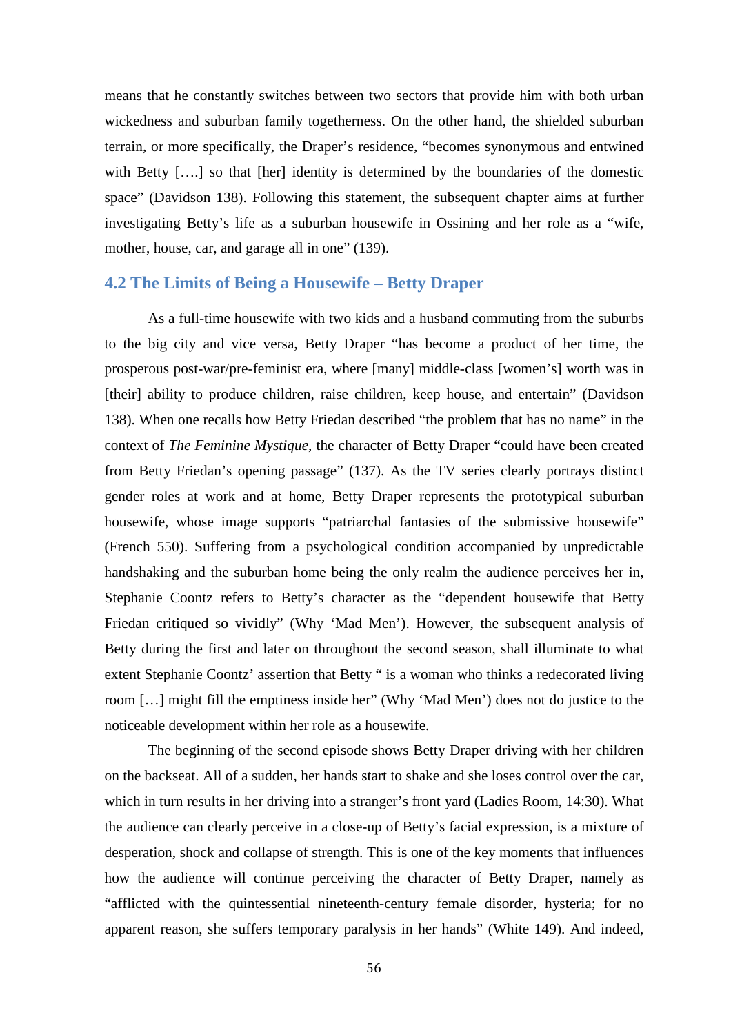means that he constantly switches between two sectors that provide him with both urban wickedness and suburban family togetherness. On the other hand, the shielded suburban terrain, or more specifically, the Draper's residence, "becomes synonymous and entwined with Betty [….] so that [her] identity is determined by the boundaries of the domestic space" (Davidson 138). Following this statement, the subsequent chapter aims at further investigating Betty's life as a suburban housewife in Ossining and her role as a "wife, mother, house, car, and garage all in one" (139).

## 4.2 The Limits of Being a Housewife – Betty Draper

As a full-time housewife with two kids and a husband commuting from the suburbs to the big city and vice versa, Betty Draper "has become a product of her time, the prosperous post-war/pre-feminist era, where [many] middle-class [women's] worth was in [their] ability to produce children, raise children, keep house, and entertain" (Davidson 138). When one recalls how Betty Friedan described "the problem that has no name" in the context of *The Feminine Mystique*, the character of Betty Draper "could have been created from Betty Friedan's opening passage" (137). As the TV series clearly portrays distinct gender roles at work and at home, Betty Draper represents the prototypical suburban housewife, whose image supports "patriarchal fantasies of the submissive housewife" (French 550). Suffering from a psychological condition accompanied by unpredictable handshaking and the suburban home being the only realm the audience perceives her in, Stephanie Coontz refers to Betty's character as the "dependent housewife that Betty Friedan critiqued so vividly" (Why 'Mad Men'). However, the subsequent analysis of Betty during the first and later on throughout the second season, shall illuminate to what extent Stephanie Coontz' assertion that Betty " is a woman who thinks a redecorated living room […] might fill the emptiness inside her" (Why 'Mad Men') does not do justice to the noticeable development within her role as a housewife.

The beginning of the second episode shows Betty Draper driving with her children on the backseat. All of a sudden, her hands start to shake and she loses control over the car, which in turn results in her driving into a stranger's front yard (Ladies Room, 14:30). What the audience can clearly perceive in a close-up of Betty's facial expression, is a mixture of desperation, shock and collapse of strength. This is one of the key moments that influences how the audience will continue perceiving the character of Betty Draper, namely as "afflicted with the quintessential nineteenth-century female disorder, hysteria; for no apparent reason, she suffers temporary paralysis in her hands" (White 149). And indeed,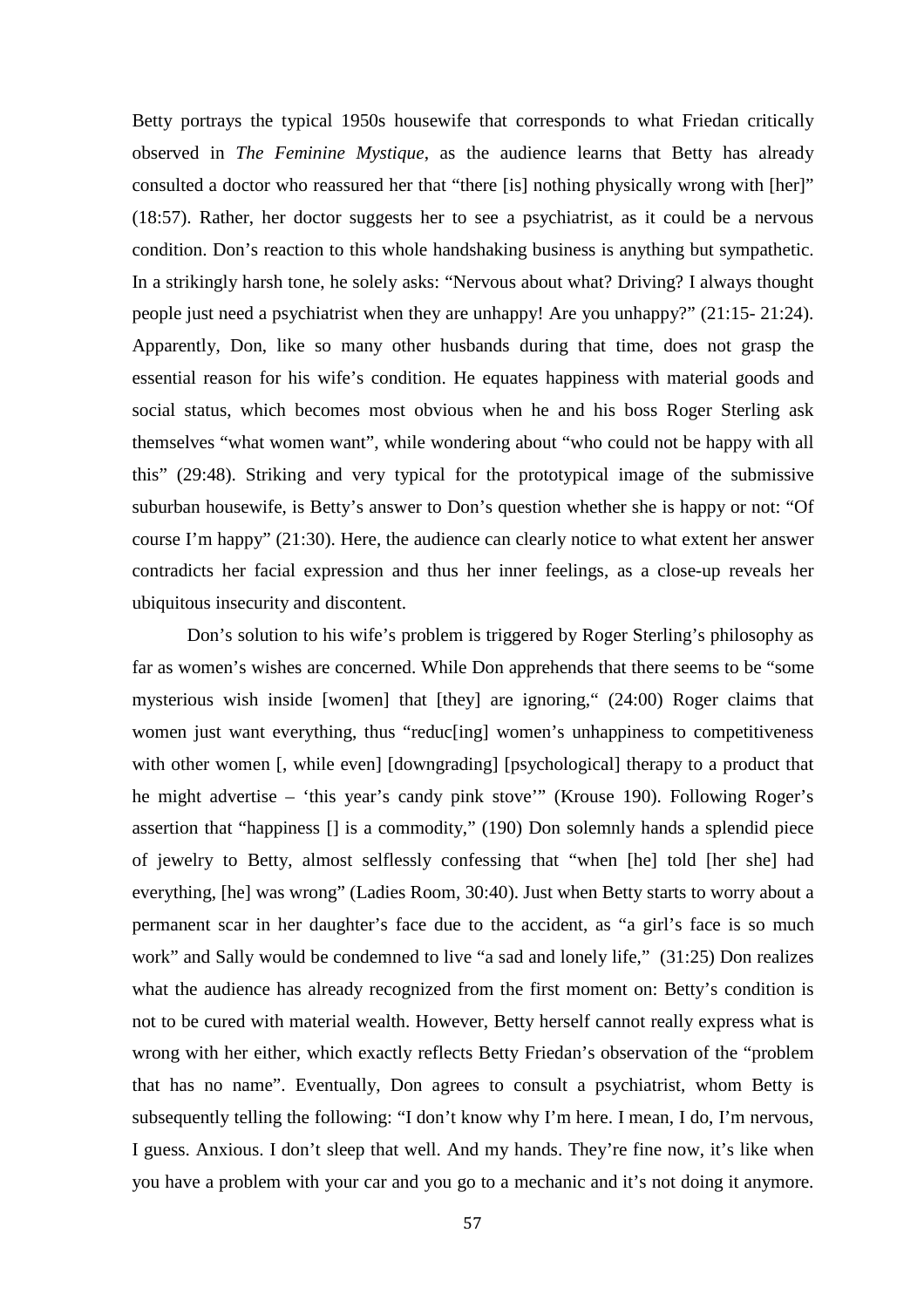Betty portrays the typical 1950s housewife that corresponds to what Friedan critically observed in *The Feminine Mystique*, as the audience learns that Betty has already consulted a doctor who reassured her that "there [is] nothing physically wrong with [her]" (18:57). Rather, her doctor suggests her to see a psychiatrist, as it could be a nervous condition. Don's reaction to this whole handshaking business is anything but sympathetic. In a strikingly harsh tone, he solely asks: "Nervous about what? Driving? I always thought people just need a psychiatrist when they are unhappy! Are you unhappy?" (21:15- 21:24). Apparently, Don, like so many other husbands during that time, does not grasp the essential reason for his wife's condition. He equates happiness with material goods and social status, which becomes most obvious when he and his boss Roger Sterling ask themselves "what women want", while wondering about "who could not be happy with all this" (29:48). Striking and very typical for the prototypical image of the submissive suburban housewife, is Betty's answer to Don's question whether she is happy or not: "Of course I'm happy" (21:30). Here, the audience can clearly notice to what extent her answer contradicts her facial expression and thus her inner feelings, as a close-up reveals her ubiquitous insecurity and discontent.

Don's solution to his wife's problem is triggered by Roger Sterling's philosophy as far as women's wishes are concerned. While Don apprehends that there seems to be "some mysterious wish inside [women] that [they] are ignoring," (24:00) Roger claims that women just want everything, thus "reduc[ing] women's unhappiness to competitiveness with other women [, while even] [downgrading] [psychological] therapy to a product that he might advertise – 'this year's candy pink stove'" (Krouse 190). Following Roger's assertion that "happiness [] is a commodity," (190) Don solemnly hands a splendid piece of jewelry to Betty, almost selflessly confessing that "when [he] told [her she] had everything, [he] was wrong" (Ladies Room, 30:40). Just when Betty starts to worry about a permanent scar in her daughter's face due to the accident, as "a girl's face is so much work" and Sally would be condemned to live "a sad and lonely life," (31:25) Don realizes what the audience has already recognized from the first moment on: Betty's condition is not to be cured with material wealth. However, Betty herself cannot really express what is wrong with her either, which exactly reflects Betty Friedan's observation of the "problem that has no name". Eventually, Don agrees to consult a psychiatrist, whom Betty is subsequently telling the following: "I don't know why I'm here. I mean, I do, I'm nervous, I guess. Anxious. I don't sleep that well. And my hands. They're fine now, it's like when you have a problem with your car and you go to a mechanic and it's not doing it anymore.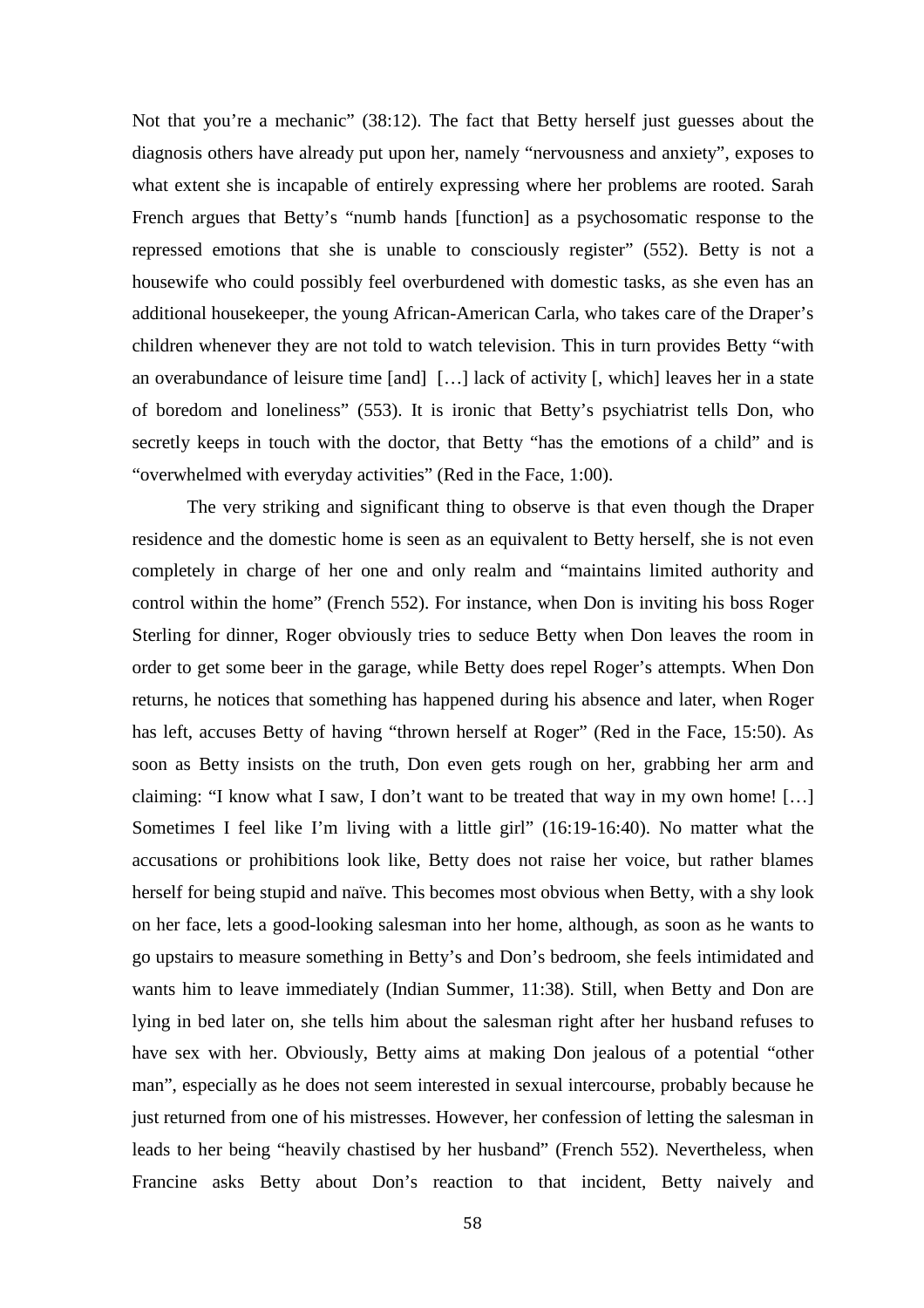Not that you're a mechanic" (38:12). The fact that Betty herself just guesses about the diagnosis others have already put upon her, namely "nervousness and anxiety", exposes to what extent she is incapable of entirely expressing where her problems are rooted. Sarah French argues that Betty's "numb hands [function] as a psychosomatic response to the repressed emotions that she is unable to consciously register" (552). Betty is not a housewife who could possibly feel overburdened with domestic tasks, as she even has an additional housekeeper, the young African-American Carla, who takes care of the Draper's children whenever they are not told to watch television. This in turn provides Betty "with an overabundance of leisure time [and] […] lack of activity [, which] leaves her in a state of boredom and loneliness" (553). It is ironic that Betty's psychiatrist tells Don, who secretly keeps in touch with the doctor, that Betty "has the emotions of a child" and is "overwhelmed with everyday activities" (Red in the Face, 1:00).

The very striking and significant thing to observe is that even though the Draper residence and the domestic home is seen as an equivalent to Betty herself, she is not even completely in charge of her one and only realm and "maintains limited authority and control within the home" (French 552). For instance, when Don is inviting his boss Roger Sterling for dinner, Roger obviously tries to seduce Betty when Don leaves the room in order to get some beer in the garage, while Betty does repel Roger's attempts. When Don returns, he notices that something has happened during his absence and later, when Roger has left, accuses Betty of having "thrown herself at Roger" (Red in the Face, 15:50). As soon as Betty insists on the truth, Don even gets rough on her, grabbing her arm and claiming: "I know what I saw, I don't want to be treated that way in my own home! […] Sometimes I feel like I'm living with a little girl" (16:19-16:40). No matter what the accusations or prohibitions look like, Betty does not raise her voice, but rather blames herself for being stupid and naïve. This becomes most obvious when Betty, with a shy look on her face, lets a good-looking salesman into her home, although, as soon as he wants to go upstairs to measure something in Betty's and Don's bedroom, she feels intimidated and wants him to leave immediately (Indian Summer, 11:38). Still, when Betty and Don are lying in bed later on, she tells him about the salesman right after her husband refuses to have sex with her. Obviously, Betty aims at making Don jealous of a potential "other man", especially as he does not seem interested in sexual intercourse, probably because he just returned from one of his mistresses. However, her confession of letting the salesman in leads to her being "heavily chastised by her husband" (French 552). Nevertheless, when Francine asks Betty about Don's reaction to that incident, Betty naively and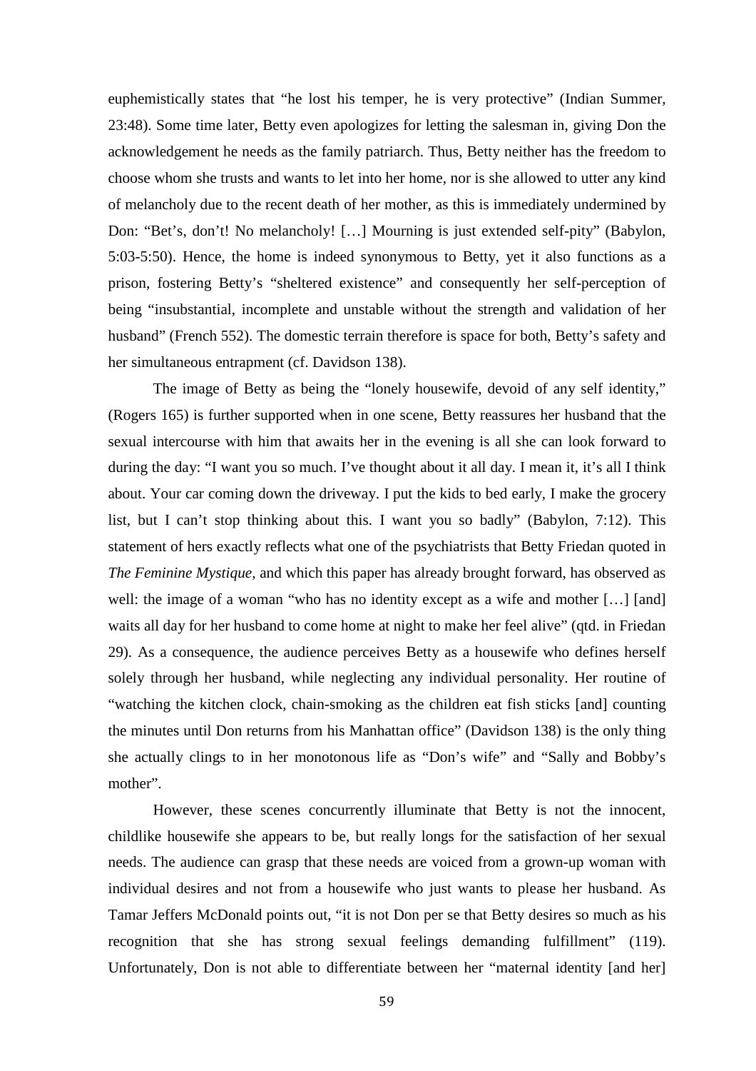euphemistically states that "he lost his temper, he is very protective" (Indian Summer, 23:48). Some time later, Betty even apologizes for letting the salesman in, giving Don the acknowledgement he needs as the family patriarch. Thus, Betty neither has the freedom to choose whom she trusts and wants to let into her home, nor is she allowed to utter any kind of melancholy due to the recent death of her mother, as this is immediately undermined by Don: "Bet's, don't! No melancholy! […] Mourning is just extended self-pity" (Babylon, 5:03-5:50). Hence, the home is indeed synonymous to Betty, yet it also functions as a prison, fostering Betty's "sheltered existence" and consequently her self-perception of being "insubstantial, incomplete and unstable without the strength and validation of her husband" (French 552). The domestic terrain therefore is space for both, Betty's safety and her simultaneous entrapment (cf. Davidson 138).

The image of Betty as being the "lonely housewife, devoid of any self identity," (Rogers 165) is further supported when in one scene, Betty reassures her husband that the sexual intercourse with him that awaits her in the evening is all she can look forward to during the day: "I want you so much. I've thought about it all day. I mean it, it's all I think about. Your car coming down the driveway. I put the kids to bed early, I make the grocery list, but I can't stop thinking about this. I want you so badly" (Babylon, 7:12). This statement of hers exactly reflects what one of the psychiatrists that Betty Friedan quoted in *The Feminine Mystique,* and which this paper has already brought forward, has observed as well: the image of a woman "who has no identity except as a wife and mother […] [and] waits all day for her husband to come home at night to make her feel alive" (qtd. in Friedan 29). As a consequence, the audience perceives Betty as a housewife who defines herself solely through her husband, while neglecting any individual personality. Her routine of "watching the kitchen clock, chain-smoking as the children eat fish sticks [and] counting the minutes until Don returns from his Manhattan office" (Davidson 138) is the only thing she actually clings to in her monotonous life as "Don's wife" and "Sally and Bobby's mother".

However, these scenes concurrently illuminate that Betty is not the innocent, childlike housewife she appears to be, but really longs for the satisfaction of her sexual needs. The audience can grasp that these needs are voiced from a grown-up woman with individual desires and not from a housewife who just wants to please her husband. As Tamar Jeffers McDonald points out, "it is not Don per se that Betty desires so much as his recognition that she has strong sexual feelings demanding fulfillment" (119). Unfortunately, Don is not able to differentiate between her "maternal identity [and her]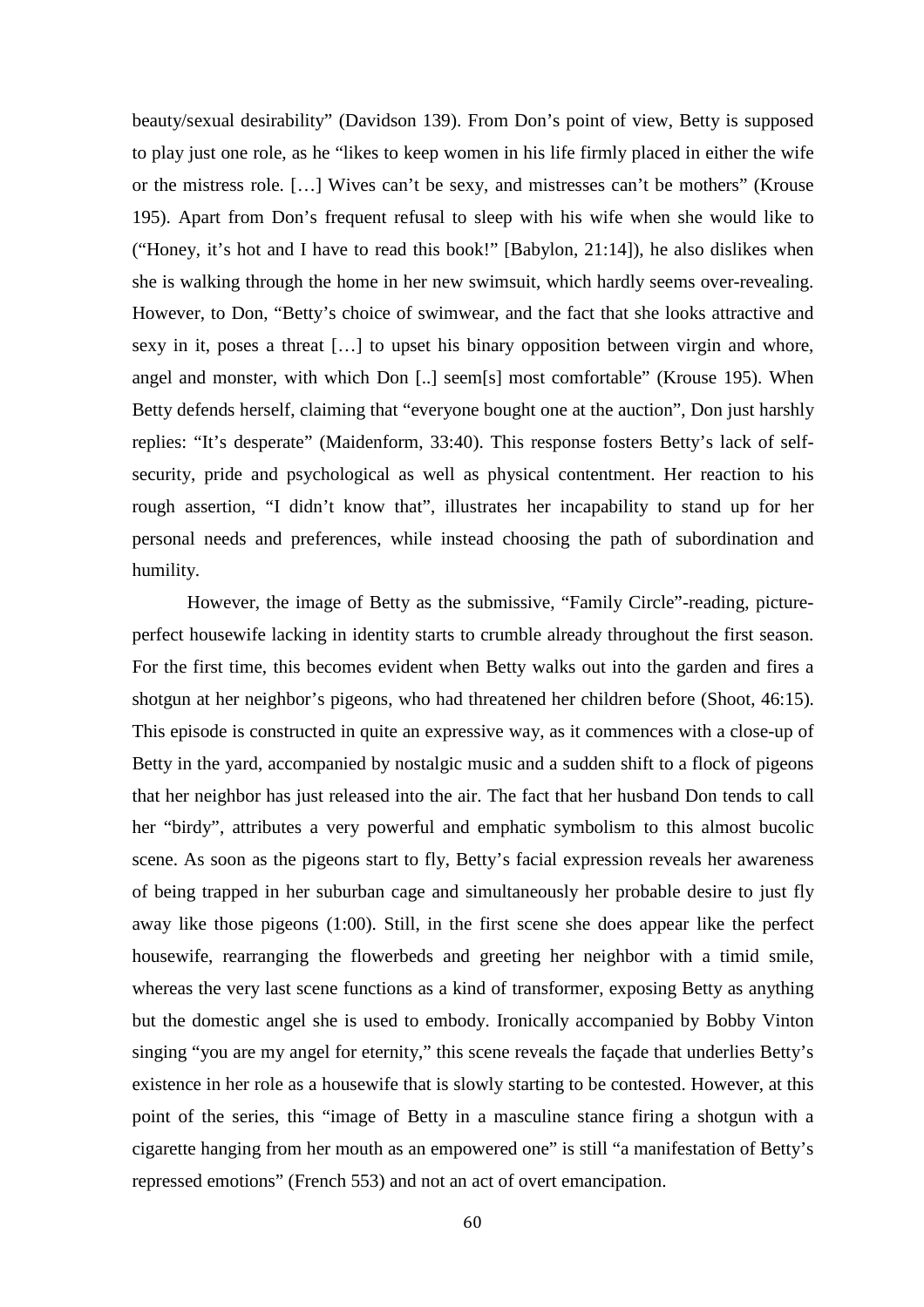beauty/sexual desirability" (Davidson 139). From Don's point of view, Betty is supposed to play just one role, as he "likes to keep women in his life firmly placed in either the wife or the mistress role. […] Wives can't be sexy, and mistresses can't be mothers" (Krouse 195). Apart from Don's frequent refusal to sleep with his wife when she would like to ("Honey, it's hot and I have to read this book!" [Babylon, 21:14]), he also dislikes when she is walking through the home in her new swimsuit, which hardly seems over-revealing. However, to Don, "Betty's choice of swimwear, and the fact that she looks attractive and sexy in it, poses a threat […] to upset his binary opposition between virgin and whore, angel and monster, with which Don [..] seem[s] most comfortable" (Krouse 195). When Betty defends herself, claiming that "everyone bought one at the auction", Don just harshly replies: "It's desperate" (Maidenform, 33:40). This response fosters Betty's lack of self-security, pride and psychological as well as physical contentment. Her reaction to his rough assertion, "I didn't know that", illustrates her incapability to stand up for her personal needs and preferences, while instead choosing the path of subordination and humility.

However, the image of Betty as the submissive, "Family Circle"-reading, picture-perfect housewife lacking in identity starts to crumble already throughout the first season. For the first time, this becomes evident when Betty walks out into the garden and fires a shotgun at her neighbor's pigeons, who had threatened her children before (Shoot, 46:15). This episode is constructed in quite an expressive way, as it commences with a close-up of Betty in the yard, accompanied by nostalgic music and a sudden shift to a flock of pigeons that her neighbor has just released into the air. The fact that her husband Don tends to call her "birdy", attributes a very powerful and emphatic symbolism to this almost bucolic scene. As soon as the pigeons start to fly, Betty's facial expression reveals her awareness of being trapped in her suburban cage and simultaneously her probable desire to just fly away like those pigeons (1:00). Still, in the first scene she does appear like the perfect housewife, rearranging the flowerbeds and greeting her neighbor with a timid smile, whereas the very last scene functions as a kind of transformer, exposing Betty as anything but the domestic angel she is used to embody. Ironically accompanied by Bobby Vinton singing "you are my angel for eternity," this scene reveals the façade that underlies Betty's existence in her role as a housewife that is slowly starting to be contested. However, at this point of the series, this "image of Betty in a masculine stance firing a shotgun with a cigarette hanging from her mouth as an empowered one" is still "a manifestation of Betty's repressed emotions" (French 553) and not an act of overt emancipation.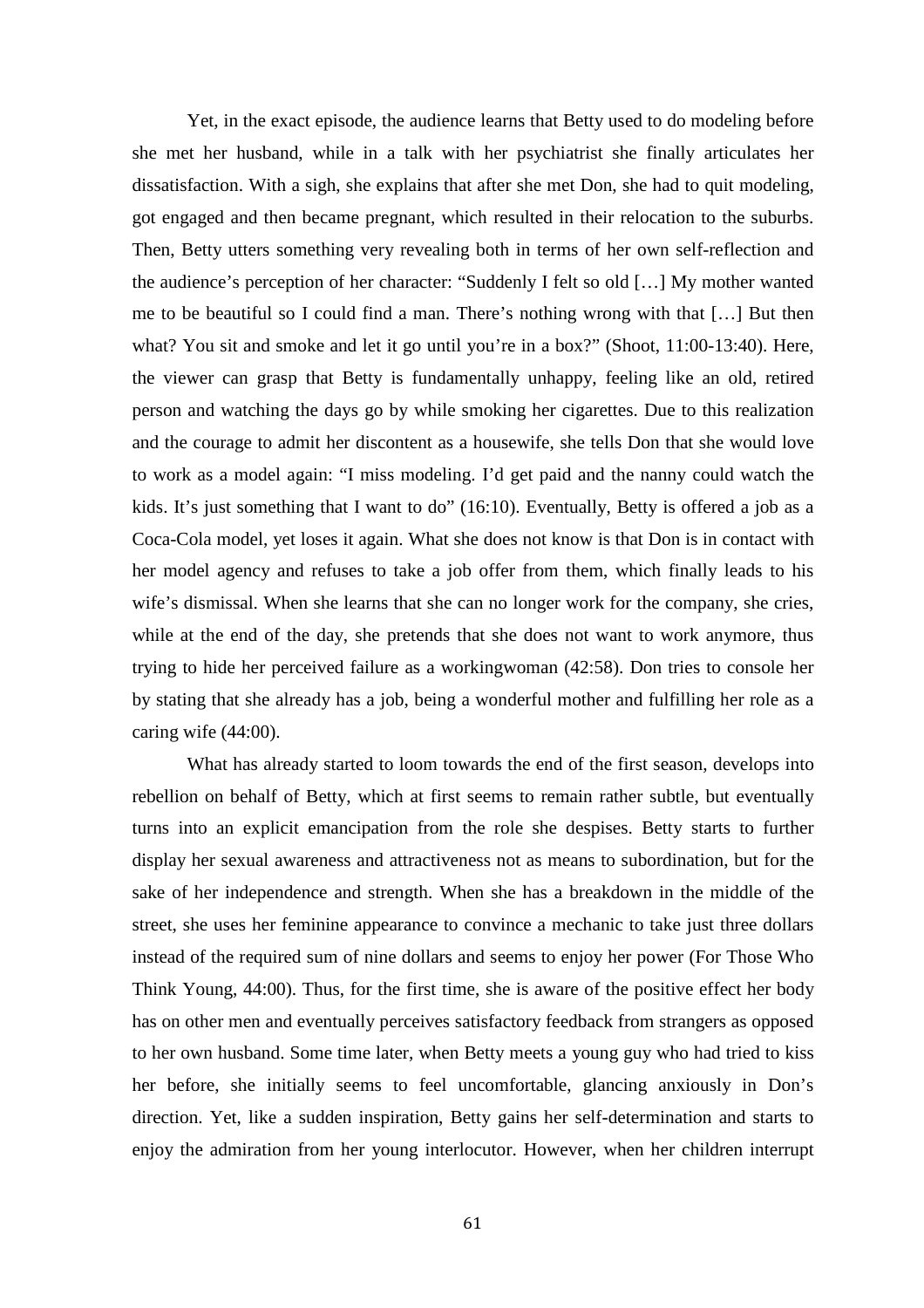Yet, in the exact episode, the audience learns that Betty used to do modeling before she met her husband, while in a talk with her psychiatrist she finally articulates her dissatisfaction. With a sigh, she explains that after she met Don, she had to quit modeling, got engaged and then became pregnant, which resulted in their relocation to the suburbs. Then, Betty utters something very revealing both in terms of her own self-reflection and the audience's perception of her character: "Suddenly I felt so old […] My mother wanted me to be beautiful so I could find a man. There's nothing wrong with that […] But then what? You sit and smoke and let it go until you're in a box?" (Shoot, 11:00-13:40). Here, the viewer can grasp that Betty is fundamentally unhappy, feeling like an old, retired person and watching the days go by while smoking her cigarettes. Due to this realization and the courage to admit her discontent as a housewife, she tells Don that she would love to work as a model again: "I miss modeling. I'd get paid and the nanny could watch the kids. It's just something that I want to do" (16:10). Eventually, Betty is offered a job as a Coca-Cola model, yet loses it again. What she does not know is that Don is in contact with her model agency and refuses to take a job offer from them, which finally leads to his wife's dismissal. When she learns that she can no longer work for the company, she cries, while at the end of the day, she pretends that she does not want to work anymore, thus trying to hide her perceived failure as a workingwoman (42:58). Don tries to console her by stating that she already has a job, being a wonderful mother and fulfilling her role as a caring wife (44:00).

What has already started to loom towards the end of the first season, develops into rebellion on behalf of Betty, which at first seems to remain rather subtle, but eventually turns into an explicit emancipation from the role she despises. Betty starts to further display her sexual awareness and attractiveness not as means to subordination, but for the sake of her independence and strength. When she has a breakdown in the middle of the street, she uses her feminine appearance to convince a mechanic to take just three dollars instead of the required sum of nine dollars and seems to enjoy her power (For Those Who Think Young, 44:00). Thus, for the first time, she is aware of the positive effect her body has on other men and eventually perceives satisfactory feedback from strangers as opposed to her own husband. Some time later, when Betty meets a young guy who had tried to kiss her before, she initially seems to feel uncomfortable, glancing anxiously in Don's direction. Yet, like a sudden inspiration, Betty gains her self-determination and starts to enjoy the admiration from her young interlocutor. However, when her children interrupt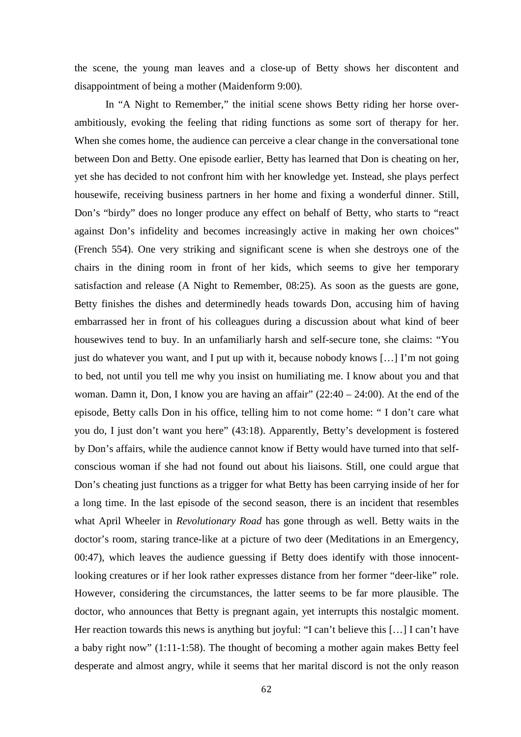the scene, the young man leaves and a close-up of Betty shows her discontent and disappointment of being a mother (Maidenform 9:00).

In "A Night to Remember," the initial scene shows Betty riding her horse over-ambitiously, evoking the feeling that riding functions as some sort of therapy for her. When she comes home, the audience can perceive a clear change in the conversational tone between Don and Betty. One episode earlier, Betty has learned that Don is cheating on her, yet she has decided to not confront him with her knowledge yet. Instead, she plays perfect housewife, receiving business partners in her home and fixing a wonderful dinner. Still, Don's "birdy" does no longer produce any effect on behalf of Betty, who starts to "react against Don's infidelity and becomes increasingly active in making her own choices" (French 554). One very striking and significant scene is when she destroys one of the chairs in the dining room in front of her kids, which seems to give her temporary satisfaction and release (A Night to Remember, 08:25). As soon as the guests are gone, Betty finishes the dishes and determinedly heads towards Don, accusing him of having embarrassed her in front of his colleagues during a discussion about what kind of beer housewives tend to buy. In an unfamiliarly harsh and self-secure tone, she claims: "You just do whatever you want, and I put up with it, because nobody knows […] I'm not going to bed, not until you tell me why you insist on humiliating me. I know about you and that woman. Damn it, Don, I know you are having an affair" (22:40 – 24:00). At the end of the episode, Betty calls Don in his office, telling him to not come home: " I don't care what you do, I just don't want you here" (43:18). Apparently, Betty's development is fostered by Don's affairs, while the audience cannot know if Betty would have turned into that self-conscious woman if she had not found out about his liaisons. Still, one could argue that Don's cheating just functions as a trigger for what Betty has been carrying inside of her for a long time. In the last episode of the second season, there is an incident that resembles what April Wheeler in *Revolutionary Road* has gone through as well. Betty waits in the doctor's room, staring trance-like at a picture of two deer (Meditations in an Emergency, 00:47), which leaves the audience guessing if Betty does identify with those innocent-looking creatures or if her look rather expresses distance from her former "deer-like" role. However, considering the circumstances, the latter seems to be far more plausible. The doctor, who announces that Betty is pregnant again, yet interrupts this nostalgic moment. Her reaction towards this news is anything but joyful: "I can't believe this […] I can't have a baby right now" (1:11-1:58). The thought of becoming a mother again makes Betty feel desperate and almost angry, while it seems that her marital discord is not the only reason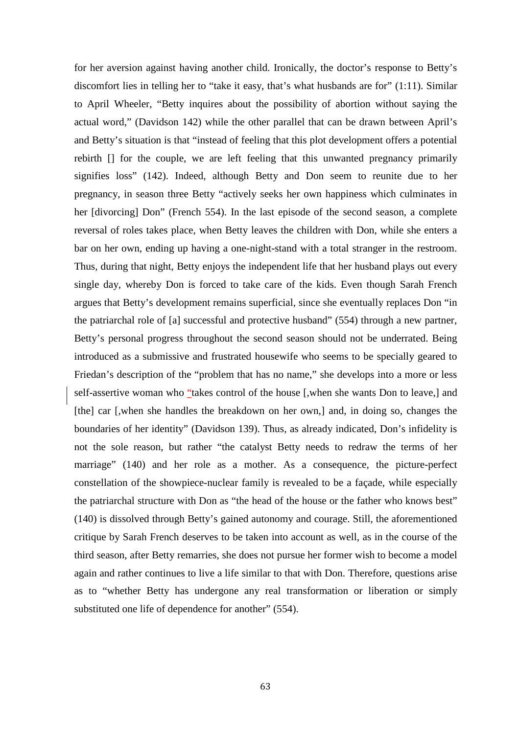for her aversion against having another child. Ironically, the doctor's response to Betty's discomfort lies in telling her to "take it easy, that's what husbands are for" (1:11). Similar to April Wheeler, "Betty inquires about the possibility of abortion without saying the actual word," (Davidson 142) while the other parallel that can be drawn between April's and Betty's situation is that "instead of feeling that this plot development offers a potential rebirth [] for the couple, we are left feeling that this unwanted pregnancy primarily signifies loss" (142). Indeed, although Betty and Don seem to reunite due to her pregnancy, in season three Betty "actively seeks her own happiness which culminates in her [divorcing] Don" (French 554). In the last episode of the second season, a complete reversal of roles takes place, when Betty leaves the children with Don, while she enters a bar on her own, ending up having a one-night-stand with a total stranger in the restroom. Thus, during that night, Betty enjoys the independent life that her husband plays out every single day, whereby Don is forced to take care of the kids. Even though Sarah French argues that Betty's development remains superficial, since she eventually replaces Don "in the patriarchal role of [a] successful and protective husband" (554) through a new partner, Betty's personal progress throughout the second season should not be underrated. Being introduced as a submissive and frustrated housewife who seems to be specially geared to Friedan's description of the "problem that has no name," she develops into a more or less self-assertive woman who "takes control of the house [,when she wants Don to leave,] and [the] car [,when she handles the breakdown on her own,] and, in doing so, changes the boundaries of her identity" (Davidson 139). Thus, as already indicated, Don's infidelity is not the sole reason, but rather "the catalyst Betty needs to redraw the terms of her marriage" (140) and her role as a mother. As a consequence, the picture-perfect constellation of the showpiece-nuclear family is revealed to be a façade, while especially the patriarchal structure with Don as "the head of the house or the father who knows best" (140) is dissolved through Betty's gained autonomy and courage. Still, the aforementioned critique by Sarah French deserves to be taken into account as well, as in the course of the third season, after Betty remarries, she does not pursue her former wish to become a model again and rather continues to live a life similar to that with Don. Therefore, questions arise as to "whether Betty has undergone any real transformation or liberation or simply substituted one life of dependence for another" (554).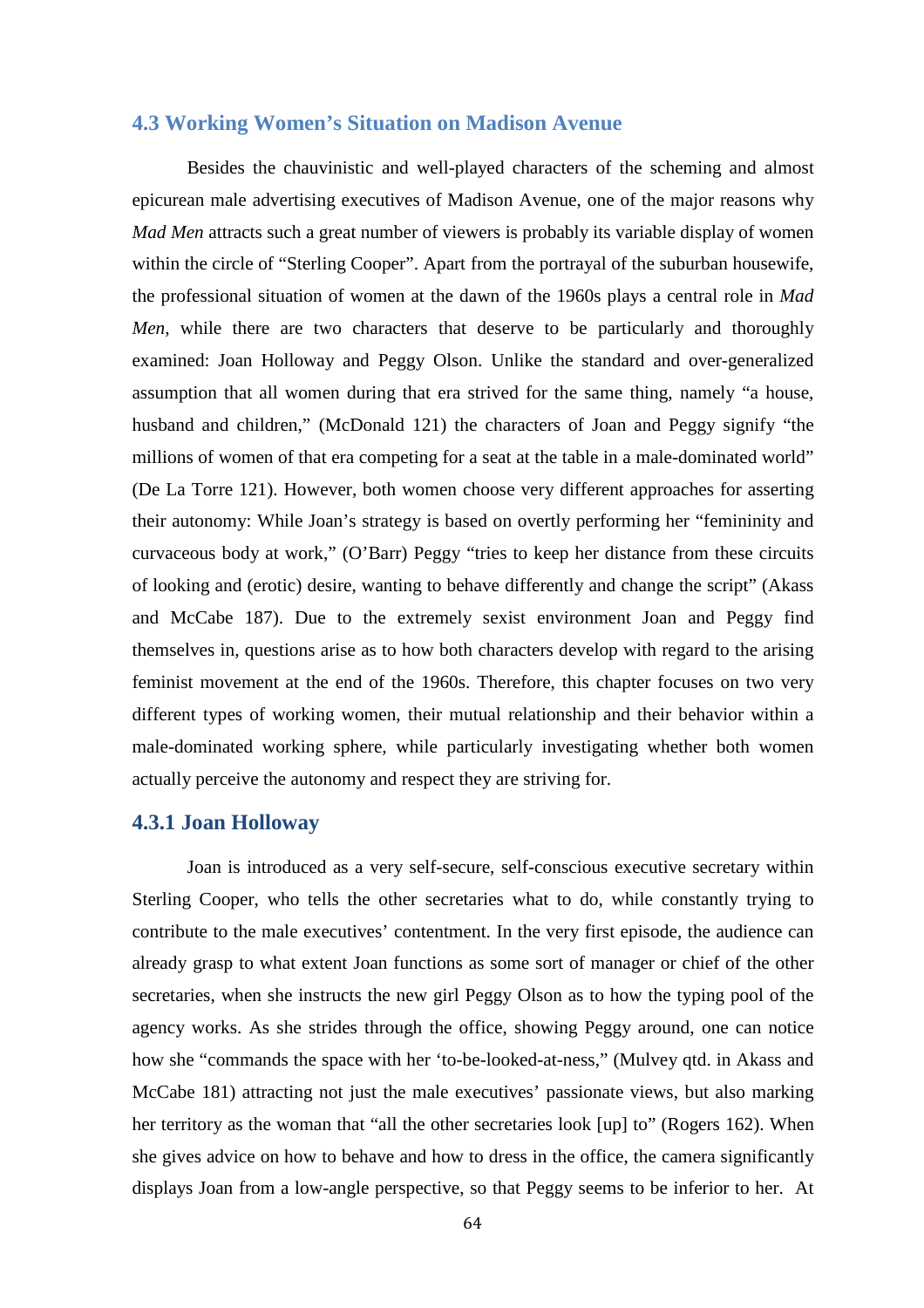## 4.3 Working Women's Situation on Madison Avenue

Besides the chauvinistic and well-played characters of the scheming and almost epicurean male advertising executives of Madison Avenue, one of the major reasons why *Mad Men* attracts such a great number of viewers is probably its variable display of women within the circle of "Sterling Cooper". Apart from the portrayal of the suburban housewife, the professional situation of women at the dawn of the 1960s plays a central role in *Mad Men*, while there are two characters that deserve to be particularly and thoroughly examined: Joan Holloway and Peggy Olson. Unlike the standard and over-generalized assumption that all women during that era strived for the same thing, namely "a house, husband and children," (McDonald 121) the characters of Joan and Peggy signify "the millions of women of that era competing for a seat at the table in a male-dominated world" (De La Torre 121). However, both women choose very different approaches for asserting their autonomy: While Joan's strategy is based on overtly performing her "femininity and curvaceous body at work," (O'Barr) Peggy "tries to keep her distance from these circuits of looking and (erotic) desire, wanting to behave differently and change the script" (Akass and McCabe 187). Due to the extremely sexist environment Joan and Peggy find themselves in, questions arise as to how both characters develop with regard to the arising feminist movement at the end of the 1960s. Therefore, this chapter focuses on two very different types of working women, their mutual relationship and their behavior within a male-dominated working sphere, while particularly investigating whether both women actually perceive the autonomy and respect they are striving for.

### 4.3.1 Joan Holloway

Joan is introduced as a very self-secure, self-conscious executive secretary within Sterling Cooper, who tells the other secretaries what to do, while constantly trying to contribute to the male executives' contentment. In the very first episode, the audience can already grasp to what extent Joan functions as some sort of manager or chief of the other secretaries, when she instructs the new girl Peggy Olson as to how the typing pool of the agency works. As she strides through the office, showing Peggy around, one can notice how she "commands the space with her 'to-be-looked-at-ness,' (Mulvey qtd. in Akass and McCabe 181) attracting not just the male executives' passionate views, but also marking her territory as the woman that "all the other secretaries look [up] to" (Rogers 162). When she gives advice on how to behave and how to dress in the office, the camera significantly displays Joan from a low-angle perspective, so that Peggy seems to be inferior to her. At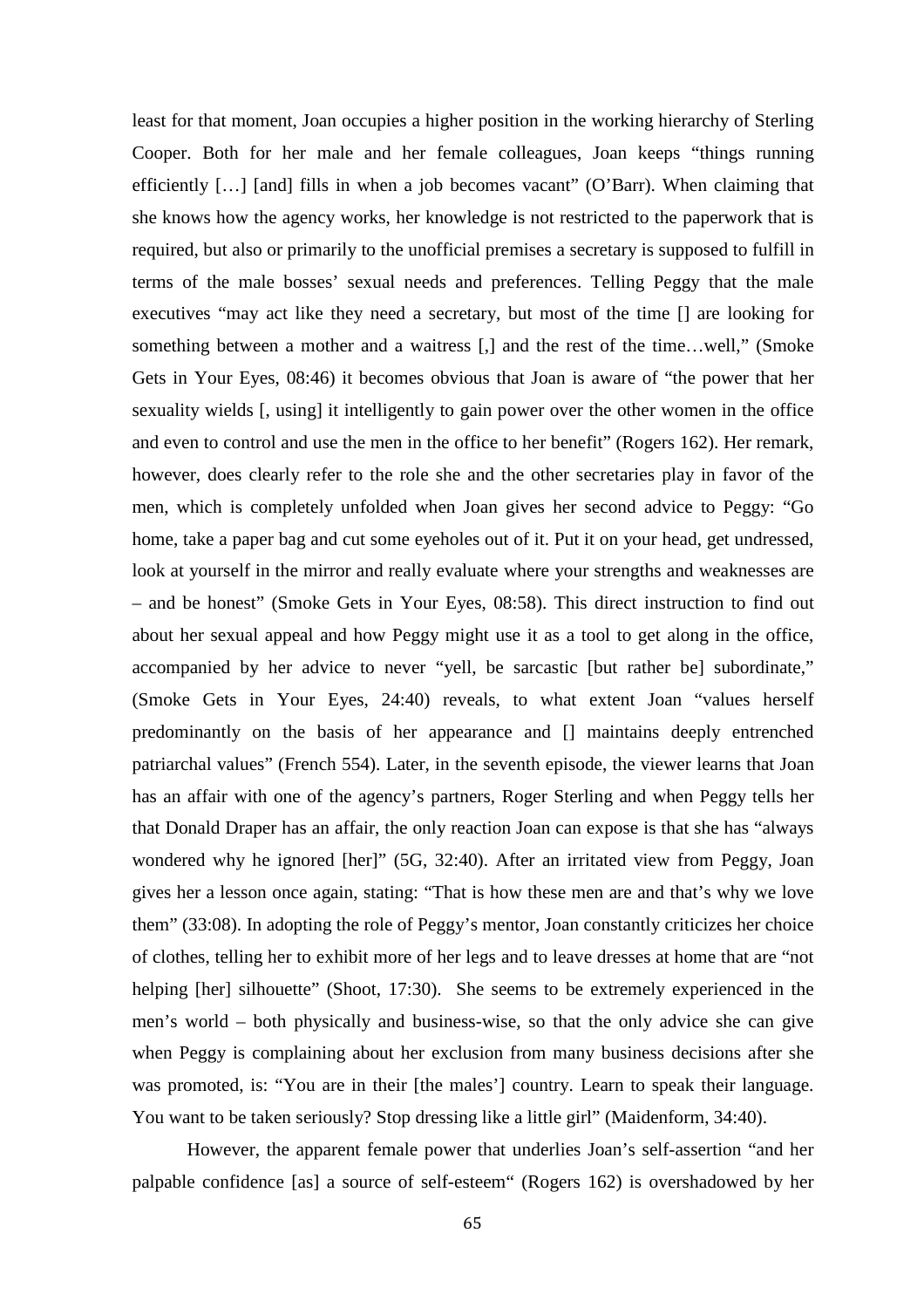least for that moment, Joan occupies a higher position in the working hierarchy of Sterling Cooper. Both for her male and her female colleagues, Joan keeps "things running efficiently […] [and] fills in when a job becomes vacant" (O'Barr). When claiming that she knows how the agency works, her knowledge is not restricted to the paperwork that is required, but also or primarily to the unofficial premises a secretary is supposed to fulfill in terms of the male bosses' sexual needs and preferences. Telling Peggy that the male executives "may act like they need a secretary, but most of the time [] are looking for something between a mother and a waitress [,] and the rest of the time…well," (Smoke Gets in Your Eyes, 08:46) it becomes obvious that Joan is aware of "the power that her sexuality wields [, using] it intelligently to gain power over the other women in the office and even to control and use the men in the office to her benefit" (Rogers 162). Her remark, however, does clearly refer to the role she and the other secretaries play in favor of the men, which is completely unfolded when Joan gives her second advice to Peggy: "Go home, take a paper bag and cut some eyeholes out of it. Put it on your head, get undressed, look at yourself in the mirror and really evaluate where your strengths and weaknesses are – and be honest" (Smoke Gets in Your Eyes, 08:58). This direct instruction to find out about her sexual appeal and how Peggy might use it as a tool to get along in the office, accompanied by her advice to never "yell, be sarcastic [but rather be] subordinate," (Smoke Gets in Your Eyes, 24:40) reveals, to what extent Joan "values herself predominantly on the basis of her appearance and [] maintains deeply entrenched patriarchal values" (French 554). Later, in the seventh episode, the viewer learns that Joan has an affair with one of the agency's partners, Roger Sterling and when Peggy tells her that Donald Draper has an affair, the only reaction Joan can expose is that she has "always wondered why he ignored [her]" (5G, 32:40). After an irritated view from Peggy, Joan gives her a lesson once again, stating: "That is how these men are and that's why we love them" (33:08). In adopting the role of Peggy's mentor, Joan constantly criticizes her choice of clothes, telling her to exhibit more of her legs and to leave dresses at home that are "not helping [her] silhouette" (Shoot, 17:30). She seems to be extremely experienced in the men's world – both physically and business-wise, so that the only advice she can give when Peggy is complaining about her exclusion from many business decisions after she was promoted, is: "You are in their [the males'] country. Learn to speak their language. You want to be taken seriously? Stop dressing like a little girl" (Maidenform, 34:40).

However, the apparent female power that underlies Joan's self-assertion "and her palpable confidence [as] a source of self-esteem" (Rogers 162) is overshadowed by her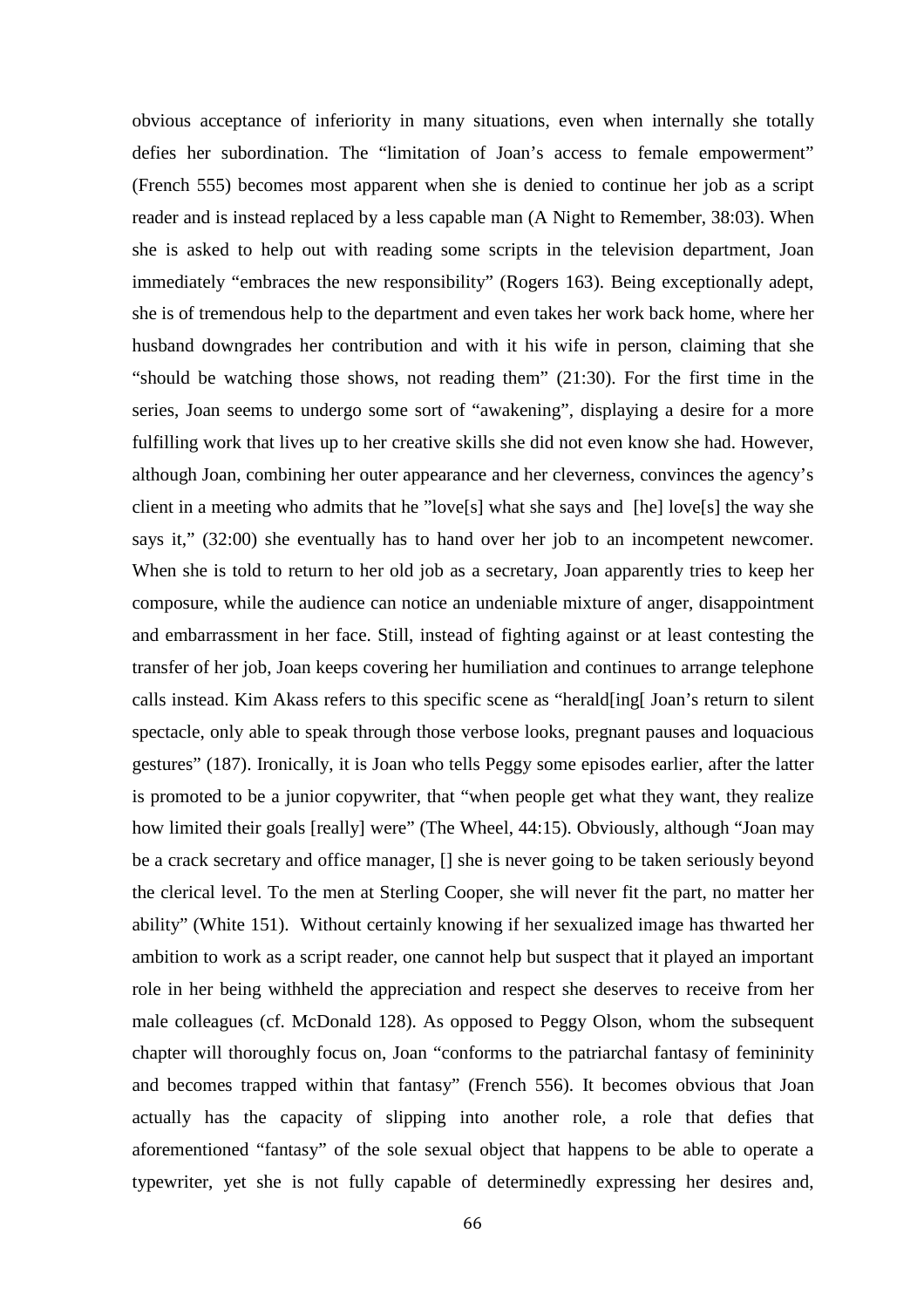obvious acceptance of inferiority in many situations, even when internally she totally defies her subordination. The "limitation of Joan's access to female empowerment" (French 555) becomes most apparent when she is denied to continue her job as a script reader and is instead replaced by a less capable man (A Night to Remember, 38:03). When she is asked to help out with reading some scripts in the television department, Joan immediately "embraces the new responsibility" (Rogers 163). Being exceptionally adept, she is of tremendous help to the department and even takes her work back home, where her husband downgrades her contribution and with it his wife in person, claiming that she "should be watching those shows, not reading them" (21:30). For the first time in the series, Joan seems to undergo some sort of "awakening", displaying a desire for a more fulfilling work that lives up to her creative skills she did not even know she had. However, although Joan, combining her outer appearance and her cleverness, convinces the agency's client in a meeting who admits that he "love[s] what she says and [he] love[s] the way she says it," (32:00) she eventually has to hand over her job to an incompetent newcomer. When she is told to return to her old job as a secretary, Joan apparently tries to keep her composure, while the audience can notice an undeniable mixture of anger, disappointment and embarrassment in her face. Still, instead of fighting against or at least contesting the transfer of her job, Joan keeps covering her humiliation and continues to arrange telephone calls instead. Kim Akass refers to this specific scene as "herald[ing[ Joan's return to silent spectacle, only able to speak through those verbose looks, pregnant pauses and loquacious gestures" (187). Ironically, it is Joan who tells Peggy some episodes earlier, after the latter is promoted to be a junior copywriter, that "when people get what they want, they realize how limited their goals [really] were" (The Wheel, 44:15). Obviously, although "Joan may be a crack secretary and office manager, [] she is never going to be taken seriously beyond the clerical level. To the men at Sterling Cooper, she will never fit the part, no matter her ability" (White 151). Without certainly knowing if her sexualized image has thwarted her ambition to work as a script reader, one cannot help but suspect that it played an important role in her being withheld the appreciation and respect she deserves to receive from her male colleagues (cf. McDonald 128). As opposed to Peggy Olson, whom the subsequent chapter will thoroughly focus on, Joan "conforms to the patriarchal fantasy of femininity and becomes trapped within that fantasy" (French 556). It becomes obvious that Joan actually has the capacity of slipping into another role, a role that defies that aforementioned "fantasy" of the sole sexual object that happens to be able to operate a typewriter, yet she is not fully capable of determinedly expressing her desires and,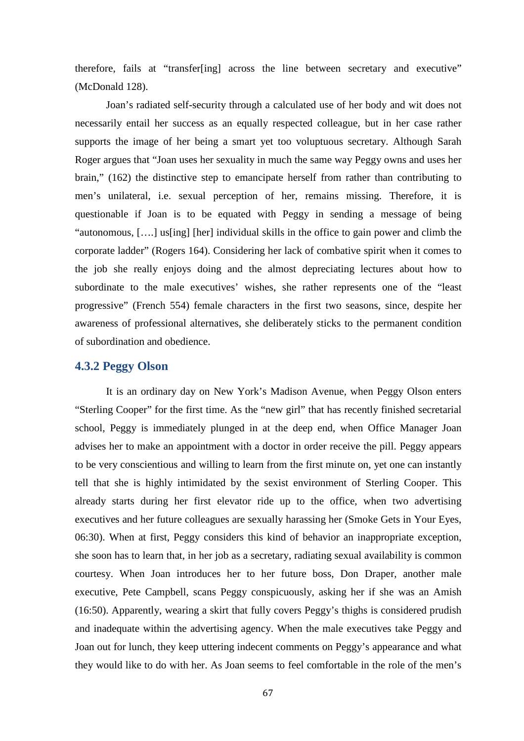therefore, fails at "transfer[ing] across the line between secretary and executive" (McDonald 128).

Joan's radiated self-security through a calculated use of her body and wit does not necessarily entail her success as an equally respected colleague, but in her case rather supports the image of her being a smart yet too voluptuous secretary. Although Sarah Roger argues that "Joan uses her sexuality in much the same way Peggy owns and uses her brain," (162) the distinctive step to emancipate herself from rather than contributing to men's unilateral, i.e. sexual perception of her, remains missing. Therefore, it is questionable if Joan is to be equated with Peggy in sending a message of being "autonomous, [….] us[ing] [her] individual skills in the office to gain power and climb the corporate ladder" (Rogers 164). Considering her lack of combative spirit when it comes to the job she really enjoys doing and the almost depreciating lectures about how to subordinate to the male executives' wishes, she rather represents one of the "least progressive" (French 554) female characters in the first two seasons, since, despite her awareness of professional alternatives, she deliberately sticks to the permanent condition of subordination and obedience.

### 4.3.2 Peggy Olson

It is an ordinary day on New York's Madison Avenue, when Peggy Olson enters "Sterling Cooper" for the first time. As the "new girl" that has recently finished secretarial school, Peggy is immediately plunged in at the deep end, when Office Manager Joan advises her to make an appointment with a doctor in order receive the pill. Peggy appears to be very conscientious and willing to learn from the first minute on, yet one can instantly tell that she is highly intimidated by the sexist environment of Sterling Cooper. This already starts during her first elevator ride up to the office, when two advertising executives and her future colleagues are sexually harassing her (Smoke Gets in Your Eyes, 06:30). When at first, Peggy considers this kind of behavior an inappropriate exception, she soon has to learn that, in her job as a secretary, radiating sexual availability is common courtesy. When Joan introduces her to her future boss, Don Draper, another male executive, Pete Campbell, scans Peggy conspicuously, asking her if she was an Amish (16:50). Apparently, wearing a skirt that fully covers Peggy's thighs is considered prudish and inadequate within the advertising agency. When the male executives take Peggy and Joan out for lunch, they keep uttering indecent comments on Peggy's appearance and what they would like to do with her. As Joan seems to feel comfortable in the role of the men's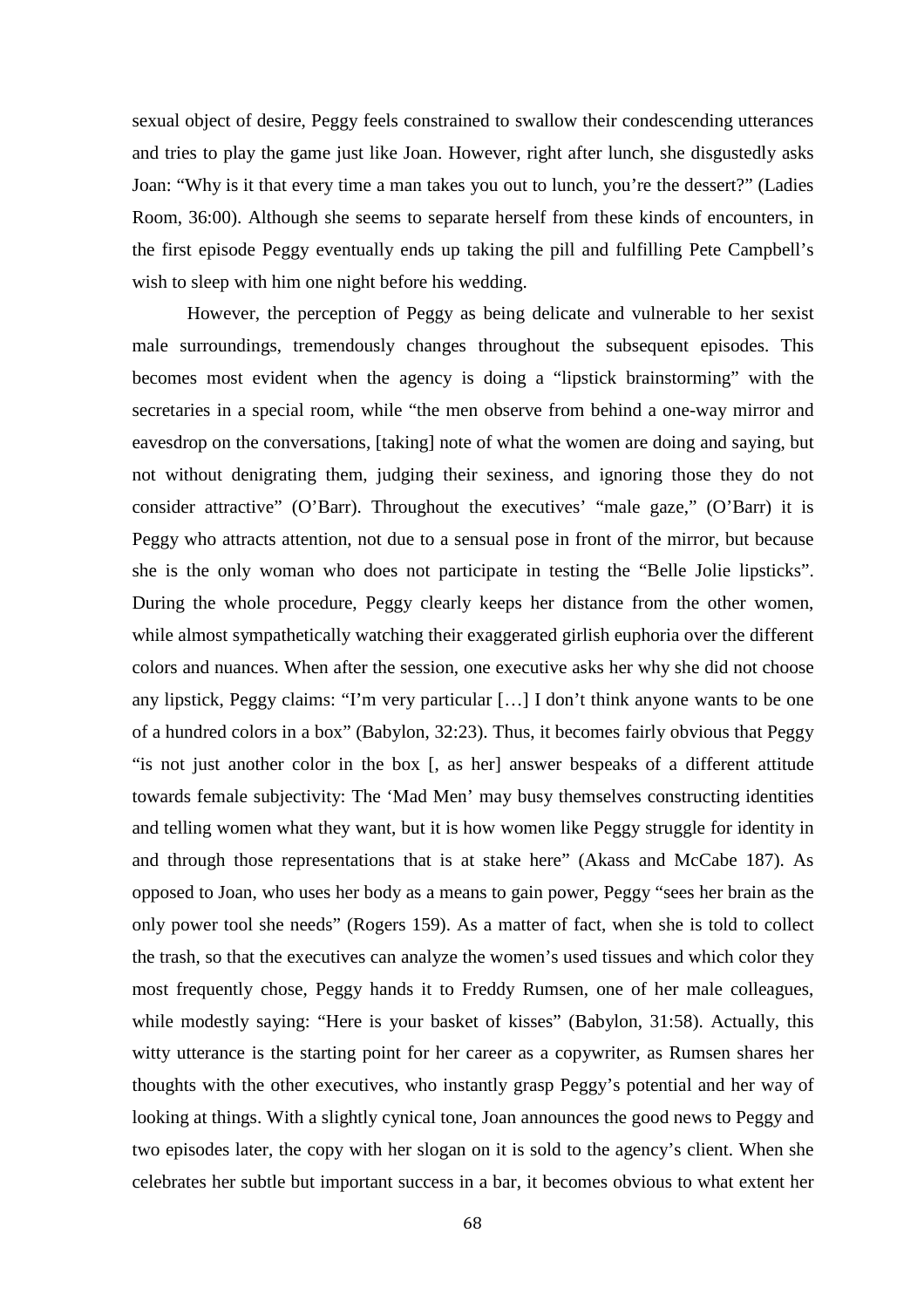sexual object of desire, Peggy feels constrained to swallow their condescending utterances and tries to play the game just like Joan. However, right after lunch, she disgustedly asks Joan: "Why is it that every time a man takes you out to lunch, you're the dessert?" (Ladies Room, 36:00). Although she seems to separate herself from these kinds of encounters, in the first episode Peggy eventually ends up taking the pill and fulfilling Pete Campbell's wish to sleep with him one night before his wedding.

However, the perception of Peggy as being delicate and vulnerable to her sexist male surroundings, tremendously changes throughout the subsequent episodes. This becomes most evident when the agency is doing a "lipstick brainstorming" with the secretaries in a special room, while "the men observe from behind a one-way mirror and eavesdrop on the conversations, [taking] note of what the women are doing and saying, but not without denigrating them, judging their sexiness, and ignoring those they do not consider attractive" (O'Barr). Throughout the executives' "male gaze," (O'Barr) it is Peggy who attracts attention, not due to a sensual pose in front of the mirror, but because she is the only woman who does not participate in testing the "Belle Jolie lipsticks". During the whole procedure, Peggy clearly keeps her distance from the other women, while almost sympathetically watching their exaggerated girlish euphoria over the different colors and nuances. When after the session, one executive asks her why she did not choose any lipstick, Peggy claims: "I'm very particular […] I don't think anyone wants to be one of a hundred colors in a box" (Babylon, 32:23). Thus, it becomes fairly obvious that Peggy "is not just another color in the box [, as her] answer bespeaks of a different attitude towards female subjectivity: The 'Mad Men' may busy themselves constructing identities and telling women what they want, but it is how women like Peggy struggle for identity in and through those representations that is at stake here" (Akass and McCabe 187). As opposed to Joan, who uses her body as a means to gain power, Peggy "sees her brain as the only power tool she needs" (Rogers 159). As a matter of fact, when she is told to collect the trash, so that the executives can analyze the women's used tissues and which color they most frequently chose, Peggy hands it to Freddy Rumsen, one of her male colleagues, while modestly saying: "Here is your basket of kisses" (Babylon, 31:58). Actually, this witty utterance is the starting point for her career as a copywriter, as Rumsen shares her thoughts with the other executives, who instantly grasp Peggy's potential and her way of looking at things. With a slightly cynical tone, Joan announces the good news to Peggy and two episodes later, the copy with her slogan on it is sold to the agency's client. When she celebrates her subtle but important success in a bar, it becomes obvious to what extent her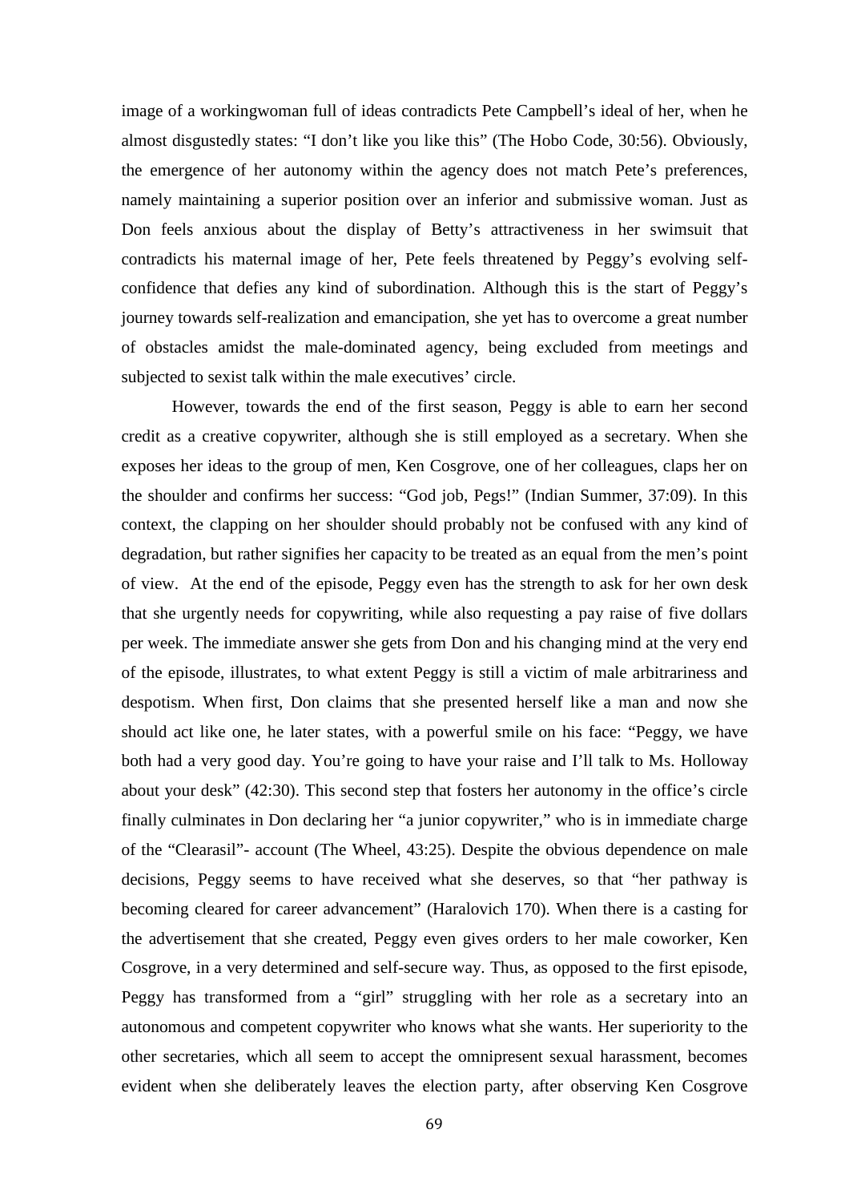image of a workingwoman full of ideas contradicts Pete Campbell's ideal of her, when he almost disgustedly states: "I don't like you like this" (The Hobo Code, 30:56). Obviously, the emergence of her autonomy within the agency does not match Pete's preferences, namely maintaining a superior position over an inferior and submissive woman. Just as Don feels anxious about the display of Betty's attractiveness in her swimsuit that contradicts his maternal image of her, Pete feels threatened by Peggy's evolving self-confidence that defies any kind of subordination. Although this is the start of Peggy's journey towards self-realization and emancipation, she yet has to overcome a great number of obstacles amidst the male-dominated agency, being excluded from meetings and subjected to sexist talk within the male executives' circle.

However, towards the end of the first season, Peggy is able to earn her second credit as a creative copywriter, although she is still employed as a secretary. When she exposes her ideas to the group of men, Ken Cosgrove, one of her colleagues, claps her on the shoulder and confirms her success: "God job, Pegs!" (Indian Summer, 37:09). In this context, the clapping on her shoulder should probably not be confused with any kind of degradation, but rather signifies her capacity to be treated as an equal from the men's point of view. At the end of the episode, Peggy even has the strength to ask for her own desk that she urgently needs for copywriting, while also requesting a pay raise of five dollars per week. The immediate answer she gets from Don and his changing mind at the very end of the episode, illustrates, to what extent Peggy is still a victim of male arbitrariness and despotism. When first, Don claims that she presented herself like a man and now she should act like one, he later states, with a powerful smile on his face: "Peggy, we have both had a very good day. You're going to have your raise and I'll talk to Ms. Holloway about your desk" (42:30). This second step that fosters her autonomy in the office's circle finally culminates in Don declaring her "a junior copywriter," who is in immediate charge of the "Clearasil"- account (The Wheel, 43:25). Despite the obvious dependence on male decisions, Peggy seems to have received what she deserves, so that "her pathway is becoming cleared for career advancement" (Haralovich 170). When there is a casting for the advertisement that she created, Peggy even gives orders to her male coworker, Ken Cosgrove, in a very determined and self-secure way. Thus, as opposed to the first episode, Peggy has transformed from a "girl" struggling with her role as a secretary into an autonomous and competent copywriter who knows what she wants. Her superiority to the other secretaries, which all seem to accept the omnipresent sexual harassment, becomes evident when she deliberately leaves the election party, after observing Ken Cosgrove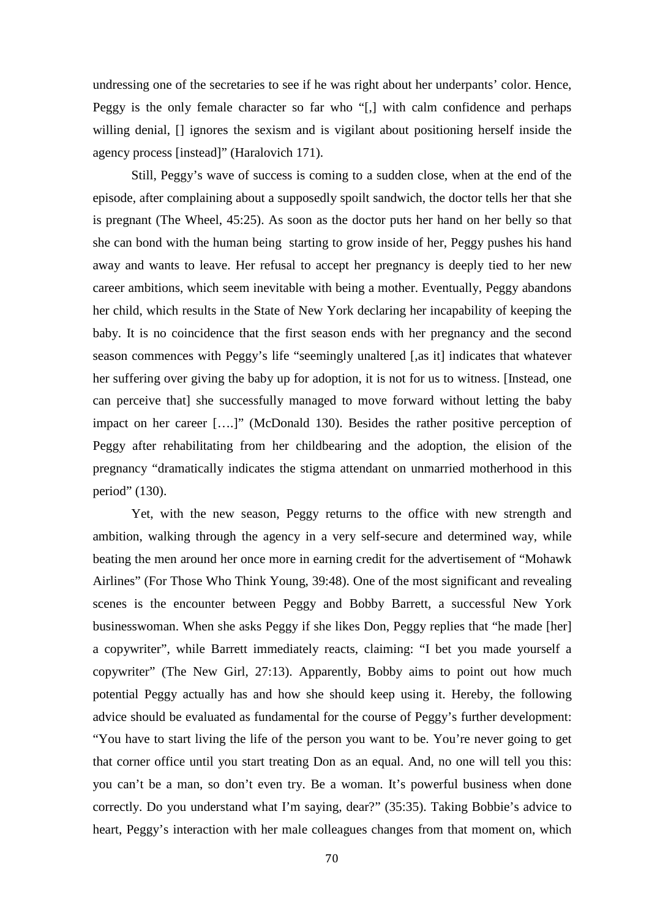undressing one of the secretaries to see if he was right about her underpants' color. Hence, Peggy is the only female character so far who "[,] with calm confidence and perhaps willing denial, [] ignores the sexism and is vigilant about positioning herself inside the agency process [instead]" (Haralovich 171).

Still, Peggy's wave of success is coming to a sudden close, when at the end of the episode, after complaining about a supposedly spoilt sandwich, the doctor tells her that she is pregnant (The Wheel, 45:25). As soon as the doctor puts her hand on her belly so that she can bond with the human being starting to grow inside of her, Peggy pushes his hand away and wants to leave. Her refusal to accept her pregnancy is deeply tied to her new career ambitions, which seem inevitable with being a mother. Eventually, Peggy abandons her child, which results in the State of New York declaring her incapability of keeping the baby. It is no coincidence that the first season ends with her pregnancy and the second season commences with Peggy's life "seemingly unaltered [,as it] indicates that whatever her suffering over giving the baby up for adoption, it is not for us to witness. [Instead, one can perceive that] she successfully managed to move forward without letting the baby impact on her career [….]" (McDonald 130). Besides the rather positive perception of Peggy after rehabilitating from her childbearing and the adoption, the elision of the pregnancy "dramatically indicates the stigma attendant on unmarried motherhood in this period" (130).

Yet, with the new season, Peggy returns to the office with new strength and ambition, walking through the agency in a very self-secure and determined way, while beating the men around her once more in earning credit for the advertisement of "Mohawk Airlines" (For Those Who Think Young, 39:48). One of the most significant and revealing scenes is the encounter between Peggy and Bobby Barrett, a successful New York businesswoman. When she asks Peggy if she likes Don, Peggy replies that "he made [her] a copywriter", while Barrett immediately reacts, claiming: "I bet you made yourself a copywriter" (The New Girl, 27:13). Apparently, Bobby aims to point out how much potential Peggy actually has and how she should keep using it. Hereby, the following advice should be evaluated as fundamental for the course of Peggy's further development: "You have to start living the life of the person you want to be. You're never going to get that corner office until you start treating Don as an equal. And, no one will tell you this: you can't be a man, so don't even try. Be a woman. It's powerful business when done correctly. Do you understand what I'm saying, dear?" (35:35). Taking Bobbie's advice to heart, Peggy's interaction with her male colleagues changes from that moment on, which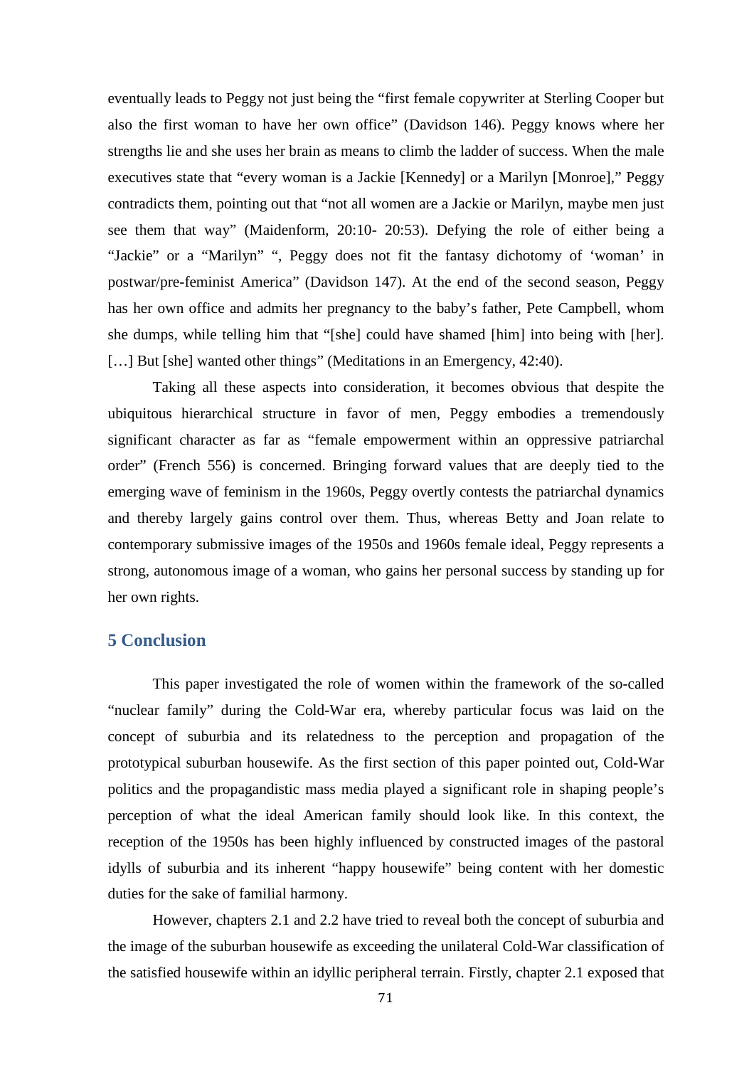eventually leads to Peggy not just being the "first female copywriter at Sterling Cooper but also the first woman to have her own office" (Davidson 146). Peggy knows where her strengths lie and she uses her brain as means to climb the ladder of success. When the male executives state that "every woman is a Jackie [Kennedy] or a Marilyn [Monroe]," Peggy contradicts them, pointing out that "not all women are a Jackie or Marilyn, maybe men just see them that way" (Maidenform, 20:10- 20:53). Defying the role of either being a "Jackie" or a "Marilyn" ", Peggy does not fit the fantasy dichotomy of 'woman' in postwar/pre-feminist America" (Davidson 147). At the end of the second season, Peggy has her own office and admits her pregnancy to the baby's father, Pete Campbell, whom she dumps, while telling him that "[she] could have shamed [him] into being with [her]. […] But [she] wanted other things" (Meditations in an Emergency, 42:40).

Taking all these aspects into consideration, it becomes obvious that despite the ubiquitous hierarchical structure in favor of men, Peggy embodies a tremendously significant character as far as "female empowerment within an oppressive patriarchal order" (French 556) is concerned. Bringing forward values that are deeply tied to the emerging wave of feminism in the 1960s, Peggy overtly contests the patriarchal dynamics and thereby largely gains control over them. Thus, whereas Betty and Joan relate to contemporary submissive images of the 1950s and 1960s female ideal, Peggy represents a strong, autonomous image of a woman, who gains her personal success by standing up for her own rights.

## 5 Conclusion

This paper investigated the role of women within the framework of the so-called "nuclear family" during the Cold-War era, whereby particular focus was laid on the concept of suburbia and its relatedness to the perception and propagation of the prototypical suburban housewife. As the first section of this paper pointed out, Cold-War politics and the propagandistic mass media played a significant role in shaping people's perception of what the ideal American family should look like. In this context, the reception of the 1950s has been highly influenced by constructed images of the pastoral idylls of suburbia and its inherent "happy housewife" being content with her domestic duties for the sake of familial harmony.

However, chapters 2.1 and 2.2 have tried to reveal both the concept of suburbia and the image of the suburban housewife as exceeding the unilateral Cold-War classification of the satisfied housewife within an idyllic peripheral terrain. Firstly, chapter 2.1 exposed that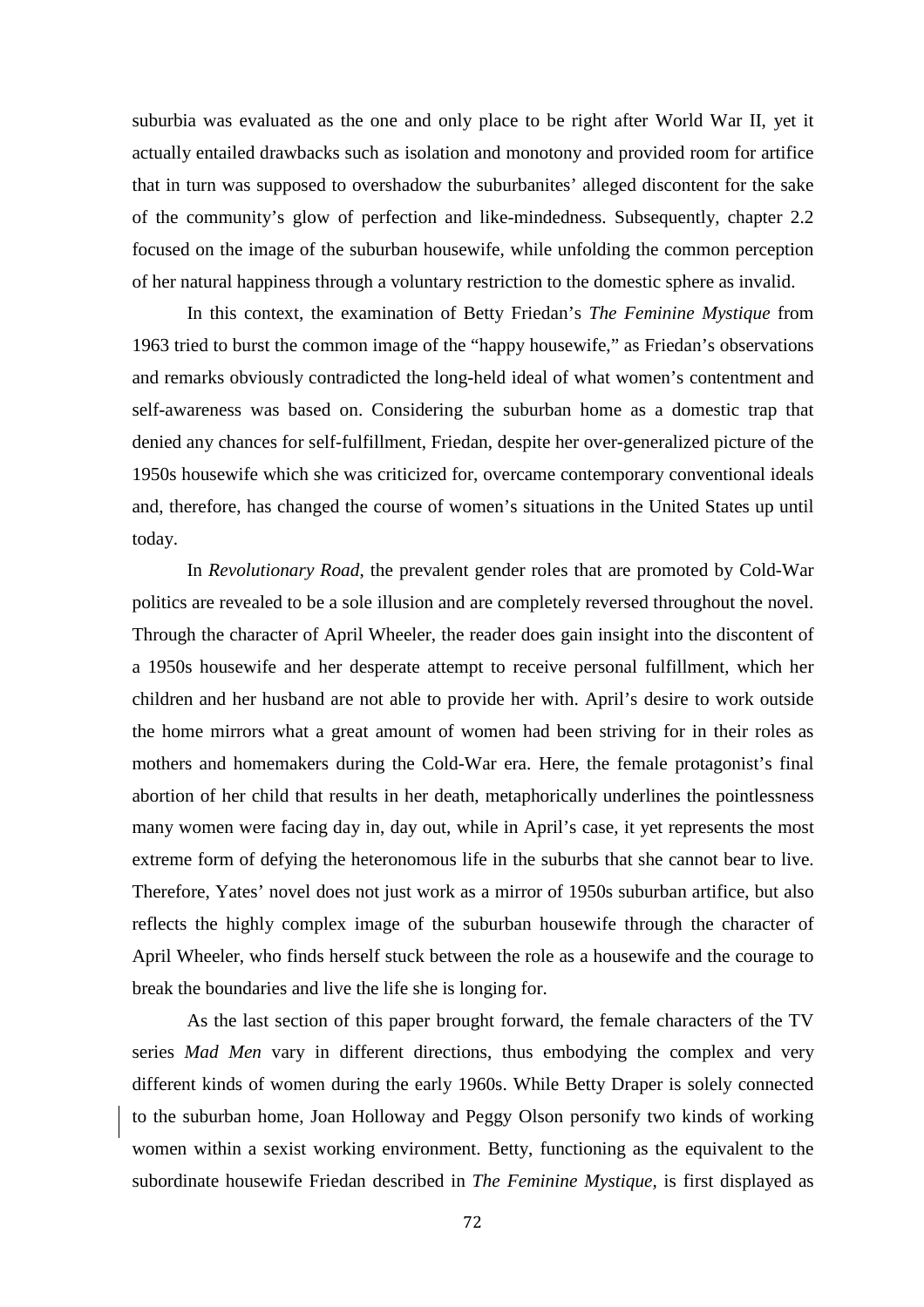suburbia was evaluated as the one and only place to be right after World War II, yet it actually entailed drawbacks such as isolation and monotony and provided room for artifice that in turn was supposed to overshadow the suburbanites' alleged discontent for the sake of the community's glow of perfection and like-mindedness. Subsequently, chapter 2.2 focused on the image of the suburban housewife, while unfolding the common perception of her natural happiness through a voluntary restriction to the domestic sphere as invalid.

In this context, the examination of Betty Friedan's *The Feminine Mystique* from 1963 tried to burst the common image of the "happy housewife," as Friedan's observations and remarks obviously contradicted the long-held ideal of what women's contentment and self-awareness was based on. Considering the suburban home as a domestic trap that denied any chances for self-fulfillment, Friedan, despite her over-generalized picture of the 1950s housewife which she was criticized for, overcame contemporary conventional ideals and, therefore, has changed the course of women's situations in the United States up until today.

In *Revolutionary Road*, the prevalent gender roles that are promoted by Cold-War politics are revealed to be a sole illusion and are completely reversed throughout the novel. Through the character of April Wheeler, the reader does gain insight into the discontent of a 1950s housewife and her desperate attempt to receive personal fulfillment, which her children and her husband are not able to provide her with. April's desire to work outside the home mirrors what a great amount of women had been striving for in their roles as mothers and homemakers during the Cold-War era. Here, the female protagonist's final abortion of her child that results in her death, metaphorically underlines the pointlessness many women were facing day in, day out, while in April's case, it yet represents the most extreme form of defying the heteronomous life in the suburbs that she cannot bear to live. Therefore, Yates' novel does not just work as a mirror of 1950s suburban artifice, but also reflects the highly complex image of the suburban housewife through the character of April Wheeler, who finds herself stuck between the role as a housewife and the courage to break the boundaries and live the life she is longing for.

As the last section of this paper brought forward, the female characters of the TV series *Mad Men* vary in different directions, thus embodying the complex and very different kinds of women during the early 1960s. While Betty Draper is solely connected to the suburban home, Joan Holloway and Peggy Olson personify two kinds of working women within a sexist working environment. Betty, functioning as the equivalent to the subordinate housewife Friedan described in *The Feminine Mystique*, is first displayed as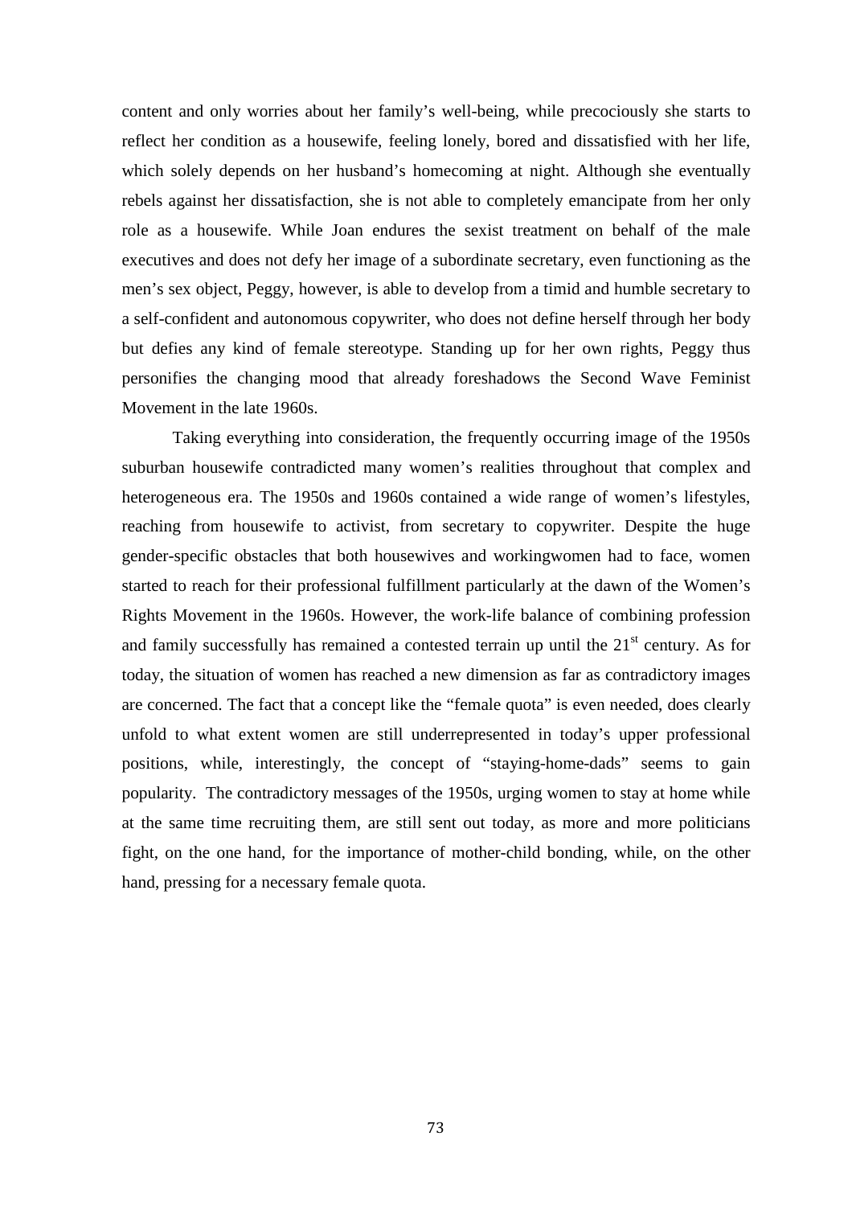content and only worries about her family's well-being, while precociously she starts to reflect her condition as a housewife, feeling lonely, bored and dissatisfied with her life, which solely depends on her husband's homecoming at night. Although she eventually rebels against her dissatisfaction, she is not able to completely emancipate from her only role as a housewife. While Joan endures the sexist treatment on behalf of the male executives and does not defy her image of a subordinate secretary, even functioning as the men's sex object, Peggy, however, is able to develop from a timid and humble secretary to a self-confident and autonomous copywriter, who does not define herself through her body but defies any kind of female stereotype. Standing up for her own rights, Peggy thus personifies the changing mood that already foreshadows the Second Wave Feminist Movement in the late 1960s.

Taking everything into consideration, the frequently occurring image of the 1950s suburban housewife contradicted many women's realities throughout that complex and heterogeneous era. The 1950s and 1960s contained a wide range of women's lifestyles, reaching from housewife to activist, from secretary to copywriter. Despite the huge gender-specific obstacles that both housewives and workingwomen had to face, women started to reach for their professional fulfillment particularly at the dawn of the Women's Rights Movement in the 1960s. However, the work-life balance of combining profession and family successfully has remained a contested terrain up until the 21st century. As for today, the situation of women has reached a new dimension as far as contradictory images are concerned. The fact that a concept like the "female quota" is even needed, does clearly unfold to what extent women are still underrepresented in today's upper professional positions, while, interestingly, the concept of "staying-home-dads" seems to gain popularity. The contradictory messages of the 1950s, urging women to stay at home while at the same time recruiting them, are still sent out today, as more and more politicians fight, on the one hand, for the importance of mother-child bonding, while, on the other hand, pressing for a necessary female quota.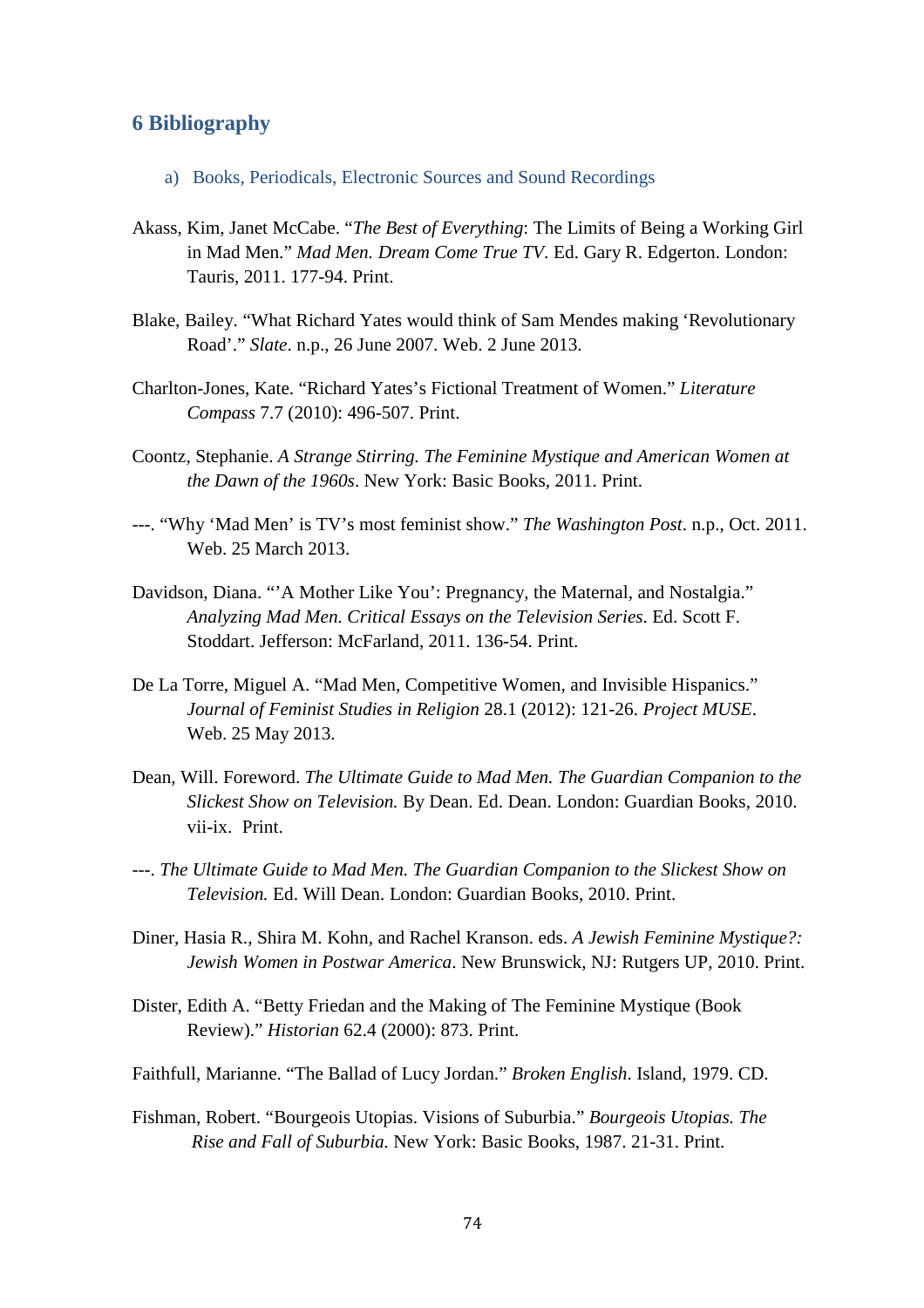## 6 Bibliography

a) Books, Periodicals, Electronic Sources and Sound Recordings

Akass, Kim, Janet McCabe. "*The Best of Everything*: The Limits of Being a Working Girl in Mad Men." *Mad Men. Dream Come True TV*. Ed. Gary R. Edgerton. London: Tauris, 2011. 177-94. Print.

Blake, Bailey. "What Richard Yates would think of Sam Mendes making 'Revolutionary Road'." *Slate*. n.p., 26 June 2007. Web. 2 June 2013.

Charlton-Jones, Kate. "Richard Yates's Fictional Treatment of Women." *Literature Compass* 7.7 (2010): 496-507. Print.

Coontz, Stephanie. *A Strange Stirring. The Feminine Mystique and American Women at the Dawn of the 1960s*. New York: Basic Books, 2011. Print.

---. "Why 'Mad Men' is TV's most feminist show." *The Washington Post*. n.p., Oct. 2011. Web. 25 March 2013.

Davidson, Diana. "'A Mother Like You': Pregnancy, the Maternal, and Nostalgia." *Analyzing Mad Men. Critical Essays on the Television Series*. Ed. Scott F. Stoddart. Jefferson: McFarland, 2011. 136-54. Print.

De La Torre, Miguel A. "Mad Men, Competitive Women, and Invisible Hispanics." *Journal of Feminist Studies in Religion* 28.1 (2012): 121-26. *Project MUSE*. Web. 25 May 2013.

Dean, Will. Foreword. *The Ultimate Guide to Mad Men. The Guardian Companion to the Slickest Show on Television.* By Dean. Ed. Dean. London: Guardian Books, 2010. vii-ix. Print.

---. *The Ultimate Guide to Mad Men. The Guardian Companion to the Slickest Show on Television.* Ed. Will Dean. London: Guardian Books, 2010. Print.

Diner, Hasia R., Shira M. Kohn, and Rachel Kranson. eds. *A Jewish Feminine Mystique?: Jewish Women in Postwar America*. New Brunswick, NJ: Rutgers UP, 2010. Print.

Dister, Edith A. "Betty Friedan and the Making of The Feminine Mystique (Book Review)." *Historian* 62.4 (2000): 873. Print.

Faithfull, Marianne. "The Ballad of Lucy Jordan." *Broken English*. Island, 1979. CD.

Fishman, Robert. "Bourgeois Utopias. Visions of Suburbia." *Bourgeois Utopias. The Rise and Fall of Suburbia.* New York: Basic Books, 1987. 21-31. Print.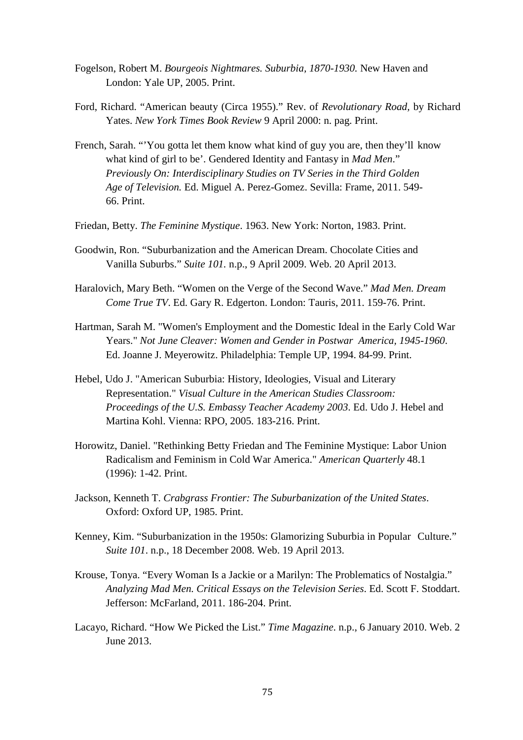Fogelson, Robert M. *Bourgeois Nightmares. Suburbia, 1870-1930.* New Haven and London: Yale UP, 2005. Print.

Ford, Richard. "American beauty (Circa 1955)." Rev. of *Revolutionary Road,* by Richard Yates. *New York Times Book Review* 9 April 2000: n. pag. Print.

French, Sarah. "'You gotta let them know what kind of guy you are, then they'll know what kind of girl to be'. Gendered Identity and Fantasy in *Mad Men*." *Previously On: Interdisciplinary Studies on TV Series in the Third Golden Age of Television.* Ed. Miguel A. Perez-Gomez. Sevilla: Frame, 2011. 549-66. Print.

Friedan, Betty. *The Feminine Mystique*. 1963. New York: Norton, 1983. Print.

Goodwin, Ron. "Suburbanization and the American Dream. Chocolate Cities and Vanilla Suburbs." *Suite 101*. n.p., 9 April 2009. Web. 20 April 2013.

Haralovich, Mary Beth. "Women on the Verge of the Second Wave." *Mad Men. Dream Come True TV*. Ed. Gary R. Edgerton. London: Tauris, 2011. 159-76. Print.

Hartman, Sarah M. "Women's Employment and the Domestic Ideal in the Early Cold War Years." *Not June Cleaver: Women and Gender in Postwar America, 1945-1960*. Ed. Joanne J. Meyerowitz. Philadelphia: Temple UP, 1994. 84-99. Print.

Hebel, Udo J. "American Suburbia: History, Ideologies, Visual and Literary Representation." *Visual Culture in the American Studies Classroom: Proceedings of the U.S. Embassy Teacher Academy 2003*. Ed. Udo J. Hebel and Martina Kohl. Vienna: RPO, 2005. 183-216. Print.

Horowitz, Daniel. "Rethinking Betty Friedan and The Feminine Mystique: Labor Union Radicalism and Feminism in Cold War America." *American Quarterly* 48.1 (1996): 1-42. Print.

Jackson, Kenneth T. *Crabgrass Frontier: The Suburbanization of the United States*. Oxford: Oxford UP, 1985. Print.

Kenney, Kim. "Suburbanization in the 1950s: Glamorizing Suburbia in Popular Culture." *Suite 101*. n.p., 18 December 2008. Web. 19 April 2013.

Krouse, Tonya. "Every Woman Is a Jackie or a Marilyn: The Problematics of Nostalgia." *Analyzing Mad Men. Critical Essays on the Television Series*. Ed. Scott F. Stoddart. Jefferson: McFarland, 2011. 186-204. Print.

Lacayo, Richard. "How We Picked the List." *Time Magazine*. n.p., 6 January 2010. Web. 2 June 2013.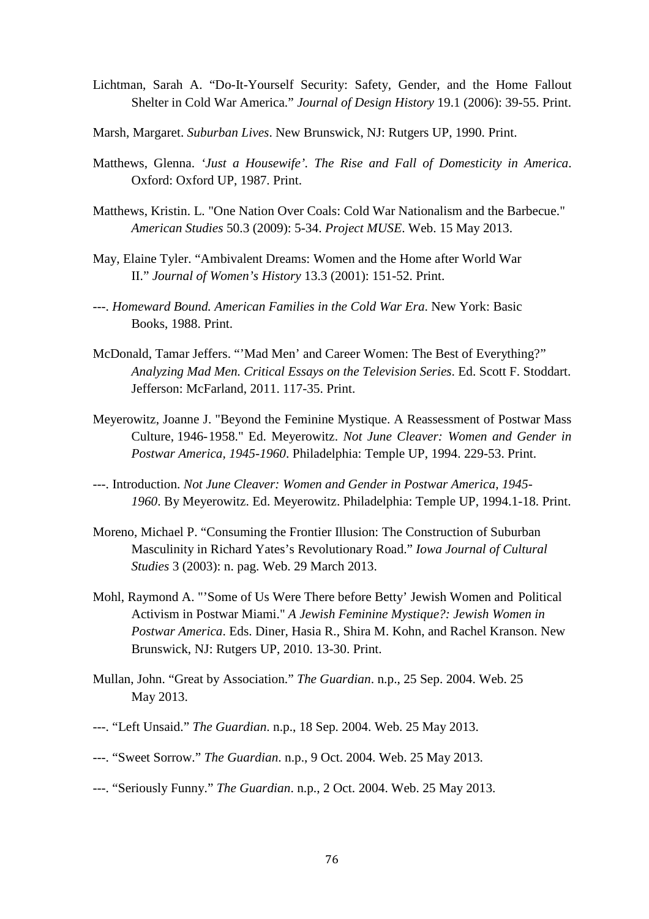Lichtman, Sarah A. "Do-It-Yourself Security: Safety, Gender, and the Home Fallout Shelter in Cold War America." *Journal of Design History* 19.1 (2006): 39-55. Print.

Marsh, Margaret. *Suburban Lives*. New Brunswick, NJ: Rutgers UP, 1990. Print.

Matthews, Glenna. *'Just a Housewife'. The Rise and Fall of Domesticity in America*. Oxford: Oxford UP, 1987. Print.

Matthews, Kristin. L. "One Nation Over Coals: Cold War Nationalism and the Barbecue." *American Studies* 50.3 (2009): 5-34. *Project MUSE*. Web. 15 May 2013.

May, Elaine Tyler. "Ambivalent Dreams: Women and the Home after World War II." *Journal of Women's History* 13.3 (2001): 151-52. Print.

---. *Homeward Bound. American Families in the Cold War Era*. New York: Basic Books, 1988. Print.

McDonald, Tamar Jeffers. "'Mad Men' and Career Women: The Best of Everything?" *Analyzing Mad Men. Critical Essays on the Television Series*. Ed. Scott F. Stoddart. Jefferson: McFarland, 2011. 117-35. Print.

Meyerowitz, Joanne J. "Beyond the Feminine Mystique. A Reassessment of Postwar Mass Culture, 1946-1958." Ed. Meyerowitz. *Not June Cleaver: Women and Gender in Postwar America, 1945-1960*. Philadelphia: Temple UP, 1994. 229-53. Print.

---. Introduction. *Not June Cleaver: Women and Gender in Postwar America, 1945-1960*. By Meyerowitz. Ed. Meyerowitz. Philadelphia: Temple UP, 1994.1-18. Print.

Moreno, Michael P. "Consuming the Frontier Illusion: The Construction of Suburban Masculinity in Richard Yates's Revolutionary Road." *Iowa Journal of Cultural Studies* 3 (2003): n. pag. Web. 29 March 2013.

Mohl, Raymond A. "'Some of Us Were There before Betty' Jewish Women and Political Activism in Postwar Miami." *A Jewish Feminine Mystique?: Jewish Women in Postwar America*. Eds. Diner, Hasia R., Shira M. Kohn, and Rachel Kranson. New Brunswick, NJ: Rutgers UP, 2010. 13-30. Print.

Mullan, John. "Great by Association." *The Guardian*. n.p., 25 Sep. 2004. Web. 25 May 2013.

---. "Left Unsaid." *The Guardian*. n.p., 18 Sep. 2004. Web. 25 May 2013.

---. "Sweet Sorrow." *The Guardian*. n.p., 9 Oct. 2004. Web. 25 May 2013.

---. "Seriously Funny." *The Guardian*. n.p., 2 Oct. 2004. Web. 25 May 2013.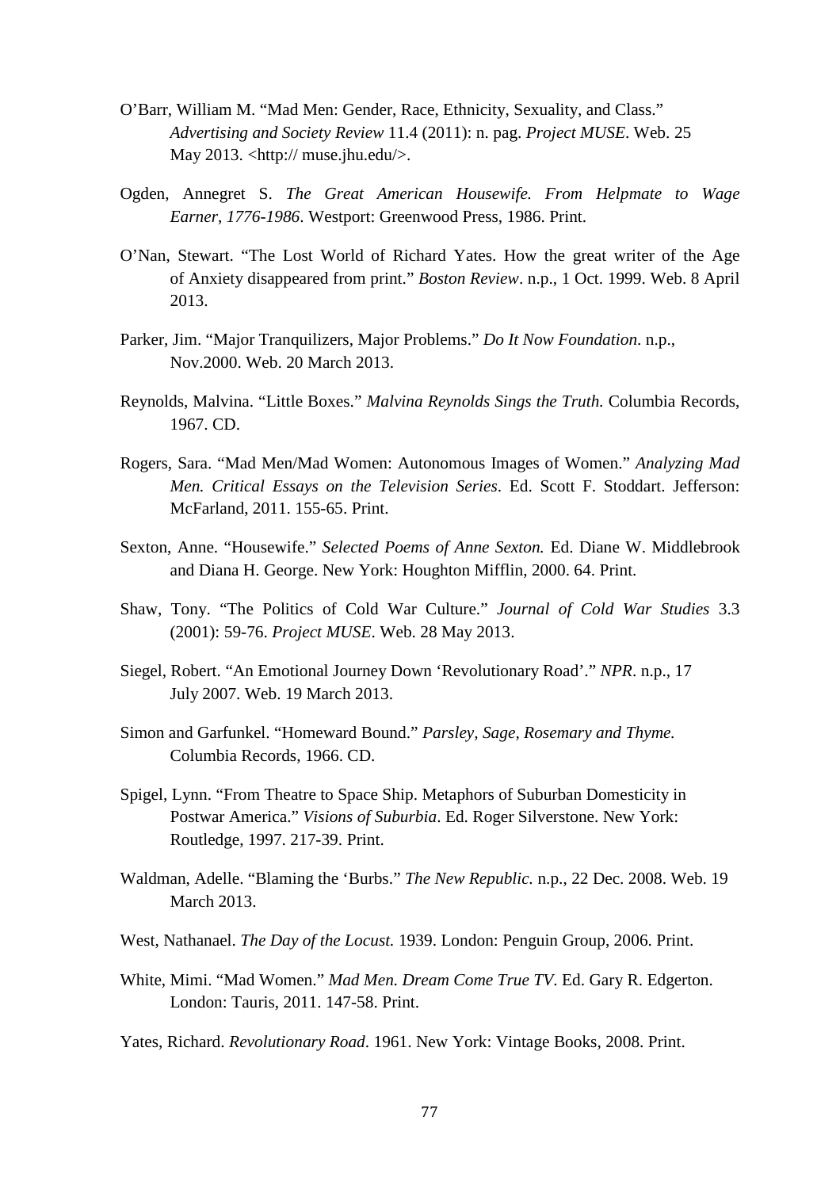O'Barr, William M. "Mad Men: Gender, Race, Ethnicity, Sexuality, and Class." *Advertising and Society Review* 11.4 (2011): n. pag. *Project MUSE*. Web. 25 May 2013. <http:// muse.jhu.edu/>.

Ogden, Annegret S. *The Great American Housewife. From Helpmate to Wage Earner, 1776-1986*. Westport: Greenwood Press, 1986. Print.

O'Nan, Stewart. "The Lost World of Richard Yates. How the great writer of the Age of Anxiety disappeared from print." *Boston Review*. n.p., 1 Oct. 1999. Web. 8 April 2013.

Parker, Jim. "Major Tranquilizers, Major Problems." *Do It Now Foundation*. n.p., Nov.2000. Web. 20 March 2013.

Reynolds, Malvina. "Little Boxes." *Malvina Reynolds Sings the Truth.* Columbia Records, 1967. CD.

Rogers, Sara. "Mad Men/Mad Women: Autonomous Images of Women." *Analyzing Mad Men. Critical Essays on the Television Series*. Ed. Scott F. Stoddart. Jefferson: McFarland, 2011. 155-65. Print.

Sexton, Anne. "Housewife." *Selected Poems of Anne Sexton.* Ed. Diane W. Middlebrook and Diana H. George. New York: Houghton Mifflin, 2000. 64. Print.

Shaw, Tony. "The Politics of Cold War Culture." *Journal of Cold War Studies* 3.3 (2001): 59-76. *Project MUSE*. Web. 28 May 2013.

Siegel, Robert. "An Emotional Journey Down 'Revolutionary Road'." *NPR*. n.p., 17 July 2007. Web. 19 March 2013.

Simon and Garfunkel. "Homeward Bound." *Parsley, Sage, Rosemary and Thyme.* Columbia Records, 1966. CD.

Spigel, Lynn. "From Theatre to Space Ship. Metaphors of Suburban Domesticity in Postwar America." *Visions of Suburbia*. Ed. Roger Silverstone. New York: Routledge, 1997. 217-39. Print.

Waldman, Adelle. "Blaming the 'Burbs." *The New Republic.* n.p., 22 Dec. 2008. Web. 19 March 2013.

West, Nathanael. *The Day of the Locust.* 1939. London: Penguin Group, 2006. Print.

White, Mimi. "Mad Women." *Mad Men. Dream Come True TV*. Ed. Gary R. Edgerton. London: Tauris, 2011. 147-58. Print.

Yates, Richard. *Revolutionary Road*. 1961. New York: Vintage Books, 2008. Print.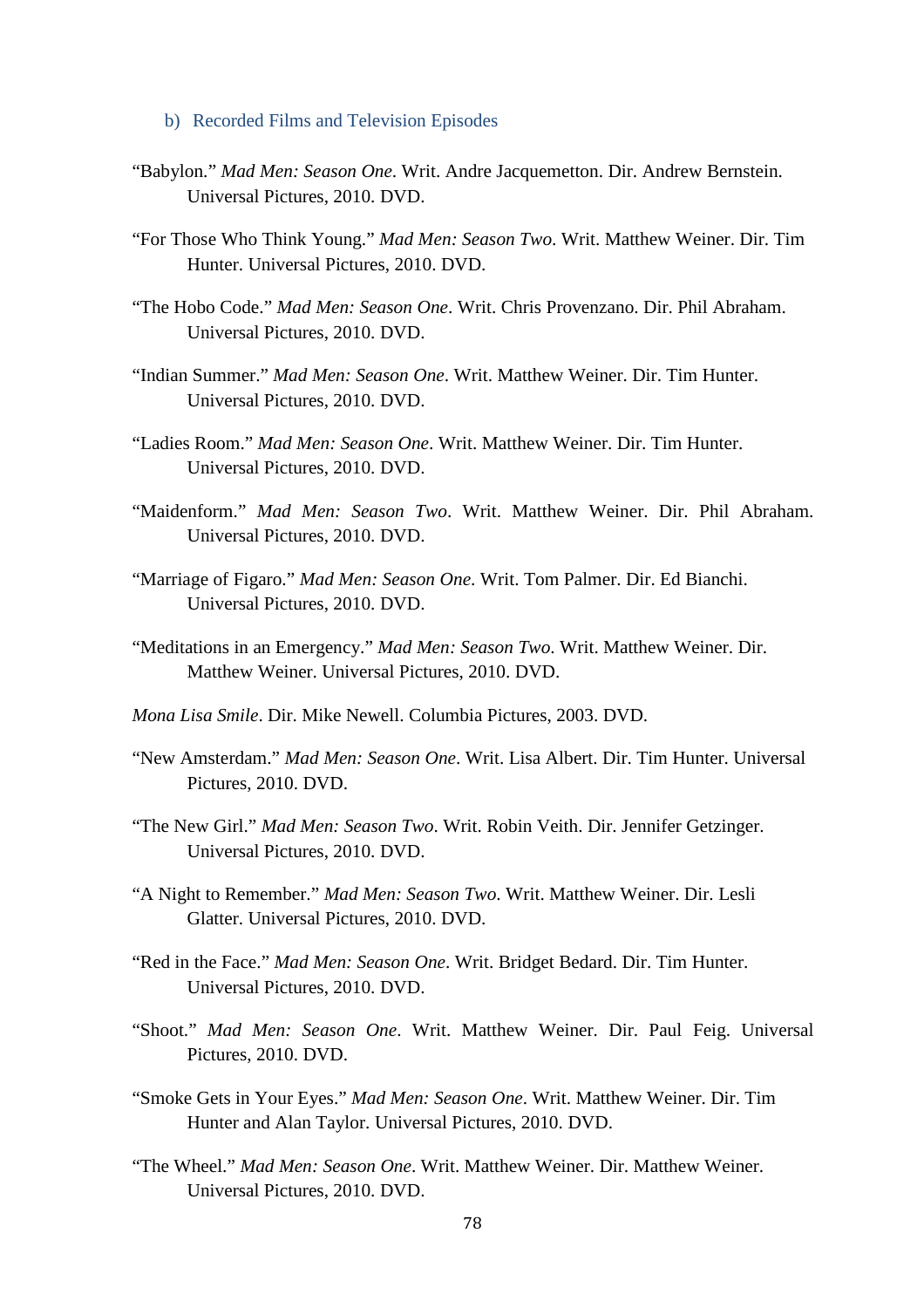### b) Recorded Films and Television Episodes

“Babylon.” *Mad Men: Season One*. Writ. Andre Jacquemetton. Dir. Andrew Bernstein. Universal Pictures, 2010. DVD.

“For Those Who Think Young.” *Mad Men: Season Two*. Writ. Matthew Weiner. Dir. Tim Hunter. Universal Pictures, 2010. DVD.

“The Hobo Code.” *Mad Men: Season One*. Writ. Chris Provenzano. Dir. Phil Abraham. Universal Pictures, 2010. DVD.

“Indian Summer.” *Mad Men: Season One*. Writ. Matthew Weiner. Dir. Tim Hunter. Universal Pictures, 2010. DVD.

“Ladies Room.” *Mad Men: Season One*. Writ. Matthew Weiner. Dir. Tim Hunter. Universal Pictures, 2010. DVD.

“Maidenform.” *Mad Men: Season Two*. Writ. Matthew Weiner. Dir. Phil Abraham. Universal Pictures, 2010. DVD.

“Marriage of Figaro.” *Mad Men: Season One*. Writ. Tom Palmer. Dir. Ed Bianchi. Universal Pictures, 2010. DVD.

“Meditations in an Emergency.” *Mad Men: Season Two*. Writ. Matthew Weiner. Dir. Matthew Weiner. Universal Pictures, 2010. DVD.

*Mona Lisa Smile*. Dir. Mike Newell. Columbia Pictures, 2003. DVD.

“New Amsterdam.” *Mad Men: Season One*. Writ. Lisa Albert. Dir. Tim Hunter. Universal Pictures, 2010. DVD.

“The New Girl.” *Mad Men: Season Two*. Writ. Robin Veith. Dir. Jennifer Getzinger. Universal Pictures, 2010. DVD.

“A Night to Remember.” *Mad Men: Season Two*. Writ. Matthew Weiner. Dir. Lesli Glatter. Universal Pictures, 2010. DVD.

“Red in the Face.” *Mad Men: Season One*. Writ. Bridget Bedard. Dir. Tim Hunter. Universal Pictures, 2010. DVD.

“Shoot.” *Mad Men: Season One*. Writ. Matthew Weiner. Dir. Paul Feig. Universal Pictures, 2010. DVD.

“Smoke Gets in Your Eyes.” *Mad Men: Season One*. Writ. Matthew Weiner. Dir. Tim Hunter and Alan Taylor. Universal Pictures, 2010. DVD.

“The Wheel.” *Mad Men: Season One*. Writ. Matthew Weiner. Dir. Matthew Weiner. Universal Pictures, 2010. DVD.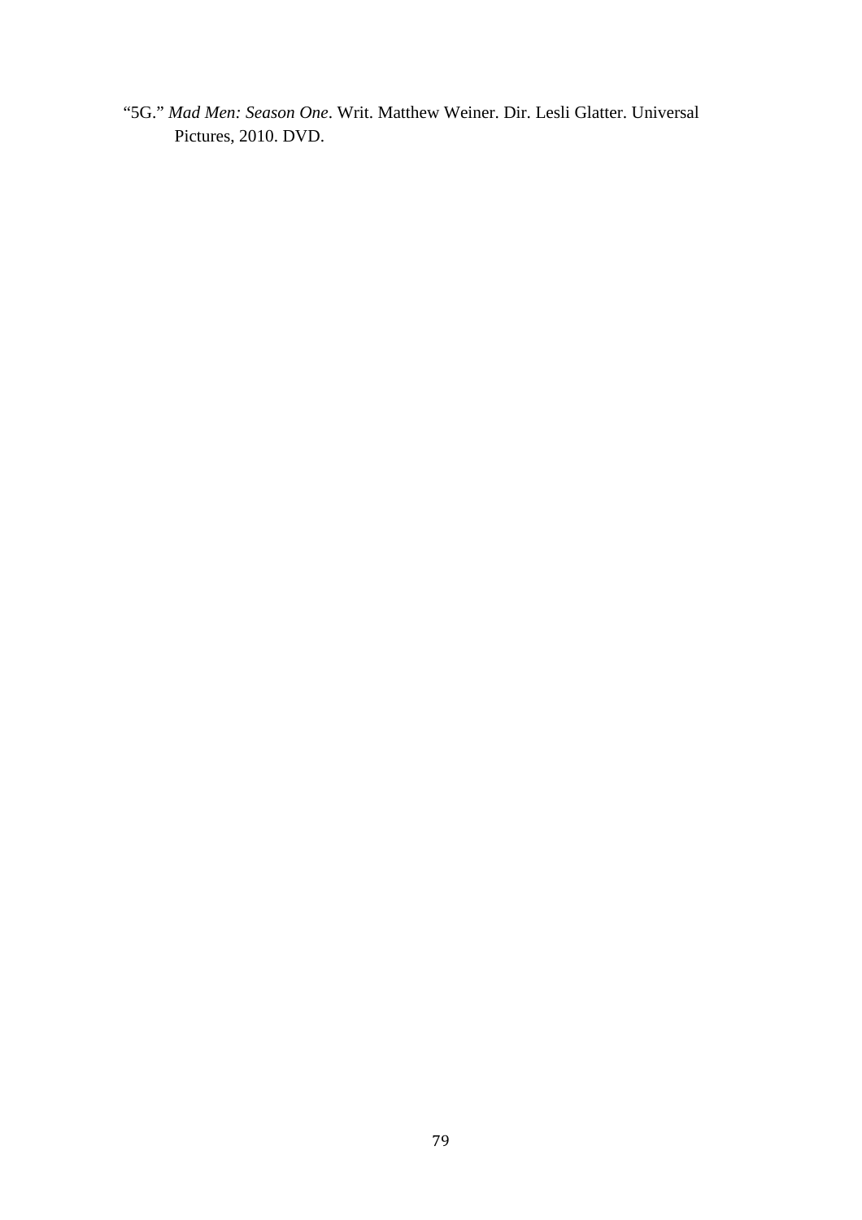"5G." *Mad Men: Season One*. Writ. Matthew Weiner. Dir. Lesli Glatter. Universal Pictures, 2010. DVD.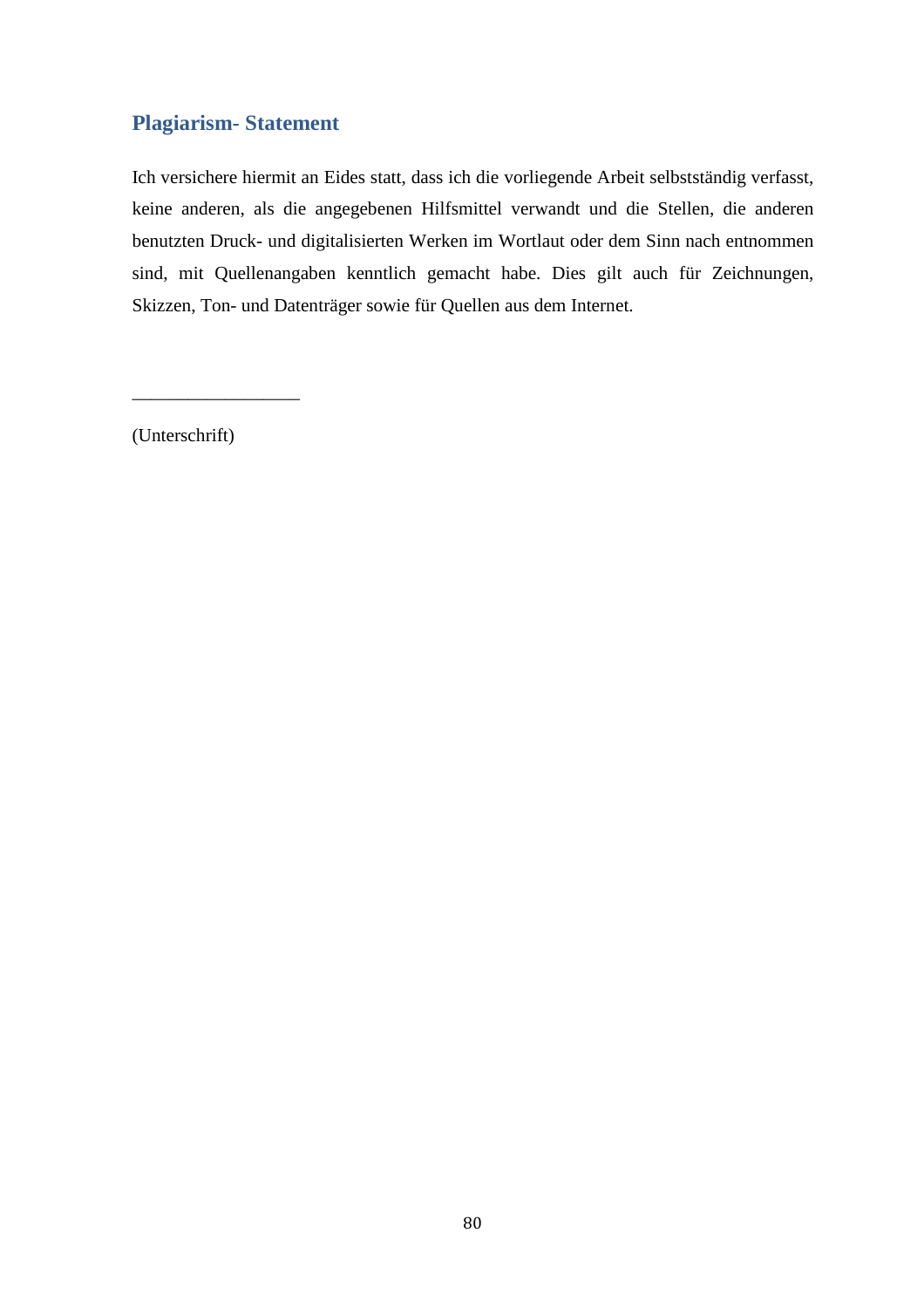## Plagiarism- Statement

Ich versichere hiermit an Eides statt, dass ich die vorliegende Arbeit selbstständig verfasst, keine anderen, als die angegebenen Hilfsmittel verwandt und die Stellen, die anderen benutzten Druck- und digitalisierten Werken im Wortlaut oder dem Sinn nach entnommen sind, mit Quellenangaben kenntlich gemacht habe. Dies gilt auch für Zeichnungen, Skizzen, Ton- und Datenträger sowie für Quellen aus dem Internet.

\_\_\_\_\_\_\_\_\_\_\_\_\_\_\_\_\_\_\_\_

(Unterschrift)